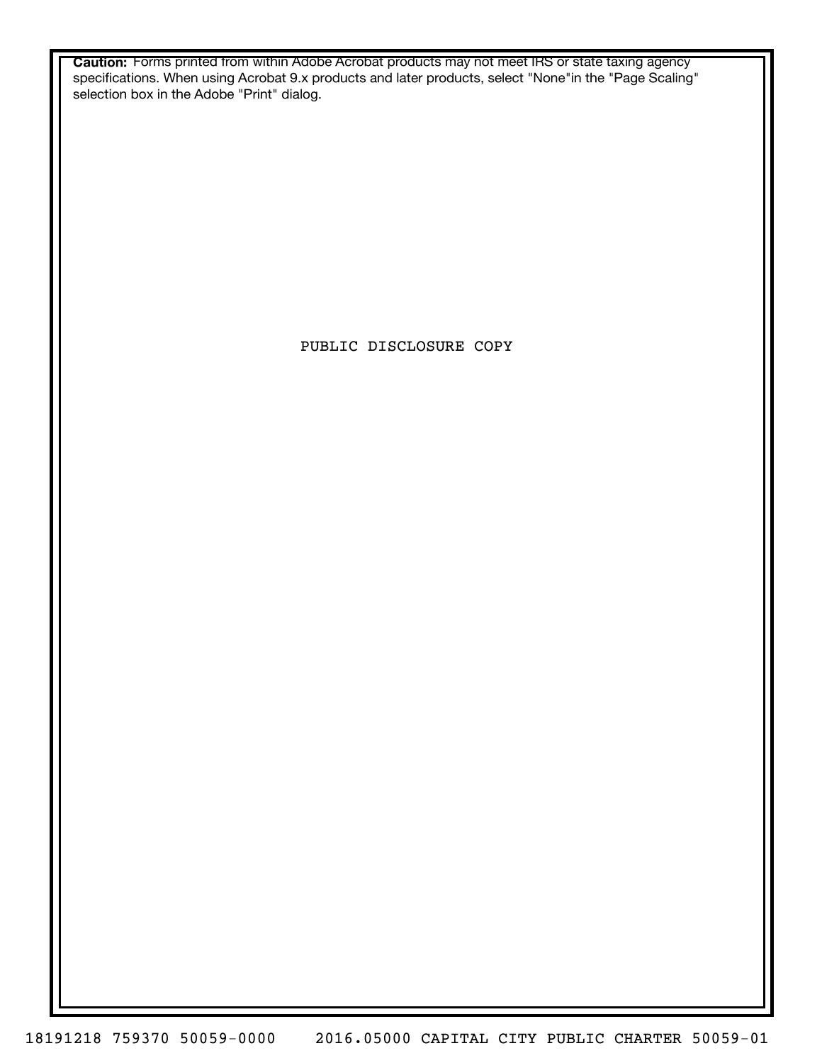**Caution:** Forms printed from within Adobe Acrobat products may not meet IRS or state taxing agency specifications. When using Acrobat 9.x products and later products, select "None"in the "Page Scaling" selection box in the Adobe "Print" dialog.

PUBLIC DISCLOSURE COPY

18191218 759370 50059-0000 2016.05000 CAPITAL CITY PUBLIC CHARTER 50059-01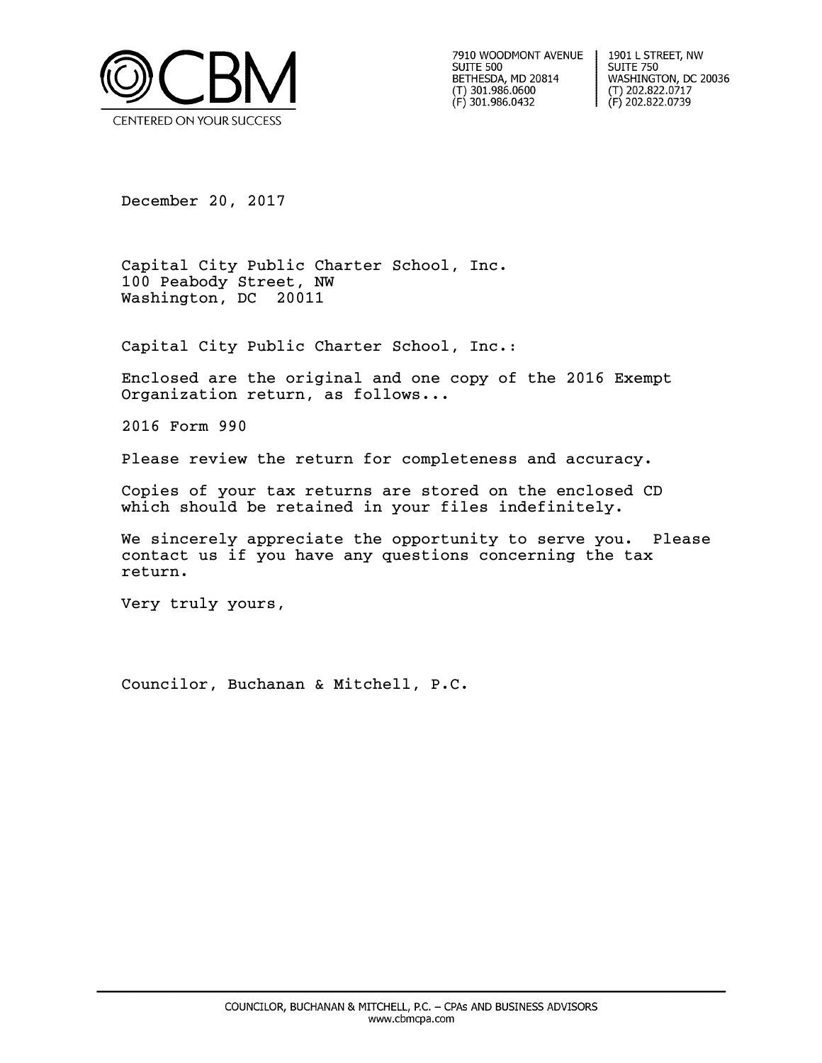CBM

CENTERED ON YOUR SUCCESS

7910 WOODMONT AVENUE
SUITE 500
BETHESDA, MD 20814
(T) 301.986.0600
(F) 301.986.0432

1901 L STREET, NW
SUITE 750
WASHINGTON, DC 20036
(T) 202.822.0717
(F) 202.822.0739

December 20, 2017

Capital City Public Charter School, Inc.
100 Peabody Street, NW
Washington, DC 20011

Capital City Public Charter School, Inc.:

Enclosed are the original and one copy of the 2016 Exempt Organization return, as follows...

2016 Form 990

Please review the return for completeness and accuracy.

Copies of your tax returns are stored on the enclosed CD which should be retained in your files indefinitely.

We sincerely appreciate the opportunity to serve you. Please contact us if you have any questions concerning the tax return.

Very truly yours,

Councilor, Buchanan & Mitchell, P.C.

COUNCILOR, BUCHANAN & MITCHELL, P.C. – CPAs AND BUSINESS ADVISORS
www.cbmcpa.com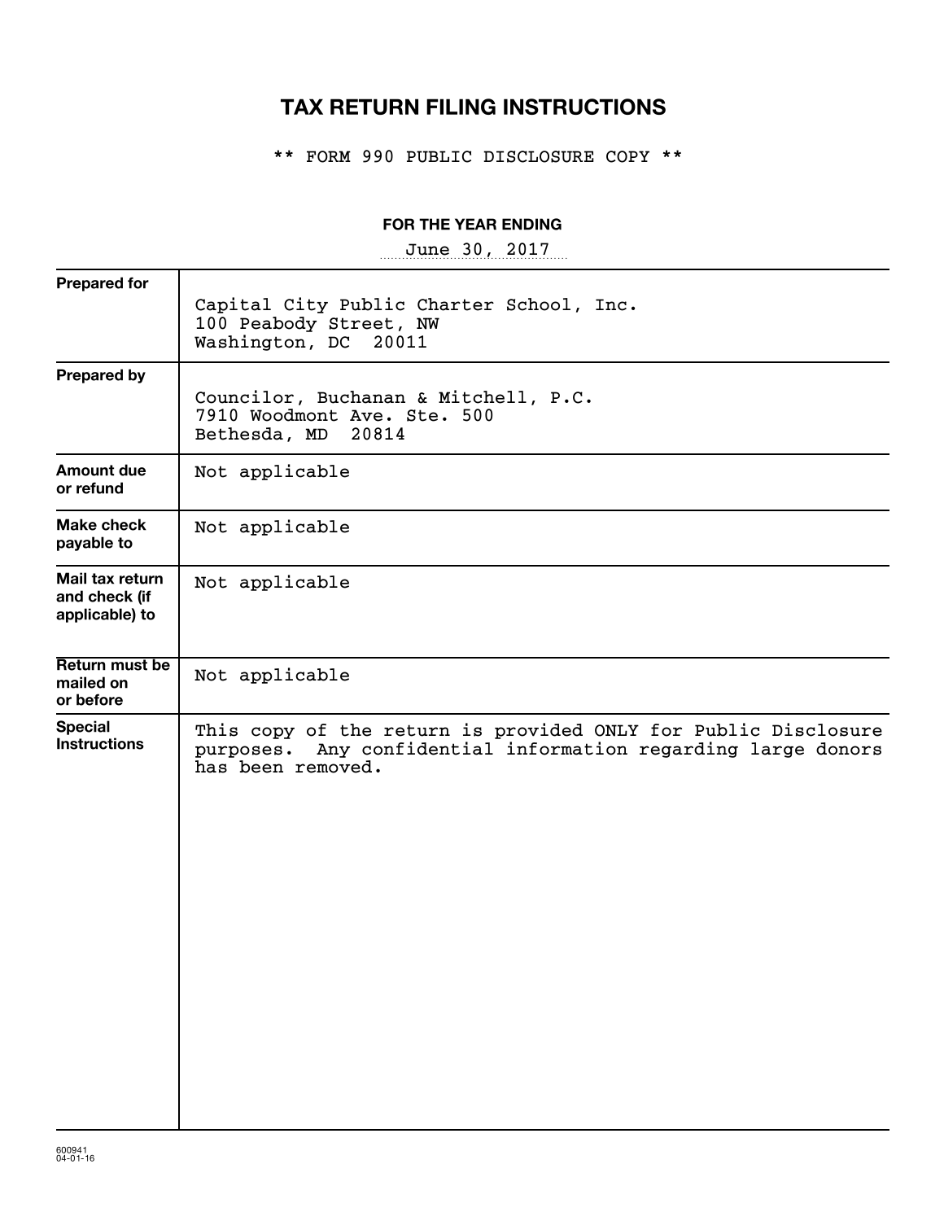# TAX RETURN FILING INSTRUCTIONS

** FORM 990 PUBLIC DISCLOSURE COPY **

**FOR THE YEAR ENDING**

June 30, 2017

| | |
|---|---|
| **Prepared for** | Capital City Public Charter School, Inc.<br>100 Peabody Street, NW<br>Washington, DC 20011 |
| **Prepared by** | Councilor, Buchanan & Mitchell, P.C.<br>7910 Woodmont Ave. Ste. 500<br>Bethesda, MD 20814 |
| **Amount due or refund** | Not applicable |
| **Make check payable to** | Not applicable |
| **Mail tax return and check (if applicable) to** | Not applicable |
| **Return must be mailed on or before** | Not applicable |
| **Special Instructions** | This copy of the return is provided ONLY for Public Disclosure purposes. Any confidential information regarding large donors has been removed. |

600941
04-01-16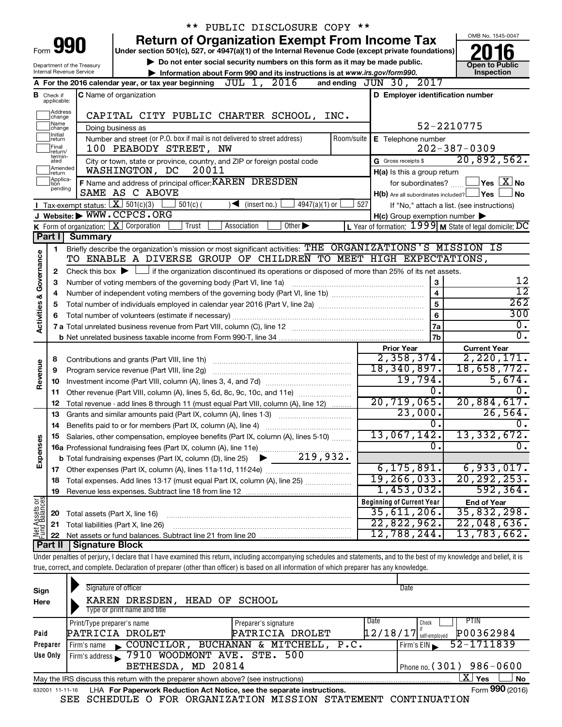\*\* PUBLIC DISCLOSURE COPY \*\*

# Form 990 — Return of Organization Exempt From Income Tax (2016)

Under section 501(c), 527, or 4947(a)(1) of the Internal Revenue Code (except private foundations)

▶ Do not enter social security numbers on this form as it may be made public.

▶ Information about Form 990 and its instructions is at www.irs.gov/form990.

Department of the Treasury, Internal Revenue Service — OMB No. 1545-0047 — Open to Public Inspection

**A** For the 2016 calendar year, or tax year beginning JUL 1, 2016 and ending JUN 30, 2017

**B** Check if applicable: Address change, Name change, Initial return, Final return/terminated, Amended return, Application pending

**C** Name of organization: CAPITAL CITY PUBLIC CHARTER SCHOOL, INC.

Doing business as

Number and street (or P.O. box if mail is not delivered to street address): 100 PEABODY STREET, NW — Room/suite

City or town, state or province, country, and ZIP or foreign postal code: WASHINGTON, DC 20011

**D** Employer identification number: 52-2210775

**E** Telephone number: 202-387-0309

**G** Gross receipts $ 20,892,562.

**F** Name and address of principal officer: KAREN DRESDEN, SAME AS C ABOVE

**H(a)** Is this a group return for subordinates? ☐ Yes ☒ No

**H(b)** Are all subordinates included? ☐ Yes ☐ No — If "No," attach a list. (see instructions)

**H(c)** Group exemption number ▶

**I** Tax-exempt status: ☒ 501(c)(3) ☐ 501(c) ( ) ◀ (insert no.) ☐ 4947(a)(1) or ☐ 527

**J** Website: ▶ WWW.CCPCS.ORG

**K** Form of organization: ☒ Corporation ☐ Trust ☐ Association ☐ Other ▶

**L** Year of formation: 1999 **M** State of legal domicile: DC

## Part I Summary

**Activities & Governance**

1. Briefly describe the organization's mission or most significant activities: THE ORGANIZATIONS'S MISSION IS TO ENABLE A DIVERSE GROUP OF CHILDREN TO MEET HIGH EXPECTATIONS,
2. Check this box ▶ ☐ if the organization discontinued its operations or disposed of more than 25% of its net assets.

| Line | Description | | Value |
|---|---|---|---|
| 3 | Number of voting members of the governing body (Part VI, line 1a) | 3 | 12 |
| 4 | Number of independent voting members of the governing body (Part VI, line 1b) | 4 | 12 |
| 5 | Total number of individuals employed in calendar year 2016 (Part V, line 2a) | 5 | 262 |
| 6 | Total number of volunteers (estimate if necessary) | 6 | 300 |
| 7a | Total unrelated business revenue from Part VIII, column (C), line 12 | 7a | 0. |
| 7b | Net unrelated business taxable income from Form 990-T, line 34 | 7b | 0. |

| Line | Description | Prior Year | Current Year |
|---|---|---|---|
| **Revenue** | | | |
| 8 | Contributions and grants (Part VIII, line 1h) | 2,358,374. | 2,220,171. |
| 9 | Program service revenue (Part VIII, line 2g) | 18,340,897. | 18,658,772. |
| 10 | Investment income (Part VIII, column (A), lines 3, 4, and 7d) | 19,794. | 5,674. |
| 11 | Other revenue (Part VIII, column (A), lines 5, 6d, 8c, 9c, 10c, and 11e) | 0. | 0. |
| 12 | Total revenue - add lines 8 through 11 (must equal Part VIII, column (A), line 12) | 20,719,065. | 20,884,617. |
| **Expenses** | | | |
| 13 | Grants and similar amounts paid (Part IX, column (A), lines 1-3) | 23,000. | 26,564. |
| 14 | Benefits paid to or for members (Part IX, column (A), line 4) | 0. | 0. |
| 15 | Salaries, other compensation, employee benefits (Part IX, column (A), lines 5-10) | 13,067,142. | 13,332,672. |
| 16a | Professional fundraising fees (Part IX, column (A), line 11e) | 0. | 0. |
| b | Total fundraising expenses (Part IX, column (D), line 25) ▶ 219,932. | | |
| 17 | Other expenses (Part IX, column (A), lines 11a-11d, 11f-24e) | 6,175,891. | 6,933,017. |
| 18 | Total expenses. Add lines 13-17 (must equal Part IX, column (A), line 25) | 19,266,033. | 20,292,253. |
| 19 | Revenue less expenses. Subtract line 18 from line 12 | 1,453,032. | 592,364. |

| Line | Net Assets or Fund Balances | Beginning of Current Year | End of Year |
|---|---|---|---|
| 20 | Total assets (Part X, line 16) | 35,611,206. | 35,832,298. |
| 21 | Total liabilities (Part X, line 26) | 22,822,962. | 22,048,636. |
| 22 | Net assets or fund balances. Subtract line 21 from line 20 | 12,788,244. | 13,783,662. |

## Part II Signature Block

Under penalties of perjury, I declare that I have examined this return, including accompanying schedules and statements, and to the best of my knowledge and belief, it is true, correct, and complete. Declaration of preparer (other than officer) is based on all information of which preparer has any knowledge.

**Sign Here**

Signature of officer — Date

KAREN DRESDEN, HEAD OF SCHOOL

Type or print name and title

**Paid Preparer Use Only**

| Print/Type preparer's name | Preparer's signature | Date | Check if self-employed | PTIN |
|---|---|---|---|---|
| PATRICIA DROLET | PATRICIA DROLET | 12/18/17 | ☐ | P00362984 |

Firm's name ▶ COUNCILOR, BUCHANAN & MITCHELL, P.C. — Firm's EIN ▶ 52-1711839

Firm's address ▶ 7910 WOODMONT AVE. STE. 500, BETHESDA, MD 20814 — Phone no. (301) 986-0600

May the IRS discuss this return with the preparer shown above? (see instructions) ☒ Yes ☐ No

632001 11-11-16 LHA For Paperwork Reduction Act Notice, see the separate instructions. Form 990 (2016)

SEE SCHEDULE O FOR ORGANIZATION MISSION STATEMENT CONTINUATION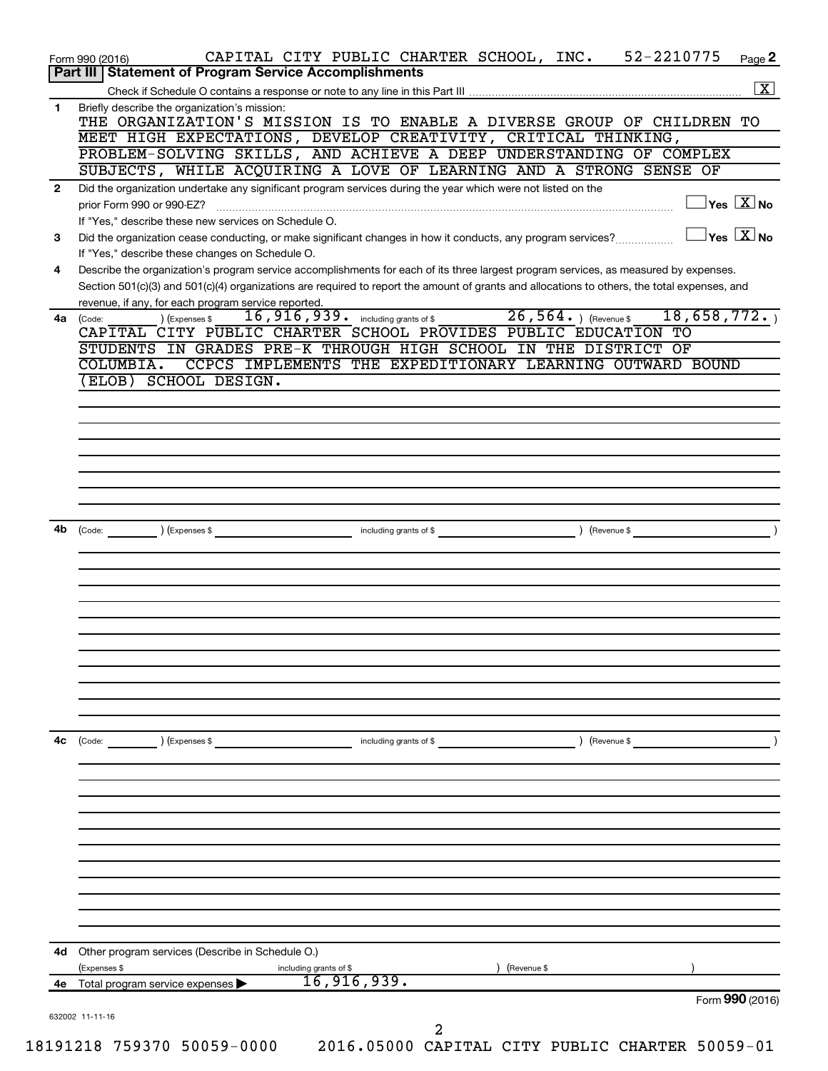Form 990 (2016) CAPITAL CITY PUBLIC CHARTER SCHOOL, INC. 52-2210775 Page 2

## Part III Statement of Program Service Accomplishments

Check if Schedule O contains a response or note to any line in this Part III ... [X]

**1** Briefly describe the organization's mission:

THE ORGANIZATION'S MISSION IS TO ENABLE A DIVERSE GROUP OF CHILDREN TO MEET HIGH EXPECTATIONS, DEVELOP CREATIVITY, CRITICAL THINKING, PROBLEM-SOLVING SKILLS, AND ACHIEVE A DEEP UNDERSTANDING OF COMPLEX SUBJECTS, WHILE ACQUIRING A LOVE OF LEARNING AND A STRONG SENSE OF

**2** Did the organization undertake any significant program services during the year which were not listed on the prior Form 990 or 990-EZ? ... [ ] Yes [X] No

If "Yes," describe these new services on Schedule O.

**3** Did the organization cease conducting, or make significant changes in how it conducts, any program services? ... [ ] Yes [X] No

If "Yes," describe these changes on Schedule O.

**4** Describe the organization's program service accomplishments for each of its three largest program services, as measured by expenses. Section 501(c)(3) and 501(c)(4) organizations are required to report the amount of grants and allocations to others, the total expenses, and revenue, if any, for each program service reported.

**4a** (Code: ) (Expenses $ 16,916,939. including grants of $ 26,564. ) (Revenue $ 18,658,772. )

CAPITAL CITY PUBLIC CHARTER SCHOOL PROVIDES PUBLIC EDUCATION TO STUDENTS IN GRADES PRE-K THROUGH HIGH SCHOOL IN THE DISTRICT OF COLUMBIA. CCPCS IMPLEMENTS THE EXPEDITIONARY LEARNING OUTWARD BOUND (ELOB) SCHOOL DESIGN.

**4b** (Code: ) (Expenses $ including grants of $ ) (Revenue $ )

**4c** (Code: ) (Expenses $ including grants of $ ) (Revenue $ )

**4d** Other program services (Describe in Schedule O.)

(Expenses $ including grants of $ ) (Revenue $ )

**4e** Total program service expenses ▶ 16,916,939.

Form **990** (2016)

632002 11-11-16

18191218 759370 50059-0000 2016.05000 CAPITAL CITY PUBLIC CHARTER 50059-01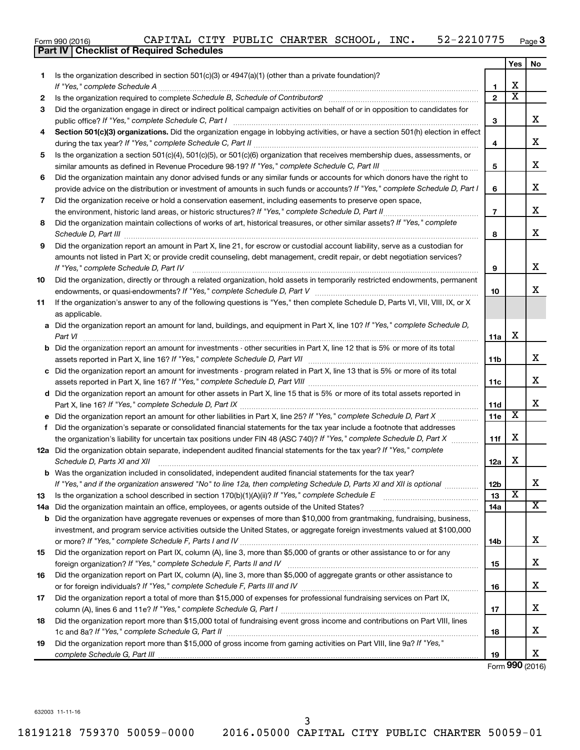Form 990 (2016) CAPITAL CITY PUBLIC CHARTER SCHOOL, INC. 52-2210775 Page **3**

**Part IV | Checklist of Required Schedules**

| | | | Yes | No |
|---|---|---|---|---|
| **1** | Is the organization described in section 501(c)(3) or 4947(a)(1) (other than a private foundation)? *If "Yes," complete Schedule A* | **1** | X | |
| **2** | Is the organization required to complete *Schedule B, Schedule of Contributors*? | **2** | X | |
| **3** | Did the organization engage in direct or indirect political campaign activities on behalf of or in opposition to candidates for public office? *If "Yes," complete Schedule C, Part I* | **3** | | X |
| **4** | **Section 501(c)(3) organizations.** Did the organization engage in lobbying activities, or have a section 501(h) election in effect during the tax year? *If "Yes," complete Schedule C, Part II* | **4** | | X |
| **5** | Is the organization a section 501(c)(4), 501(c)(5), or 501(c)(6) organization that receives membership dues, assessments, or similar amounts as defined in Revenue Procedure 98-19? *If "Yes," complete Schedule C, Part III* | **5** | | X |
| **6** | Did the organization maintain any donor advised funds or any similar funds or accounts for which donors have the right to provide advice on the distribution or investment of amounts in such funds or accounts? *If "Yes," complete Schedule D, Part I* | **6** | | X |
| **7** | Did the organization receive or hold a conservation easement, including easements to preserve open space, the environment, historic land areas, or historic structures? *If "Yes," complete Schedule D, Part II* | **7** | | X |
| **8** | Did the organization maintain collections of works of art, historical treasures, or other similar assets? *If "Yes," complete Schedule D, Part III* | **8** | | X |
| **9** | Did the organization report an amount in Part X, line 21, for escrow or custodial account liability, serve as a custodian for amounts not listed in Part X; or provide credit counseling, debt management, credit repair, or debt negotiation services? *If "Yes," complete Schedule D, Part IV* | **9** | | X |
| **10** | Did the organization, directly or through a related organization, hold assets in temporarily restricted endowments, permanent endowments, or quasi-endowments? *If "Yes," complete Schedule D, Part V* | **10** | | X |
| **11** | If the organization's answer to any of the following questions is "Yes," then complete Schedule D, Parts VI, VII, VIII, IX, or X as applicable. | | | |
| **a** | Did the organization report an amount for land, buildings, and equipment in Part X, line 10? *If "Yes," complete Schedule D, Part VI* | **11a** | X | |
| **b** | Did the organization report an amount for investments - other securities in Part X, line 12 that is 5% or more of its total assets reported in Part X, line 16? *If "Yes," complete Schedule D, Part VII* | **11b** | | X |
| **c** | Did the organization report an amount for investments - program related in Part X, line 13 that is 5% or more of its total assets reported in Part X, line 16? *If "Yes," complete Schedule D, Part VIII* | **11c** | | X |
| **d** | Did the organization report an amount for other assets in Part X, line 15 that is 5% or more of its total assets reported in Part X, line 16? *If "Yes," complete Schedule D, Part IX* | **11d** | | X |
| **e** | Did the organization report an amount for other liabilities in Part X, line 25? *If "Yes," complete Schedule D, Part X* | **11e** | X | |
| **f** | Did the organization's separate or consolidated financial statements for the tax year include a footnote that addresses the organization's liability for uncertain tax positions under FIN 48 (ASC 740)? *If "Yes," complete Schedule D, Part X* | **11f** | X | |
| **12a** | Did the organization obtain separate, independent audited financial statements for the tax year? *If "Yes," complete Schedule D, Parts XI and XII* | **12a** | X | |
| **b** | Was the organization included in consolidated, independent audited financial statements for the tax year? *If "Yes," and if the organization answered "No" to line 12a, then completing Schedule D, Parts XI and XII is optional* | **12b** | | X |
| **13** | Is the organization a school described in section 170(b)(1)(A)(ii)? *If "Yes," complete Schedule E* | **13** | X | |
| **14a** | Did the organization maintain an office, employees, or agents outside of the United States? | **14a** | | X |
| **b** | Did the organization have aggregate revenues or expenses of more than $10,000 from grantmaking, fundraising, business, investment, and program service activities outside the United States, or aggregate foreign investments valued at $100,000 or more? *If "Yes," complete Schedule F, Parts I and IV* | **14b** | | X |
| **15** | Did the organization report on Part IX, column (A), line 3, more than $5,000 of grants or other assistance to or for any foreign organization? *If "Yes," complete Schedule F, Parts II and IV* | **15** | | X |
| **16** | Did the organization report on Part IX, column (A), line 3, more than $5,000 of aggregate grants or other assistance to or for foreign individuals? *If "Yes," complete Schedule F, Parts III and IV* | **16** | | X |
| **17** | Did the organization report a total of more than $15,000 of expenses for professional fundraising services on Part IX, column (A), lines 6 and 11e? *If "Yes," complete Schedule G, Part I* | **17** | | X |
| **18** | Did the organization report more than $15,000 total of fundraising event gross income and contributions on Part VIII, lines 1c and 8a? *If "Yes," complete Schedule G, Part II* | **18** | | X |
| **19** | Did the organization report more than $15,000 of gross income from gaming activities on Part VIII, line 9a? *If "Yes," complete Schedule G, Part III* | **19** | | X |

Form **990** (2016)

632003 11-11-16

18191218 759370 50059-0000 2016.05000 CAPITAL CITY PUBLIC CHARTER 50059-01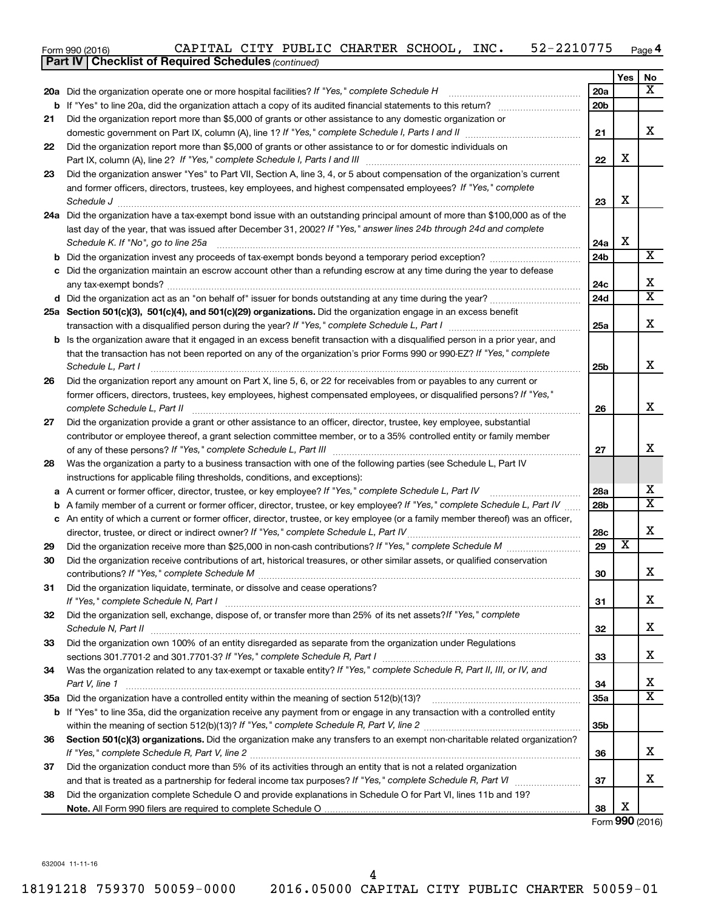Form 990 (2016) CAPITAL CITY PUBLIC CHARTER SCHOOL, INC. 52-2210775 Page 4

**Part IV | Checklist of Required Schedules** *(continued)*

| | | | Yes | No |
|---|---|---|---|---|
| 20a | Did the organization operate one or more hospital facilities? *If "Yes," complete Schedule H* | 20a | | X |
| b | If "Yes" to line 20a, did the organization attach a copy of its audited financial statements to this return? | 20b | | |
| 21 | Did the organization report more than $5,000 of grants or other assistance to any domestic organization or domestic government on Part IX, column (A), line 1? *If "Yes," complete Schedule I, Parts I and II* | 21 | | X |
| 22 | Did the organization report more than $5,000 of grants or other assistance to or for domestic individuals on Part IX, column (A), line 2? *If "Yes," complete Schedule I, Parts I and III* | 22 | X | |
| 23 | Did the organization answer "Yes" to Part VII, Section A, line 3, 4, or 5 about compensation of the organization's current and former officers, directors, trustees, key employees, and highest compensated employees? *If "Yes," complete Schedule J* | 23 | X | |
| 24a | Did the organization have a tax-exempt bond issue with an outstanding principal amount of more than $100,000 as of the last day of the year, that was issued after December 31, 2002? *If "Yes," answer lines 24b through 24d and complete Schedule K. If "No", go to line 25a* | 24a | X | |
| b | Did the organization invest any proceeds of tax-exempt bonds beyond a temporary period exception? | 24b | | X |
| c | Did the organization maintain an escrow account other than a refunding escrow at any time during the year to defease any tax-exempt bonds? | 24c | | X |
| d | Did the organization act as an "on behalf of" issuer for bonds outstanding at any time during the year? | 24d | | X |
| 25a | **Section 501(c)(3), 501(c)(4), and 501(c)(29) organizations.** Did the organization engage in an excess benefit transaction with a disqualified person during the year? *If "Yes," complete Schedule L, Part I* | 25a | | X |
| b | Is the organization aware that it engaged in an excess benefit transaction with a disqualified person in a prior year, and that the transaction has not been reported on any of the organization's prior Forms 990 or 990-EZ? *If "Yes," complete Schedule L, Part I* | 25b | | X |
| 26 | Did the organization report any amount on Part X, line 5, 6, or 22 for receivables from or payables to any current or former officers, directors, trustees, key employees, highest compensated employees, or disqualified persons? *If "Yes," complete Schedule L, Part II* | 26 | | X |
| 27 | Did the organization provide a grant or other assistance to an officer, director, trustee, key employee, substantial contributor or employee thereof, a grant selection committee member, or to a 35% controlled entity or family member of any of these persons? *If "Yes," complete Schedule L, Part III* | 27 | | X |
| 28 | Was the organization a party to a business transaction with one of the following parties (see Schedule L, Part IV instructions for applicable filing thresholds, conditions, and exceptions): | | | |
| a | A current or former officer, director, trustee, or key employee? *If "Yes," complete Schedule L, Part IV* | 28a | | X |
| b | A family member of a current or former officer, director, trustee, or key employee? *If "Yes," complete Schedule L, Part IV* | 28b | | X |
| c | An entity of which a current or former officer, director, trustee, or key employee (or a family member thereof) was an officer, director, trustee, or direct or indirect owner? *If "Yes," complete Schedule L, Part IV* | 28c | | X |
| 29 | Did the organization receive more than $25,000 in non-cash contributions? *If "Yes," complete Schedule M* | 29 | X | |
| 30 | Did the organization receive contributions of art, historical treasures, or other similar assets, or qualified conservation contributions? *If "Yes," complete Schedule M* | 30 | | X |
| 31 | Did the organization liquidate, terminate, or dissolve and cease operations? *If "Yes," complete Schedule N, Part I* | 31 | | X |
| 32 | Did the organization sell, exchange, dispose of, or transfer more than 25% of its net assets? *If "Yes," complete Schedule N, Part II* | 32 | | X |
| 33 | Did the organization own 100% of an entity disregarded as separate from the organization under Regulations sections 301.7701-2 and 301.7701-3? *If "Yes," complete Schedule R, Part I* | 33 | | X |
| 34 | Was the organization related to any tax-exempt or taxable entity? *If "Yes," complete Schedule R, Part II, III, or IV, and Part V, line 1* | 34 | | X |
| 35a | Did the organization have a controlled entity within the meaning of section 512(b)(13)? | 35a | | X |
| b | If "Yes" to line 35a, did the organization receive any payment from or engage in any transaction with a controlled entity within the meaning of section 512(b)(13)? *If "Yes," complete Schedule R, Part V, line 2* | 35b | | |
| 36 | **Section 501(c)(3) organizations.** Did the organization make any transfers to an exempt non-charitable related organization? *If "Yes," complete Schedule R, Part V, line 2* | 36 | | X |
| 37 | Did the organization conduct more than 5% of its activities through an entity that is not a related organization and that is treated as a partnership for federal income tax purposes? *If "Yes," complete Schedule R, Part VI* | 37 | | X |
| 38 | Did the organization complete Schedule O and provide explanations in Schedule O for Part VI, lines 11b and 19? **Note.** All Form 990 filers are required to complete Schedule O | 38 | X | |

Form **990** (2016)

632004 11-11-16

18191218 759370 50059-0000 2016.05000 CAPITAL CITY PUBLIC CHARTER 50059-01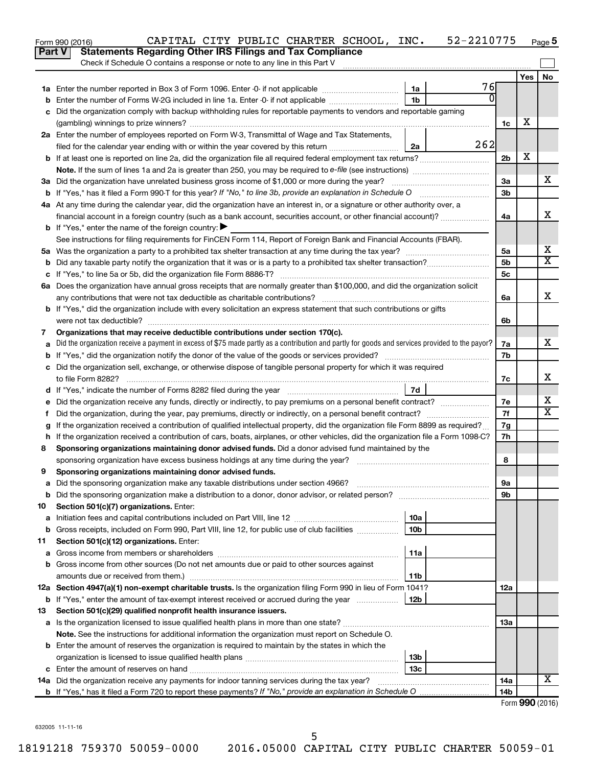Form 990 (2016) CAPITAL CITY PUBLIC CHARTER SCHOOL, INC. 52-2210775 Page 5

**Part V Statements Regarding Other IRS Filings and Tax Compliance**

Check if Schedule O contains a response or note to any line in this Part V

| | | | | | Yes | No |
|---|---|---|---|---|---|---|
| 1a | Enter the number reported in Box 3 of Form 1096. Enter -0- if not applicable | 1a | 76 | | | |
| b | Enter the number of Forms W-2G included in line 1a. Enter -0- if not applicable | 1b | 0 | | | |
| c | Did the organization comply with backup withholding rules for reportable payments to vendors and reportable gaming (gambling) winnings to prize winners? | | | 1c | X | |
| 2a | Enter the number of employees reported on Form W-3, Transmittal of Wage and Tax Statements, filed for the calendar year ending with or within the year covered by this return | 2a | 262 | | | |
| b | If at least one is reported on line 2a, did the organization file all required federal employment tax returns? | | | 2b | X | |
| | **Note.** If the sum of lines 1a and 2a is greater than 250, you may be required to *e-file* (see instructions) | | | | | |
| 3a | Did the organization have unrelated business gross income of $1,000 or more during the year? | | | 3a | | X |
| b | If "Yes," has it filed a Form 990-T for this year? *If "No," to line 3b, provide an explanation in Schedule O* | | | 3b | | |
| 4a | At any time during the calendar year, did the organization have an interest in, or a signature or other authority over, a financial account in a foreign country (such as a bank account, securities account, or other financial account)? | | | 4a | | X |
| b | If "Yes," enter the name of the foreign country: ▶ | | | | | |
| | See instructions for filing requirements for FinCEN Form 114, Report of Foreign Bank and Financial Accounts (FBAR). | | | | | |
| 5a | Was the organization a party to a prohibited tax shelter transaction at any time during the tax year? | | | 5a | | X |
| b | Did any taxable party notify the organization that it was or is a party to a prohibited tax shelter transaction? | | | 5b | | X |
| c | If "Yes," to line 5a or 5b, did the organization file Form 8886-T? | | | 5c | | |
| 6a | Does the organization have annual gross receipts that are normally greater than $100,000, and did the organization solicit any contributions that were not tax deductible as charitable contributions? | | | 6a | | X |
| b | If "Yes," did the organization include with every solicitation an express statement that such contributions or gifts were not tax deductible? | | | 6b | | |
| 7 | **Organizations that may receive deductible contributions under section 170(c).** | | | | | |
| a | Did the organization receive a payment in excess of $75 made partly as a contribution and partly for goods and services provided to the payor? | | | 7a | | X |
| b | If "Yes," did the organization notify the donor of the value of the goods or services provided? | | | 7b | | |
| c | Did the organization sell, exchange, or otherwise dispose of tangible personal property for which it was required to file Form 8282? | | | 7c | | X |
| d | If "Yes," indicate the number of Forms 8282 filed during the year | 7d | | | | |
| e | Did the organization receive any funds, directly or indirectly, to pay premiums on a personal benefit contract? | | | 7e | | X |
| f | Did the organization, during the year, pay premiums, directly or indirectly, on a personal benefit contract? | | | 7f | | X |
| g | If the organization received a contribution of qualified intellectual property, did the organization file Form 8899 as required? | | | 7g | | |
| h | If the organization received a contribution of cars, boats, airplanes, or other vehicles, did the organization file a Form 1098-C? | | | 7h | | |
| 8 | **Sponsoring organizations maintaining donor advised funds.** Did a donor advised fund maintained by the sponsoring organization have excess business holdings at any time during the year? | | | 8 | | |
| 9 | **Sponsoring organizations maintaining donor advised funds.** | | | | | |
| a | Did the sponsoring organization make any taxable distributions under section 4966? | | | 9a | | |
| b | Did the sponsoring organization make a distribution to a donor, donor advisor, or related person? | | | 9b | | |
| 10 | **Section 501(c)(7) organizations.** Enter: | | | | | |
| a | Initiation fees and capital contributions included on Part VIII, line 12 | 10a | | | | |
| b | Gross receipts, included on Form 990, Part VIII, line 12, for public use of club facilities | 10b | | | | |
| 11 | **Section 501(c)(12) organizations.** Enter: | | | | | |
| a | Gross income from members or shareholders | 11a | | | | |
| b | Gross income from other sources (Do not net amounts due or paid to other sources against amounts due or received from them.) | 11b | | | | |
| 12a | **Section 4947(a)(1) non-exempt charitable trusts.** Is the organization filing Form 990 in lieu of Form 1041? | | | 12a | | |
| b | If "Yes," enter the amount of tax-exempt interest received or accrued during the year | 12b | | | | |
| 13 | **Section 501(c)(29) qualified nonprofit health insurance issuers.** | | | | | |
| a | Is the organization licensed to issue qualified health plans in more than one state? | | | 13a | | |
| | **Note.** See the instructions for additional information the organization must report on Schedule O. | | | | | |
| b | Enter the amount of reserves the organization is required to maintain by the states in which the organization is licensed to issue qualified health plans | 13b | | | | |
| c | Enter the amount of reserves on hand | 13c | | | | |
| 14a | Did the organization receive any payments for indoor tanning services during the tax year? | | | 14a | | X |
| b | If "Yes," has it filed a Form 720 to report these payments? *If "No," provide an explanation in Schedule O* | | | 14b | | |

Form **990** (2016)

632005 11-11-16

18191218 759370 50059-0000 2016.05000 CAPITAL CITY PUBLIC CHARTER 50059-01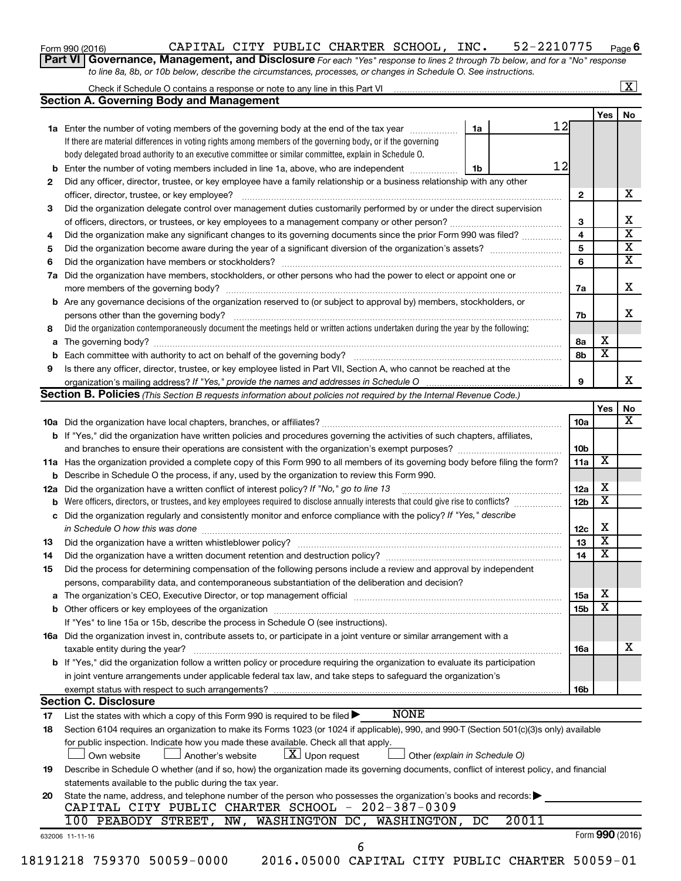Form 990 (2016) CAPITAL CITY PUBLIC CHARTER SCHOOL, INC. 52-2210775 Page 6

**Part VI Governance, Management, and Disclosure** *For each "Yes" response to lines 2 through 7b below, and for a "No" response to line 8a, 8b, or 10b below, describe the circumstances, processes, or changes in Schedule O. See instructions.*

Check if Schedule O contains a response or note to any line in this Part VI .......... [X]

## Section A. Governing Body and Management

| | | | | Yes | No |
|---|---|---|---|---|---|
| **1a** | Enter the number of voting members of the governing body at the end of the tax year ... **1a** 12 <br> If there are material differences in voting rights among members of the governing body, or if the governing body delegated broad authority to an executive committee or similar committee, explain in Schedule O. | | | | |
| **b** | Enter the number of voting members included in line 1a, above, who are independent ... **1b** 12 | | | | |
| **2** | Did any officer, director, trustee, or key employee have a family relationship or a business relationship with any other officer, director, trustee, or key employee? | **2** | | | X |
| **3** | Did the organization delegate control over management duties customarily performed by or under the direct supervision of officers, directors, or trustees, or key employees to a management company or other person? | **3** | | | X |
| **4** | Did the organization make any significant changes to its governing documents since the prior Form 990 was filed? | **4** | | | X |
| **5** | Did the organization become aware during the year of a significant diversion of the organization's assets? | **5** | | | X |
| **6** | Did the organization have members or stockholders? | **6** | | | X |
| **7a** | Did the organization have members, stockholders, or other persons who had the power to elect or appoint one or more members of the governing body? | **7a** | | | X |
| **b** | Are any governance decisions of the organization reserved to (or subject to approval by) members, stockholders, or persons other than the governing body? | **7b** | | | X |
| **8** | Did the organization contemporaneously document the meetings held or written actions undertaken during the year by the following: | | | | |
| **a** | The governing body? | **8a** | | X | |
| **b** | Each committee with authority to act on behalf of the governing body? | **8b** | | X | |
| **9** | Is there any officer, director, trustee, or key employee listed in Part VII, Section A, who cannot be reached at the organization's mailing address? *If "Yes," provide the names and addresses in Schedule O* | **9** | | | X |

## Section B. Policies *(This Section B requests information about policies not required by the Internal Revenue Code.)*

| | | | Yes | No |
|---|---|---|---|---|
| **10a** | Did the organization have local chapters, branches, or affiliates? | **10a** | | X |
| **b** | If "Yes," did the organization have written policies and procedures governing the activities of such chapters, affiliates, and branches to ensure their operations are consistent with the organization's exempt purposes? | **10b** | | |
| **11a** | Has the organization provided a complete copy of this Form 990 to all members of its governing body before filing the form? | **11a** | X | |
| **b** | Describe in Schedule O the process, if any, used by the organization to review this Form 990. | | | |
| **12a** | Did the organization have a written conflict of interest policy? *If "No," go to line 13* | **12a** | X | |
| **b** | Were officers, directors, or trustees, and key employees required to disclose annually interests that could give rise to conflicts? | **12b** | X | |
| **c** | Did the organization regularly and consistently monitor and enforce compliance with the policy? *If "Yes," describe in Schedule O how this was done* | **12c** | X | |
| **13** | Did the organization have a written whistleblower policy? | **13** | X | |
| **14** | Did the organization have a written document retention and destruction policy? | **14** | X | |
| **15** | Did the process for determining compensation of the following persons include a review and approval by independent persons, comparability data, and contemporaneous substantiation of the deliberation and decision? | | | |
| **a** | The organization's CEO, Executive Director, or top management official | **15a** | X | |
| **b** | Other officers or key employees of the organization <br> If "Yes" to line 15a or 15b, describe the process in Schedule O (see instructions). | **15b** | X | |
| **16a** | Did the organization invest in, contribute assets to, or participate in a joint venture or similar arrangement with a taxable entity during the year? | **16a** | | X |
| **b** | If "Yes," did the organization follow a written policy or procedure requiring the organization to evaluate its participation in joint venture arrangements under applicable federal tax law, and take steps to safeguard the organization's exempt status with respect to such arrangements? | **16b** | | |

## Section C. Disclosure

**17** List the states with which a copy of this Form 990 is required to be filed ▶ NONE

**18** Section 6104 requires an organization to make its Forms 1023 (or 1024 if applicable), 990, and 990-T (Section 501(c)(3)s only) available for public inspection. Indicate how you made these available. Check all that apply.

[ ] Own website [ ] Another's website [X] Upon request [ ] Other *(explain in Schedule O)*

**19** Describe in Schedule O whether (and if so, how) the organization made its governing documents, conflict of interest policy, and financial statements available to the public during the tax year.

**20** State the name, address, and telephone number of the person who possesses the organization's books and records: ▶

CAPITAL CITY PUBLIC CHARTER SCHOOL - 202-387-0309
100 PEABODY STREET, NW, WASHINGTON DC, WASHINGTON, DC 20011

632006 11-11-16 Form **990** (2016)

18191218 759370 50059-0000 2016.05000 CAPITAL CITY PUBLIC CHARTER 50059-01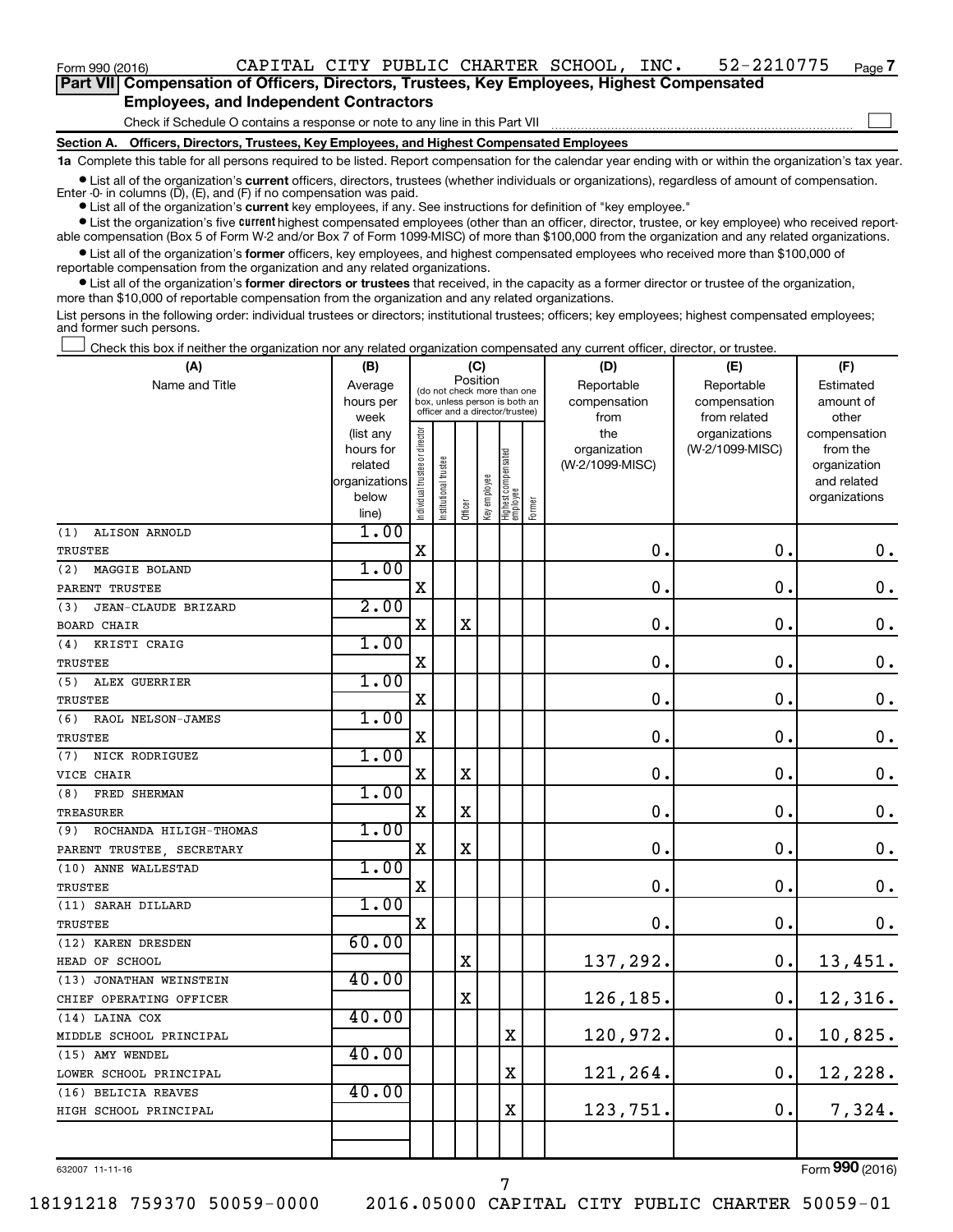Form 990 (2016) CAPITAL CITY PUBLIC CHARTER SCHOOL, INC. 52-2210775 Page 7

**Part VII Compensation of Officers, Directors, Trustees, Key Employees, Highest Compensated Employees, and Independent Contractors**

Check if Schedule O contains a response or note to any line in this Part VII

**Section A. Officers, Directors, Trustees, Key Employees, and Highest Compensated Employees**

**1a** Complete this table for all persons required to be listed. Report compensation for the calendar year ending with or within the organization's tax year.

- List all of the organization's **current** officers, directors, trustees (whether individuals or organizations), regardless of amount of compensation. Enter -0- in columns (D), (E), and (F) if no compensation was paid.
- List all of the organization's **current** key employees, if any. See instructions for definition of "key employee."
- List the organization's five **current** highest compensated employees (other than an officer, director, trustee, or key employee) who received reportable compensation (Box 5 of Form W-2 and/or Box 7 of Form 1099-MISC) of more than $100,000 from the organization and any related organizations.
- List all of the organization's **former** officers, key employees, and highest compensated employees who received more than $100,000 of reportable compensation from the organization and any related organizations.
- List all of the organization's **former directors or trustees** that received, in the capacity as a former director or trustee of the organization, more than $10,000 of reportable compensation from the organization and any related organizations.

List persons in the following order: individual trustees or directors; institutional trustees; officers; key employees; highest compensated employees; and former such persons.

Check this box if neither the organization nor any related organization compensated any current officer, director, or trustee.

| (A) Name and Title | (B) Average hours per week (list any hours for related organizations below line) | (C) Position: Individual trustee or director | Institutional trustee | Officer | Key employee | Highest compensated employee | Former | (D) Reportable compensation from the organization (W-2/1099-MISC) | (E) Reportable compensation from related organizations (W-2/1099-MISC) | (F) Estimated amount of other compensation from the organization and related organizations |
|---|---|---|---|---|---|---|---|---|---|---|
| (1) ALISON ARNOLD<br>TRUSTEE | 1.00 | X | | | | | | 0. | 0. | 0. |
| (2) MAGGIE BOLAND<br>PARENT TRUSTEE | 1.00 | X | | | | | | 0. | 0. | 0. |
| (3) JEAN-CLAUDE BRIZARD<br>BOARD CHAIR | 2.00 | X | | X | | | | 0. | 0. | 0. |
| (4) KRISTI CRAIG<br>TRUSTEE | 1.00 | X | | | | | | 0. | 0. | 0. |
| (5) ALEX GUERRIER<br>TRUSTEE | 1.00 | X | | | | | | 0. | 0. | 0. |
| (6) RAOL NELSON-JAMES<br>TRUSTEE | 1.00 | X | | | | | | 0. | 0. | 0. |
| (7) NICK RODRIGUEZ<br>VICE CHAIR | 1.00 | X | | X | | | | 0. | 0. | 0. |
| (8) FRED SHERMAN<br>TREASURER | 1.00 | X | | X | | | | 0. | 0. | 0. |
| (9) ROCHANDA HILIGH-THOMAS<br>PARENT TRUSTEE, SECRETARY | 1.00 | X | | X | | | | 0. | 0. | 0. |
| (10) ANNE WALLESTAD<br>TRUSTEE | 1.00 | X | | | | | | 0. | 0. | 0. |
| (11) SARAH DILLARD<br>TRUSTEE | 1.00 | X | | | | | | 0. | 0. | 0. |
| (12) KAREN DRESDEN<br>HEAD OF SCHOOL | 60.00 | | | X | | | | 137,292. | 0. | 13,451. |
| (13) JONATHAN WEINSTEIN<br>CHIEF OPERATING OFFICER | 40.00 | | | X | | | | 126,185. | 0. | 12,316. |
| (14) LAINA COX<br>MIDDLE SCHOOL PRINCIPAL | 40.00 | | | | | X | | 120,972. | 0. | 10,825. |
| (15) AMY WENDEL<br>LOWER SCHOOL PRINCIPAL | 40.00 | | | | | X | | 121,264. | 0. | 12,228. |
| (16) BELICIA REAVES<br>HIGH SCHOOL PRINCIPAL | 40.00 | | | | | X | | 123,751. | 0. | 7,324. |

632007 11-11-16

Form 990 (2016)

18191218 759370 50059-0000 2016.05000 CAPITAL CITY PUBLIC CHARTER 50059-01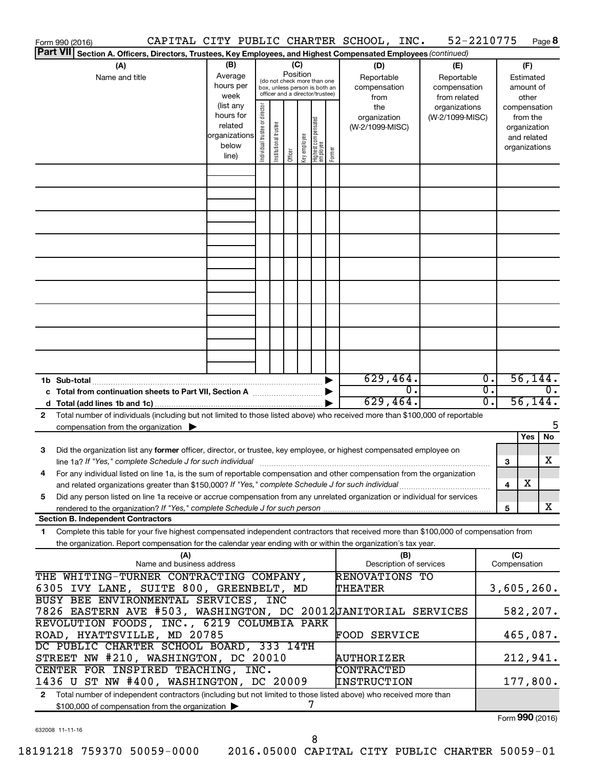Form 990 (2016) CAPITAL CITY PUBLIC CHARTER SCHOOL, INC. 52-2210775 Page 8

**Part VII Section A. Officers, Directors, Trustees, Key Employees, and Highest Compensated Employees** *(continued)*

| (A) Name and title | (B) Average hours per week (list any hours for related organizations below line) | (C) Position: Individual trustee or director | Institutional trustee | Officer | Key employee | Highest compensated employee | Former | (D) Reportable compensation from the organization (W-2/1099-MISC) | (E) Reportable compensation from related organizations (W-2/1099-MISC) | (F) Estimated amount of other compensation from the organization and related organizations |
|---|---|---|---|---|---|---|---|---|---|---|
| | | | | | | | | | | |
| **1b Sub-total** | | | | | | | | 629,464. | 0. | 56,144. |
| **c Total from continuation sheets to Part VII, Section A** | | | | | | | | 0. | 0. | 0. |
| **d Total (add lines 1b and 1c)** | | | | | | | | 629,464. | 0. | 56,144. |

2 Total number of individuals (including but not limited to those listed above) who received more than $100,000 of reportable compensation from the organization ▶ 5

| | | Yes | No |
|---|---|---|---|
| 3 Did the organization list any **former** officer, director, or trustee, key employee, or highest compensated employee on line 1a? *If "Yes," complete Schedule J for such individual* | 3 | | X |
| 4 For any individual listed on line 1a, is the sum of reportable compensation and other compensation from the organization and related organizations greater than $150,000? *If "Yes," complete Schedule J for such individual* | 4 | X | |
| 5 Did any person listed on line 1a receive or accrue compensation from any unrelated organization or individual for services rendered to the organization? *If "Yes," complete Schedule J for such person* | 5 | | X |

**Section B. Independent Contractors**

1 Complete this table for your five highest compensated independent contractors that received more than $100,000 of compensation from the organization. Report compensation for the calendar year ending with or within the organization's tax year.

| (A) Name and business address | (B) Description of services | (C) Compensation |
|---|---|---|
| THE WHITING-TURNER CONTRACTING COMPANY, 6305 IVY LANE, SUITE 800, GREENBELT, MD | RENOVATIONS TO THEATER | 3,605,260. |
| BUSY BEE ENVIRONMENTAL SERVICES, INC 7826 EASTERN AVE #503, WASHINGTON, DC 20012 | JANITORIAL SERVICES | 582,207. |
| REVOLUTION FOODS, INC., 6219 COLUMBIA PARK ROAD, HYATTSVILLE, MD 20785 | FOOD SERVICE | 465,087. |
| DC PUBLIC CHARTER SCHOOL BOARD, 333 14TH STREET NW #210, WASHINGTON, DC 20010 | AUTHORIZER | 212,941. |
| CENTER FOR INSPIRED TEACHING, INC. 1436 U ST NW #400, WASHINGTON, DC 20009 | CONTRACTED INSTRUCTION | 177,800. |

2 Total number of independent contractors (including but not limited to those listed above) who received more than $100,000 of compensation from the organization ▶ 7

Form **990** (2016)

632008 11-11-16

18191218 759370 50059-0000 2016.05000 CAPITAL CITY PUBLIC CHARTER 50059-01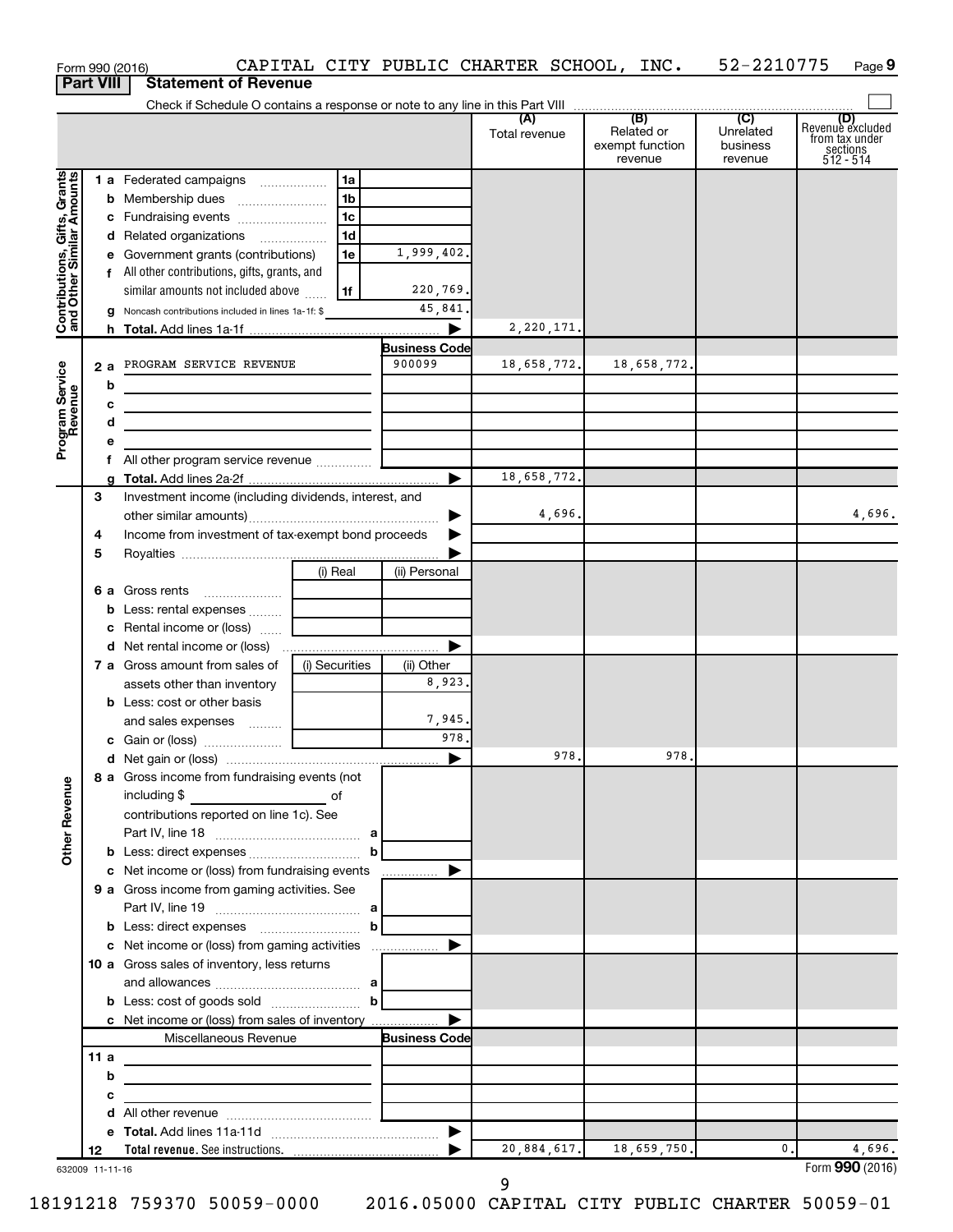Form 990 (2016) CAPITAL CITY PUBLIC CHARTER SCHOOL, INC. 52-2210775 Page 9

**Part VIII Statement of Revenue**

Check if Schedule O contains a response or note to any line in this Part VIII

| | | | (A) Total revenue | (B) Related or exempt function revenue | (C) Unrelated business revenue | (D) Revenue excluded from tax under sections 512 - 514 |
|---|---|---|---|---|---|---|
| **Contributions, Gifts, Grants and Other Similar Amounts** | | | | | | |
| 1 a Federated campaigns | 1a | | | | | |
| b Membership dues | 1b | | | | | |
| c Fundraising events | 1c | | | | | |
| d Related organizations | 1d | | | | | |
| e Government grants (contributions) | 1e | 1,999,402. | | | | |
| f All other contributions, gifts, grants, and similar amounts not included above | 1f | 220,769. | | | | |
| g Noncash contributions included in lines 1a-1f: $ | | 45,841. | | | | |
| h **Total.** Add lines 1a-1f | | ▶ | 2,220,171. | | | |
| **Program Service Revenue** | | **Business Code** | | | | |
| 2 a PROGRAM SERVICE REVENUE | | 900099 | 18,658,772. | 18,658,772. | | |
| b | | | | | | |
| c | | | | | | |
| d | | | | | | |
| e | | | | | | |
| f All other program service revenue | | | | | | |
| g **Total.** Add lines 2a-2f | | ▶ | 18,658,772. | | | |
| **Other Revenue** | | | | | | |
| 3 Investment income (including dividends, interest, and other similar amounts) | | ▶ | 4,696. | | | 4,696. |
| 4 Income from investment of tax-exempt bond proceeds | | ▶ | | | | |
| 5 Royalties | | ▶ | | | | |
| | (i) Real | (ii) Personal | | | | |
| 6 a Gross rents | | | | | | |
| b Less: rental expenses | | | | | | |
| c Rental income or (loss) | | | | | | |
| d Net rental income or (loss) | | ▶ | | | | |
| | (i) Securities | (ii) Other | | | | |
| 7 a Gross amount from sales of assets other than inventory | | 8,923. | | | | |
| b Less: cost or other basis and sales expenses | | 7,945. | | | | |
| c Gain or (loss) | | 978. | | | | |
| d Net gain or (loss) | | ▶ | 978. | 978. | | |
| 8 a Gross income from fundraising events (not including $ of contributions reported on line 1c). See Part IV, line 18 | a | | | | | |
| b Less: direct expenses | b | | | | | |
| c Net income or (loss) from fundraising events | | ▶ | | | | |
| 9 a Gross income from gaming activities. See Part IV, line 19 | a | | | | | |
| b Less: direct expenses | b | | | | | |
| c Net income or (loss) from gaming activities | | ▶ | | | | |
| 10 a Gross sales of inventory, less returns and allowances | a | | | | | |
| b Less: cost of goods sold | b | | | | | |
| c Net income or (loss) from sales of inventory | | ▶ | | | | |
| Miscellaneous Revenue | | **Business Code** | | | | |
| 11 a | | | | | | |
| b | | | | | | |
| c | | | | | | |
| d All other revenue | | | | | | |
| e **Total.** Add lines 11a-11d | | ▶ | | | | |
| 12 **Total revenue.** See instructions. | | ▶ | 20,884,617. | 18,659,750. | 0. | 4,696. |

632009 11-11-16 Form **990** (2016)

18191218 759370 50059-0000 2016.05000 CAPITAL CITY PUBLIC CHARTER 50059-01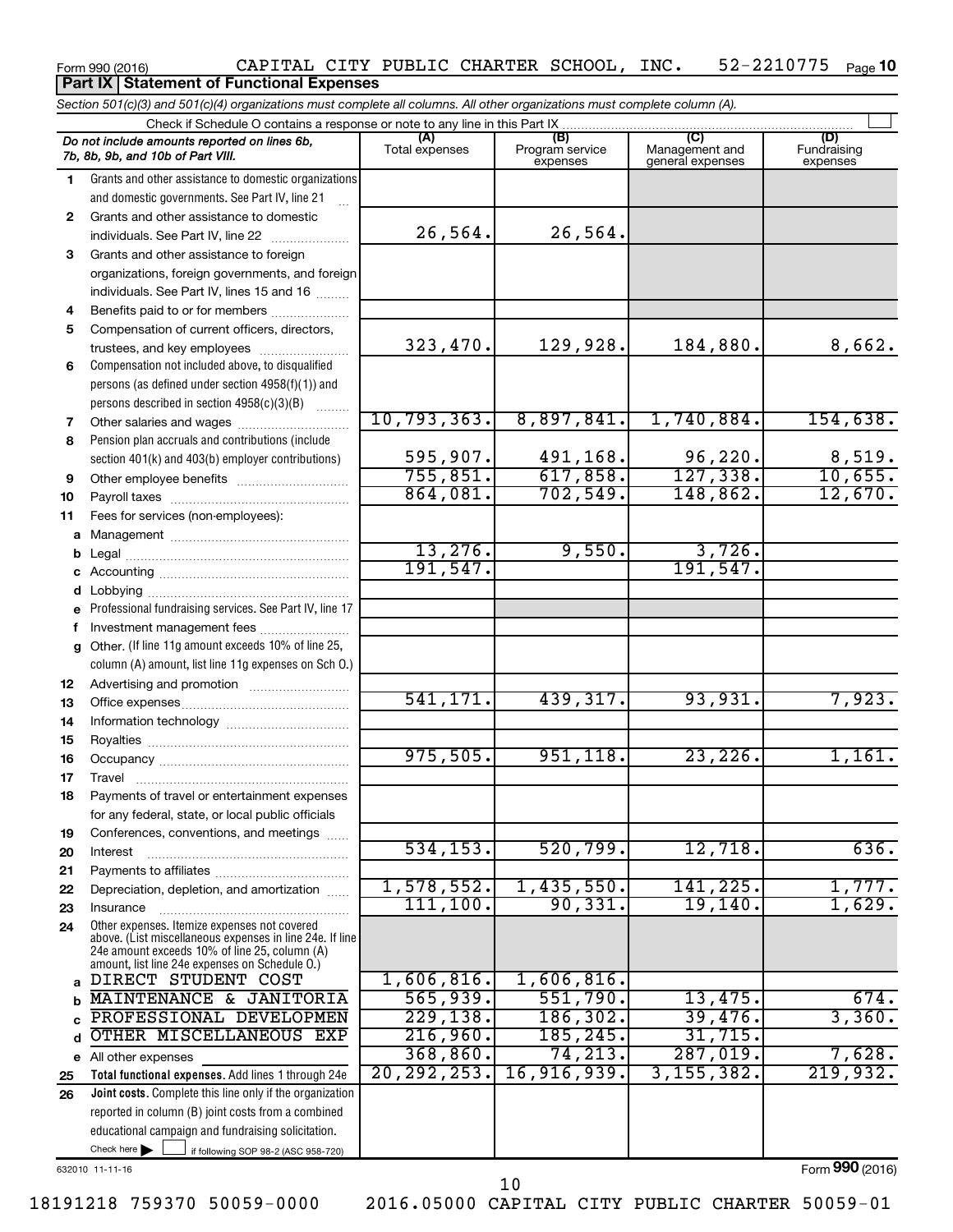Form 990 (2016) CAPITAL CITY PUBLIC CHARTER SCHOOL, INC. 52-2210775 Page 10

**Part IX Statement of Functional Expenses**

*Section 501(c)(3) and 501(c)(4) organizations must complete all columns. All other organizations must complete column (A).*

Check if Schedule O contains a response or note to any line in this Part IX

| | *Do not include amounts reported on lines 6b, 7b, 8b, 9b, and 10b of Part VIII.* | (A) Total expenses | (B) Program service expenses | (C) Management and general expenses | (D) Fundraising expenses |
|---|---|---|---|---|---|
| 1 | Grants and other assistance to domestic organizations and domestic governments. See Part IV, line 21 | | | | |
| 2 | Grants and other assistance to domestic individuals. See Part IV, line 22 | 26,564. | 26,564. | | |
| 3 | Grants and other assistance to foreign organizations, foreign governments, and foreign individuals. See Part IV, lines 15 and 16 | | | | |
| 4 | Benefits paid to or for members | | | | |
| 5 | Compensation of current officers, directors, trustees, and key employees | 323,470. | 129,928. | 184,880. | 8,662. |
| 6 | Compensation not included above, to disqualified persons (as defined under section 4958(f)(1)) and persons described in section 4958(c)(3)(B) | | | | |
| 7 | Other salaries and wages | 10,793,363. | 8,897,841. | 1,740,884. | 154,638. |
| 8 | Pension plan accruals and contributions (include section 401(k) and 403(b) employer contributions) | 595,907. | 491,168. | 96,220. | 8,519. |
| 9 | Other employee benefits | 755,851. | 617,858. | 127,338. | 10,655. |
| 10 | Payroll taxes | 864,081. | 702,549. | 148,862. | 12,670. |
| 11 | Fees for services (non-employees): | | | | |
| a | Management | | | | |
| b | Legal | 13,276. | 9,550. | 3,726. | |
| c | Accounting | 191,547. | | 191,547. | |
| d | Lobbying | | | | |
| e | Professional fundraising services. See Part IV, line 17 | | | | |
| f | Investment management fees | | | | |
| g | Other. (If line 11g amount exceeds 10% of line 25, column (A) amount, list line 11g expenses on Sch O.) | | | | |
| 12 | Advertising and promotion | | | | |
| 13 | Office expenses | 541,171. | 439,317. | 93,931. | 7,923. |
| 14 | Information technology | | | | |
| 15 | Royalties | | | | |
| 16 | Occupancy | 975,505. | 951,118. | 23,226. | 1,161. |
| 17 | Travel | | | | |
| 18 | Payments of travel or entertainment expenses for any federal, state, or local public officials | | | | |
| 19 | Conferences, conventions, and meetings | | | | |
| 20 | Interest | 534,153. | 520,799. | 12,718. | 636. |
| 21 | Payments to affiliates | | | | |
| 22 | Depreciation, depletion, and amortization | 1,578,552. | 1,435,550. | 141,225. | 1,777. |
| 23 | Insurance | 111,100. | 90,331. | 19,140. | 1,629. |
| 24 | Other expenses. Itemize expenses not covered above. (List miscellaneous expenses in line 24e. If line 24e amount exceeds 10% of line 25, column (A) amount, list line 24e expenses on Schedule O.) | | | | |
| a | DIRECT STUDENT COST | 1,606,816. | 1,606,816. | | |
| b | MAINTENANCE & JANITORIA | 565,939. | 551,790. | 13,475. | 674. |
| c | PROFESSIONAL DEVELOPMEN | 229,138. | 186,302. | 39,476. | 3,360. |
| d | OTHER MISCELLANEOUS EXP | 216,960. | 185,245. | 31,715. | |
| e | All other expenses | 368,860. | 74,213. | 287,019. | 7,628. |
| 25 | **Total functional expenses.** Add lines 1 through 24e | 20,292,253. | 16,916,939. | 3,155,382. | 219,932. |
| 26 | **Joint costs.** Complete this line only if the organization reported in column (B) joint costs from a combined educational campaign and fundraising solicitation. Check here ☐ if following SOP 98-2 (ASC 958-720) | | | | |

632010 11-11-16 Form **990** (2016)

18191218 759370 50059-0000 2016.05000 CAPITAL CITY PUBLIC CHARTER 50059-01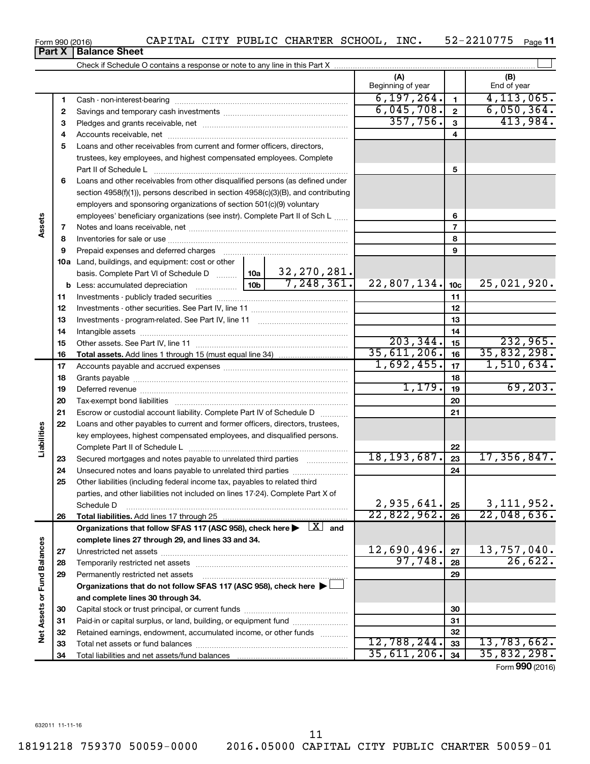Form 990 (2016) CAPITAL CITY PUBLIC CHARTER SCHOOL, INC. 52-2210775 Page 11

**Part X | Balance Sheet**

Check if Schedule O contains a response or note to any line in this Part X ☐

| | | | | (A) Beginning of year | | (B) End of year |
|---|---|---|---|---|---|---|
| **Assets** | 1 | Cash - non-interest-bearing | | 6,197,264. | 1 | 4,113,065. |
| | 2 | Savings and temporary cash investments | | 6,045,708. | 2 | 6,050,364. |
| | 3 | Pledges and grants receivable, net | | 357,756. | 3 | 413,984. |
| | 4 | Accounts receivable, net | | | 4 | |
| | 5 | Loans and other receivables from current and former officers, directors, trustees, key employees, and highest compensated employees. Complete Part II of Schedule L | | | 5 | |
| | 6 | Loans and other receivables from other disqualified persons (as defined under section 4958(f)(1)), persons described in section 4958(c)(3)(B), and contributing employers and sponsoring organizations of section 501(c)(9) voluntary employees' beneficiary organizations (see instr). Complete Part II of Sch L | | | 6 | |
| | 7 | Notes and loans receivable, net | | | 7 | |
| | 8 | Inventories for sale or use | | | 8 | |
| | 9 | Prepaid expenses and deferred charges | | | 9 | |
| | 10a | Land, buildings, and equipment: cost or other basis. Complete Part VI of Schedule D | 10a: 32,270,281. | | | |
| | b | Less: accumulated depreciation | 10b: 7,248,361. | 22,807,134. | 10c | 25,021,920. |
| | 11 | Investments - publicly traded securities | | | 11 | |
| | 12 | Investments - other securities. See Part IV, line 11 | | | 12 | |
| | 13 | Investments - program-related. See Part IV, line 11 | | | 13 | |
| | 14 | Intangible assets | | | 14 | |
| | 15 | Other assets. See Part IV, line 11 | | 203,344. | 15 | 232,965. |
| | 16 | **Total assets.** Add lines 1 through 15 (must equal line 34) | | 35,611,206. | 16 | 35,832,298. |
| **Liabilities** | 17 | Accounts payable and accrued expenses | | 1,692,455. | 17 | 1,510,634. |
| | 18 | Grants payable | | | 18 | |
| | 19 | Deferred revenue | | 1,179. | 19 | 69,203. |
| | 20 | Tax-exempt bond liabilities | | | 20 | |
| | 21 | Escrow or custodial account liability. Complete Part IV of Schedule D | | | 21 | |
| | 22 | Loans and other payables to current and former officers, directors, trustees, key employees, highest compensated employees, and disqualified persons. Complete Part II of Schedule L | | | 22 | |
| | 23 | Secured mortgages and notes payable to unrelated third parties | | 18,193,687. | 23 | 17,356,847. |
| | 24 | Unsecured notes and loans payable to unrelated third parties | | | 24 | |
| | 25 | Other liabilities (including federal income tax, payables to related third parties, and other liabilities not included on lines 17-24). Complete Part X of Schedule D | | 2,935,641. | 25 | 3,111,952. |
| | 26 | **Total liabilities.** Add lines 17 through 25 | | 22,822,962. | 26 | 22,048,636. |
| **Net Assets or Fund Balances** | | **Organizations that follow SFAS 117 (ASC 958), check here ▶ ☒ and complete lines 27 through 29, and lines 33 and 34.** | | | | |
| | 27 | Unrestricted net assets | | 12,690,496. | 27 | 13,757,040. |
| | 28 | Temporarily restricted net assets | | 97,748. | 28 | 26,622. |
| | 29 | Permanently restricted net assets | | | 29 | |
| | | **Organizations that do not follow SFAS 117 (ASC 958), check here ▶ ☐ and complete lines 30 through 34.** | | | | |
| | 30 | Capital stock or trust principal, or current funds | | | 30 | |
| | 31 | Paid-in or capital surplus, or land, building, or equipment fund | | | 31 | |
| | 32 | Retained earnings, endowment, accumulated income, or other funds | | | 32 | |
| | 33 | Total net assets or fund balances | | 12,788,244. | 33 | 13,783,662. |
| | 34 | Total liabilities and net assets/fund balances | | 35,611,206. | 34 | 35,832,298. |

Form **990** (2016)

632011 11-11-16

18191218 759370 50059-0000 2016.05000 CAPITAL CITY PUBLIC CHARTER 50059-01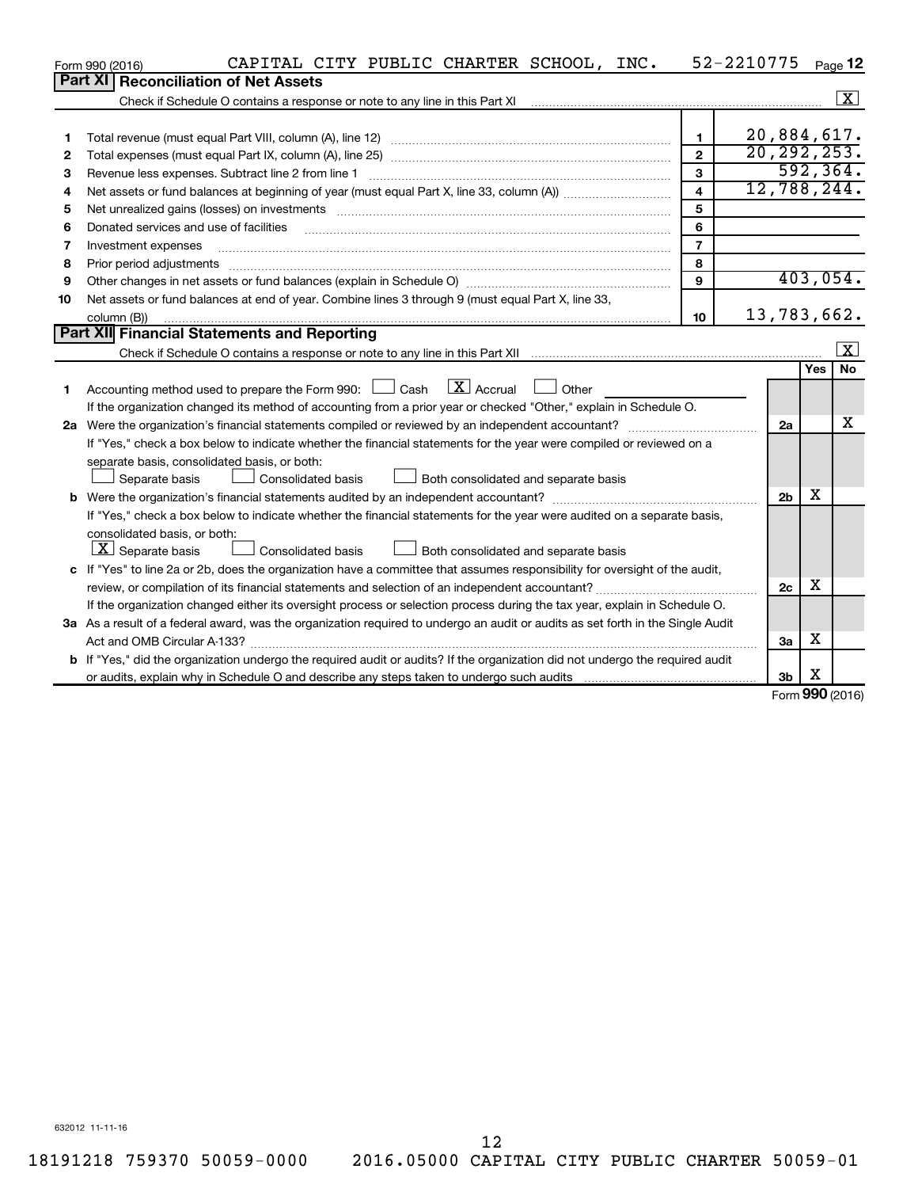Form 990 (2016) CAPITAL CITY PUBLIC CHARTER SCHOOL, INC. 52-2210775 Page **12**

## Part XI Reconciliation of Net Assets

Check if Schedule O contains a response or note to any line in this Part XI [X]

| | | | |
|---|---|---|---|
| 1 | Total revenue (must equal Part VIII, column (A), line 12) | 1 | 20,884,617. |
| 2 | Total expenses (must equal Part IX, column (A), line 25) | 2 | 20,292,253. |
| 3 | Revenue less expenses. Subtract line 2 from line 1 | 3 | 592,364. |
| 4 | Net assets or fund balances at beginning of year (must equal Part X, line 33, column (A)) | 4 | 12,788,244. |
| 5 | Net unrealized gains (losses) on investments | 5 | |
| 6 | Donated services and use of facilities | 6 | |
| 7 | Investment expenses | 7 | |
| 8 | Prior period adjustments | 8 | |
| 9 | Other changes in net assets or fund balances (explain in Schedule O) | 9 | 403,054. |
| 10 | Net assets or fund balances at end of year. Combine lines 3 through 9 (must equal Part X, line 33, column (B)) | 10 | 13,783,662. |

## Part XII Financial Statements and Reporting

Check if Schedule O contains a response or note to any line in this Part XII [X]

| | | | Yes | No |
|---|---|---|---|---|
| 1 | Accounting method used to prepare the Form 990: [ ] Cash [X] Accrual [ ] Other<br>If the organization changed its method of accounting from a prior year or checked "Other," explain in Schedule O. | | | |
| 2a | Were the organization's financial statements compiled or reviewed by an independent accountant?<br>If "Yes," check a box below to indicate whether the financial statements for the year were compiled or reviewed on a separate basis, consolidated basis, or both:<br>[ ] Separate basis [ ] Consolidated basis [ ] Both consolidated and separate basis | 2a | | X |
| b | Were the organization's financial statements audited by an independent accountant?<br>If "Yes," check a box below to indicate whether the financial statements for the year were audited on a separate basis, consolidated basis, or both:<br>[X] Separate basis [ ] Consolidated basis [ ] Both consolidated and separate basis | 2b | X | |
| c | If "Yes" to line 2a or 2b, does the organization have a committee that assumes responsibility for oversight of the audit, review, or compilation of its financial statements and selection of an independent accountant?<br>If the organization changed either its oversight process or selection process during the tax year, explain in Schedule O. | 2c | X | |
| 3a | As a result of a federal award, was the organization required to undergo an audit or audits as set forth in the Single Audit Act and OMB Circular A-133? | 3a | X | |
| b | If "Yes," did the organization undergo the required audit or audits? If the organization did not undergo the required audit or audits, explain why in Schedule O and describe any steps taken to undergo such audits | 3b | X | |

Form **990** (2016)

632012 11-11-16

18191218 759370 50059-0000 2016.05000 CAPITAL CITY PUBLIC CHARTER 50059-01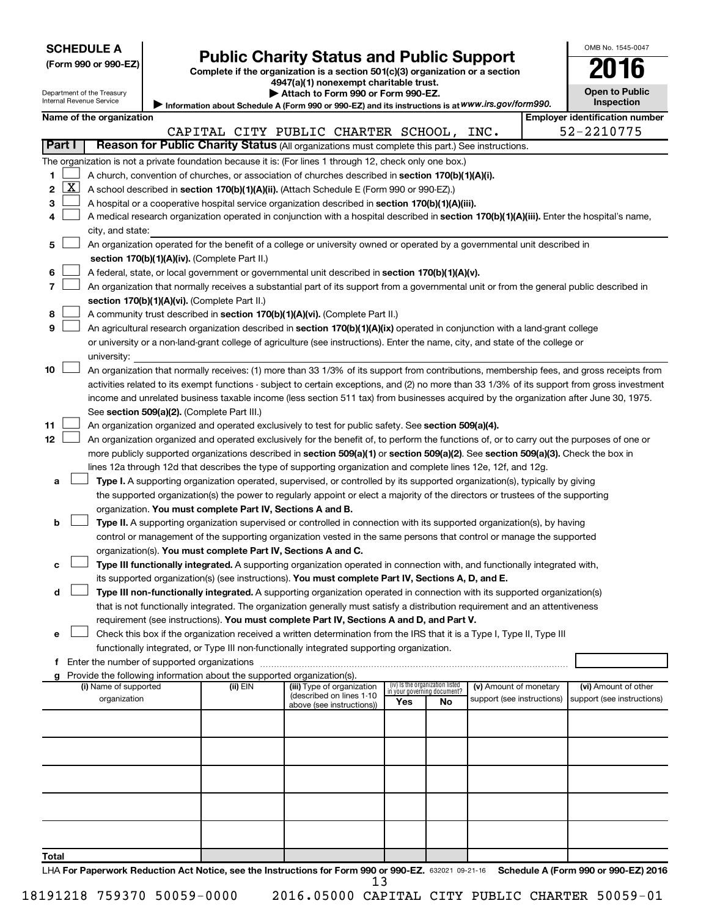**SCHEDULE A**
**(Form 990 or 990-EZ)**

Department of the Treasury
Internal Revenue Service

# Public Charity Status and Public Support

**Complete if the organization is a section 501(c)(3) organization or a section 4947(a)(1) nonexempt charitable trust.**
**▶ Attach to Form 990 or Form 990-EZ.**
▶ Information about Schedule A (Form 990 or 990-EZ) and its instructions is at *www.irs.gov/form990.*

OMB No. 1545-0047
**2016**
**Open to Public Inspection**

**Name of the organization**: CAPITAL CITY PUBLIC CHARTER SCHOOL, INC.
**Employer identification number**: 52-2210775

## Part I Reason for Public Charity Status (All organizations must complete this part.) See instructions.

The organization is not a private foundation because it is: (For lines 1 through 12, check only one box.)

1 ☐ A church, convention of churches, or association of churches described in **section 170(b)(1)(A)(i).**

2 ☒ A school described in **section 170(b)(1)(A)(ii).** (Attach Schedule E (Form 990 or 990-EZ).)

3 ☐ A hospital or a cooperative hospital service organization described in **section 170(b)(1)(A)(iii).**

4 ☐ A medical research organization operated in conjunction with a hospital described in **section 170(b)(1)(A)(iii).** Enter the hospital's name, city, and state:

5 ☐ An organization operated for the benefit of a college or university owned or operated by a governmental unit described in **section 170(b)(1)(A)(iv).** (Complete Part II.)

6 ☐ A federal, state, or local government or governmental unit described in **section 170(b)(1)(A)(v).**

7 ☐ An organization that normally receives a substantial part of its support from a governmental unit or from the general public described in **section 170(b)(1)(A)(vi).** (Complete Part II.)

8 ☐ A community trust described in **section 170(b)(1)(A)(vi).** (Complete Part II.)

9 ☐ An agricultural research organization described in **section 170(b)(1)(A)(ix)** operated in conjunction with a land-grant college or university or a non-land-grant college of agriculture (see instructions). Enter the name, city, and state of the college or university:

10 ☐ An organization that normally receives: (1) more than 33 1/3% of its support from contributions, membership fees, and gross receipts from activities related to its exempt functions - subject to certain exceptions, and (2) no more than 33 1/3% of its support from gross investment income and unrelated business taxable income (less section 511 tax) from businesses acquired by the organization after June 30, 1975. See **section 509(a)(2).** (Complete Part III.)

11 ☐ An organization organized and operated exclusively to test for public safety. See **section 509(a)(4).**

12 ☐ An organization organized and operated exclusively for the benefit of, to perform the functions of, or to carry out the purposes of one or more publicly supported organizations described in **section 509(a)(1)** or **section 509(a)(2)**. See **section 509(a)(3).** Check the box in lines 12a through 12d that describes the type of supporting organization and complete lines 12e, 12f, and 12g.

a ☐ **Type I.** A supporting organization operated, supervised, or controlled by its supported organization(s), typically by giving the supported organization(s) the power to regularly appoint or elect a majority of the directors or trustees of the supporting organization. **You must complete Part IV, Sections A and B.**

b ☐ **Type II.** A supporting organization supervised or controlled in connection with its supported organization(s), by having control or management of the supporting organization vested in the same persons that control or manage the supported organization(s). **You must complete Part IV, Sections A and C.**

c ☐ **Type III functionally integrated.** A supporting organization operated in connection with, and functionally integrated with, its supported organization(s) (see instructions). **You must complete Part IV, Sections A, D, and E.**

d ☐ **Type III non-functionally integrated.** A supporting organization operated in connection with its supported organization(s) that is not functionally integrated. The organization generally must satisfy a distribution requirement and an attentiveness requirement (see instructions). **You must complete Part IV, Sections A and D, and Part V.**

e ☐ Check this box if the organization received a written determination from the IRS that it is a Type I, Type II, Type III functionally integrated, or Type III non-functionally integrated supporting organization.

f Enter the number of supported organizations

g Provide the following information about the supported organization(s).

| (i) Name of supported organization | (ii) EIN | (iii) Type of organization (described on lines 1-10 above (see instructions)) | (iv) Is the organization listed in your governing document? Yes | No | (v) Amount of monetary support (see instructions) | (vi) Amount of other support (see instructions) |
|---|---|---|---|---|---|---|
| | | | | | | |
| | | | | | | |
| | | | | | | |
| | | | | | | |
| | | | | | | |
| **Total** | | | | | | |

LHA **For Paperwork Reduction Act Notice, see the Instructions for Form 990 or 990-EZ.** 632021 09-21-16 **Schedule A (Form 990 or 990-EZ) 2016**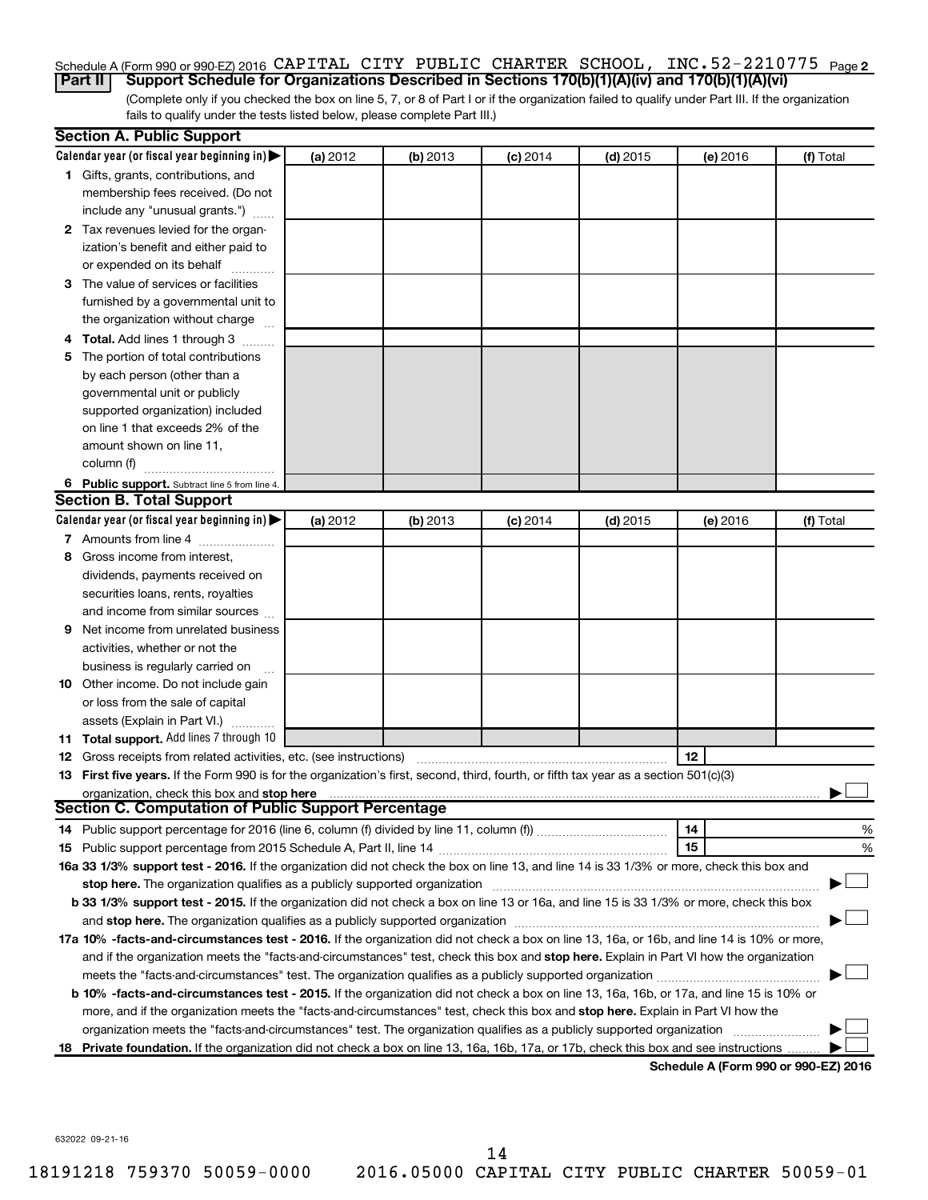Schedule A (Form 990 or 990-EZ) 2016 CAPITAL CITY PUBLIC CHARTER SCHOOL, INC. 52-2210775 Page 2

**Part II** **Support Schedule for Organizations Described in Sections 170(b)(1)(A)(iv) and 170(b)(1)(A)(vi)**

(Complete only if you checked the box on line 5, 7, or 8 of Part I or if the organization failed to qualify under Part III. If the organization fails to qualify under the tests listed below, please complete Part III.)

**Section A. Public Support**

| Calendar year (or fiscal year beginning in) ▶ | (a) 2012 | (b) 2013 | (c) 2014 | (d) 2015 | (e) 2016 | (f) Total |
|---|---|---|---|---|---|---|
| **1** Gifts, grants, contributions, and membership fees received. (Do not include any "unusual grants.") | | | | | | |
| **2** Tax revenues levied for the organization's benefit and either paid to or expended on its behalf | | | | | | |
| **3** The value of services or facilities furnished by a governmental unit to the organization without charge | | | | | | |
| **4 Total.** Add lines 1 through 3 | | | | | | |
| **5** The portion of total contributions by each person (other than a governmental unit or publicly supported organization) included on line 1 that exceeds 2% of the amount shown on line 11, column (f) | | | | | | |
| **6 Public support.** Subtract line 5 from line 4. | | | | | | |

**Section B. Total Support**

| Calendar year (or fiscal year beginning in) ▶ | (a) 2012 | (b) 2013 | (c) 2014 | (d) 2015 | (e) 2016 | (f) Total |
|---|---|---|---|---|---|---|
| **7** Amounts from line 4 | | | | | | |
| **8** Gross income from interest, dividends, payments received on securities loans, rents, royalties and income from similar sources | | | | | | |
| **9** Net income from unrelated business activities, whether or not the business is regularly carried on | | | | | | |
| **10** Other income. Do not include gain or loss from the sale of capital assets (Explain in Part VI.) | | | | | | |
| **11 Total support.** Add lines 7 through 10 | | | | | | |

**12** Gross receipts from related activities, etc. (see instructions) | **12** |

**13 First five years.** If the Form 990 is for the organization's first, second, third, fourth, or fifth tax year as a section 501(c)(3) organization, check this box and **stop here** ▶ ☐

**Section C. Computation of Public Support Percentage**

**14** Public support percentage for 2016 (line 6, column (f) divided by line 11, column (f)) | **14** | %

**15** Public support percentage from 2015 Schedule A, Part II, line 14 | **15** | %

**16a 33 1/3% support test - 2016.** If the organization did not check the box on line 13, and line 14 is 33 1/3% or more, check this box and **stop here.** The organization qualifies as a publicly supported organization ▶ ☐

**b 33 1/3% support test - 2015.** If the organization did not check a box on line 13 or 16a, and line 15 is 33 1/3% or more, check this box and **stop here.** The organization qualifies as a publicly supported organization ▶ ☐

**17a 10% -facts-and-circumstances test - 2016.** If the organization did not check a box on line 13, 16a, or 16b, and line 14 is 10% or more, and if the organization meets the "facts-and-circumstances" test, check this box and **stop here.** Explain in Part VI how the organization meets the "facts-and-circumstances" test. The organization qualifies as a publicly supported organization ▶ ☐

**b 10% -facts-and-circumstances test - 2015.** If the organization did not check a box on line 13, 16a, 16b, or 17a, and line 15 is 10% or more, and if the organization meets the "facts-and-circumstances" test, check this box and **stop here.** Explain in Part VI how the organization meets the "facts-and-circumstances" test. The organization qualifies as a publicly supported organization ▶ ☐

**18 Private foundation.** If the organization did not check a box on line 13, 16a, 16b, 17a, or 17b, check this box and see instructions ▶ ☐

**Schedule A (Form 990 or 990-EZ) 2016**

632022 09-21-16

18191218 759370 50059-0000 2016.05000 CAPITAL CITY PUBLIC CHARTER 50059-01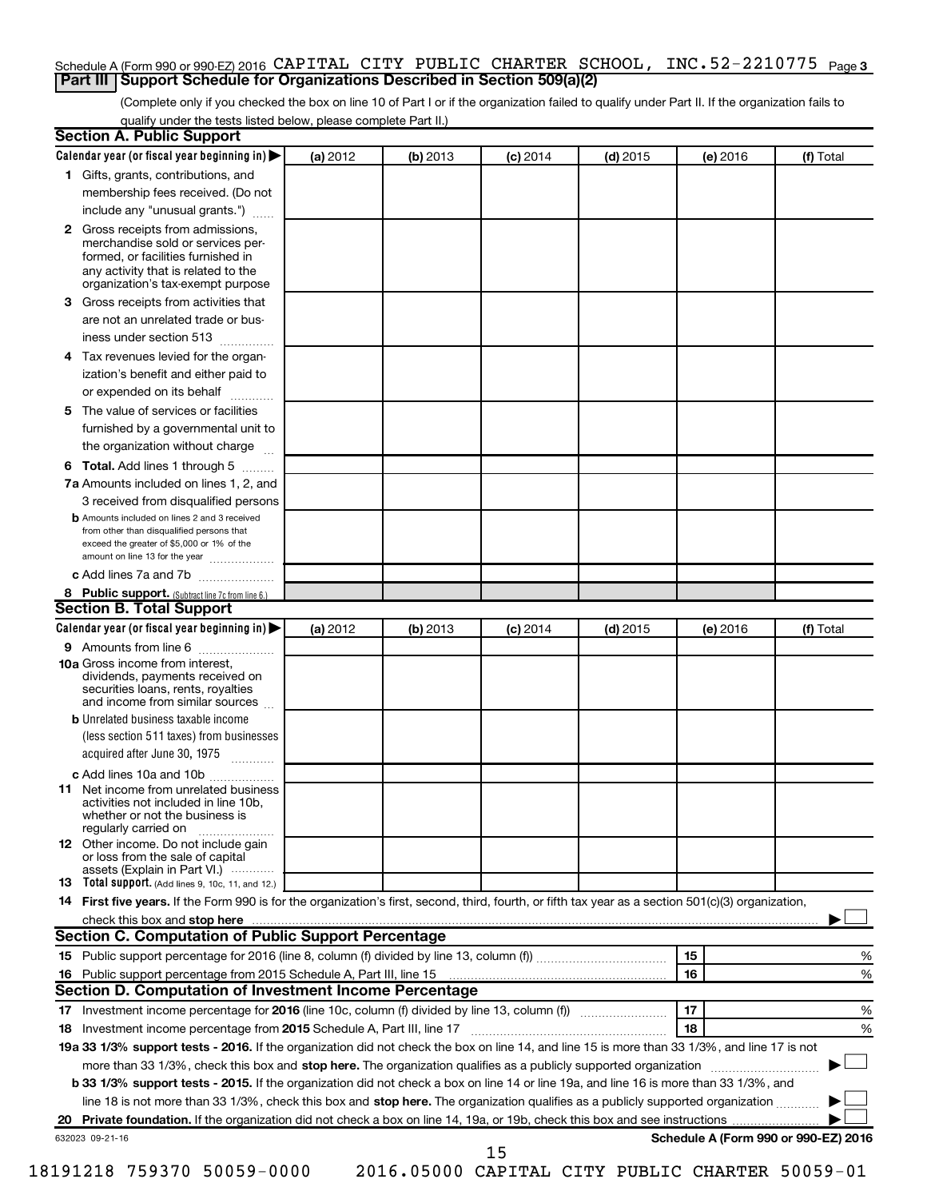Schedule A (Form 990 or 990-EZ) 2016 CAPITAL CITY PUBLIC CHARTER SCHOOL, INC.52-2210775 Page 3

## Part III Support Schedule for Organizations Described in Section 509(a)(2)

(Complete only if you checked the box on line 10 of Part I or if the organization failed to qualify under Part II. If the organization fails to qualify under the tests listed below, please complete Part II.)

### Section A. Public Support

| Calendar year (or fiscal year beginning in) ▶ | (a) 2012 | (b) 2013 | (c) 2014 | (d) 2015 | (e) 2016 | (f) Total |
|---|---|---|---|---|---|---|
| **1** Gifts, grants, contributions, and membership fees received. (Do not include any "unusual grants.") | | | | | | |
| **2** Gross receipts from admissions, merchandise sold or services performed, or facilities furnished in any activity that is related to the organization's tax-exempt purpose | | | | | | |
| **3** Gross receipts from activities that are not an unrelated trade or business under section 513 | | | | | | |
| **4** Tax revenues levied for the organization's benefit and either paid to or expended on its behalf | | | | | | |
| **5** The value of services or facilities furnished by a governmental unit to the organization without charge | | | | | | |
| **6 Total.** Add lines 1 through 5 | | | | | | |
| **7a** Amounts included on lines 1, 2, and 3 received from disqualified persons | | | | | | |
| **b** Amounts included on lines 2 and 3 received from other than disqualified persons that exceed the greater of $5,000 or 1% of the amount on line 13 for the year | | | | | | |
| **c** Add lines 7a and 7b | | | | | | |
| **8 Public support.** (Subtract line 7c from line 6.) | | | | | | |

### Section B. Total Support

| Calendar year (or fiscal year beginning in) ▶ | (a) 2012 | (b) 2013 | (c) 2014 | (d) 2015 | (e) 2016 | (f) Total |
|---|---|---|---|---|---|---|
| **9** Amounts from line 6 | | | | | | |
| **10a** Gross income from interest, dividends, payments received on securities loans, rents, royalties and income from similar sources | | | | | | |
| **b** Unrelated business taxable income (less section 511 taxes) from businesses acquired after June 30, 1975 | | | | | | |
| **c** Add lines 10a and 10b | | | | | | |
| **11** Net income from unrelated business activities not included in line 10b, whether or not the business is regularly carried on | | | | | | |
| **12** Other income. Do not include gain or loss from the sale of capital assets (Explain in Part VI.) | | | | | | |
| **13 Total support.** (Add lines 9, 10c, 11, and 12.) | | | | | | |

**14 First five years.** If the Form 990 is for the organization's first, second, third, fourth, or fifth tax year as a section 501(c)(3) organization, check this box and **stop here** ▶ ☐

### Section C. Computation of Public Support Percentage

| | | | |
|---|---|---|---|
| **15** | Public support percentage for 2016 (line 8, column (f) divided by line 13, column (f)) | 15 | % |
| **16** | Public support percentage from 2015 Schedule A, Part III, line 15 | 16 | % |

### Section D. Computation of Investment Income Percentage

| | | | |
|---|---|---|---|
| **17** | Investment income percentage for **2016** (line 10c, column (f) divided by line 13, column (f)) | 17 | % |
| **18** | Investment income percentage from **2015** Schedule A, Part III, line 17 | 18 | % |

**19a 33 1/3% support tests - 2016.** If the organization did not check the box on line 14, and line 15 is more than 33 1/3%, and line 17 is not more than 33 1/3%, check this box and **stop here.** The organization qualifies as a publicly supported organization ▶ ☐

**b 33 1/3% support tests - 2015.** If the organization did not check a box on line 14 or line 19a, and line 16 is more than 33 1/3%, and line 18 is not more than 33 1/3%, check this box and **stop here.** The organization qualifies as a publicly supported organization ▶ ☐

**20 Private foundation.** If the organization did not check a box on line 14, 19a, or 19b, check this box and see instructions ▶ ☐

632023 09-21-16 **Schedule A (Form 990 or 990-EZ) 2016**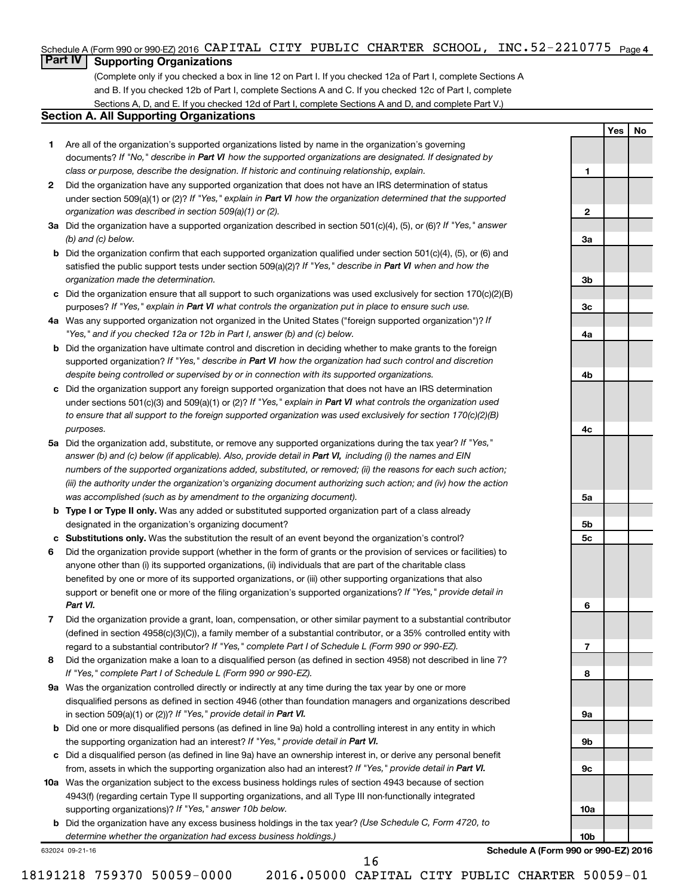Schedule A (Form 990 or 990-EZ) 2016 CAPITAL CITY PUBLIC CHARTER SCHOOL, INC. 52-2210775 Page 4

## Part IV Supporting Organizations

(Complete only if you checked a box in line 12 on Part I. If you checked 12a of Part I, complete Sections A and B. If you checked 12b of Part I, complete Sections A and C. If you checked 12c of Part I, complete Sections A, D, and E. If you checked 12d of Part I, complete Sections A and D, and complete Part V.)

### Section A. All Supporting Organizations

| | | | Yes | No |
|---|---|---|---|---|
| 1 | Are all of the organization's supported organizations listed by name in the organization's governing documents? *If "No," describe in* ***Part VI*** *how the supported organizations are designated. If designated by class or purpose, describe the designation. If historic and continuing relationship, explain.* | 1 | | |
| 2 | Did the organization have any supported organization that does not have an IRS determination of status under section 509(a)(1) or (2)? *If "Yes," explain in* ***Part VI*** *how the organization determined that the supported organization was described in section 509(a)(1) or (2).* | 2 | | |
| 3a | Did the organization have a supported organization described in section 501(c)(4), (5), or (6)? *If "Yes," answer (b) and (c) below.* | 3a | | |
| b | Did the organization confirm that each supported organization qualified under section 501(c)(4), (5), or (6) and satisfied the public support tests under section 509(a)(2)? *If "Yes," describe in* ***Part VI*** *when and how the organization made the determination.* | 3b | | |
| c | Did the organization ensure that all support to such organizations was used exclusively for section 170(c)(2)(B) purposes? *If "Yes," explain in* ***Part VI*** *what controls the organization put in place to ensure such use.* | 3c | | |
| 4a | Was any supported organization not organized in the United States ("foreign supported organization")? *If "Yes," and if you checked 12a or 12b in Part I, answer (b) and (c) below.* | 4a | | |
| b | Did the organization have ultimate control and discretion in deciding whether to make grants to the foreign supported organization? *If "Yes," describe in* ***Part VI*** *how the organization had such control and discretion despite being controlled or supervised by or in connection with its supported organizations.* | 4b | | |
| c | Did the organization support any foreign supported organization that does not have an IRS determination under sections 501(c)(3) and 509(a)(1) or (2)? *If "Yes," explain in* ***Part VI*** *what controls the organization used to ensure that all support to the foreign supported organization was used exclusively for section 170(c)(2)(B) purposes.* | 4c | | |
| 5a | Did the organization add, substitute, or remove any supported organizations during the tax year? *If "Yes," answer (b) and (c) below (if applicable). Also, provide detail in* ***Part VI,*** *including (i) the names and EIN numbers of the supported organizations added, substituted, or removed; (ii) the reasons for each such action; (iii) the authority under the organization's organizing document authorizing such action; and (iv) how the action was accomplished (such as by amendment to the organizing document).* | 5a | | |
| b | **Type I or Type II only.** Was any added or substituted supported organization part of a class already designated in the organization's organizing document? | 5b | | |
| c | **Substitutions only.** Was the substitution the result of an event beyond the organization's control? | 5c | | |
| 6 | Did the organization provide support (whether in the form of grants or the provision of services or facilities) to anyone other than (i) its supported organizations, (ii) individuals that are part of the charitable class benefited by one or more of its supported organizations, or (iii) other supporting organizations that also support or benefit one or more of the filing organization's supported organizations? *If "Yes," provide detail in* ***Part VI.*** | 6 | | |
| 7 | Did the organization provide a grant, loan, compensation, or other similar payment to a substantial contributor (defined in section 4958(c)(3)(C)), a family member of a substantial contributor, or a 35% controlled entity with regard to a substantial contributor? *If "Yes," complete Part I of Schedule L (Form 990 or 990-EZ).* | 7 | | |
| 8 | Did the organization make a loan to a disqualified person (as defined in section 4958) not described in line 7? *If "Yes," complete Part I of Schedule L (Form 990 or 990-EZ).* | 8 | | |
| 9a | Was the organization controlled directly or indirectly at any time during the tax year by one or more disqualified persons as defined in section 4946 (other than foundation managers and organizations described in section 509(a)(1) or (2))? *If "Yes," provide detail in* ***Part VI.*** | 9a | | |
| b | Did one or more disqualified persons (as defined in line 9a) hold a controlling interest in any entity in which the supporting organization had an interest? *If "Yes," provide detail in* ***Part VI.*** | 9b | | |
| c | Did a disqualified person (as defined in line 9a) have an ownership interest in, or derive any personal benefit from, assets in which the supporting organization also had an interest? *If "Yes," provide detail in* ***Part VI.*** | 9c | | |
| 10a | Was the organization subject to the excess business holdings rules of section 4943 because of section 4943(f) (regarding certain Type II supporting organizations, and all Type III non-functionally integrated supporting organizations)? *If "Yes," answer 10b below.* | 10a | | |
| b | Did the organization have any excess business holdings in the tax year? *(Use Schedule C, Form 4720, to determine whether the organization had excess business holdings.)* | 10b | | |

632024 09-21-16 **Schedule A (Form 990 or 990-EZ) 2016**

18191218 759370 50059-0000 2016.05000 CAPITAL CITY PUBLIC CHARTER 50059-01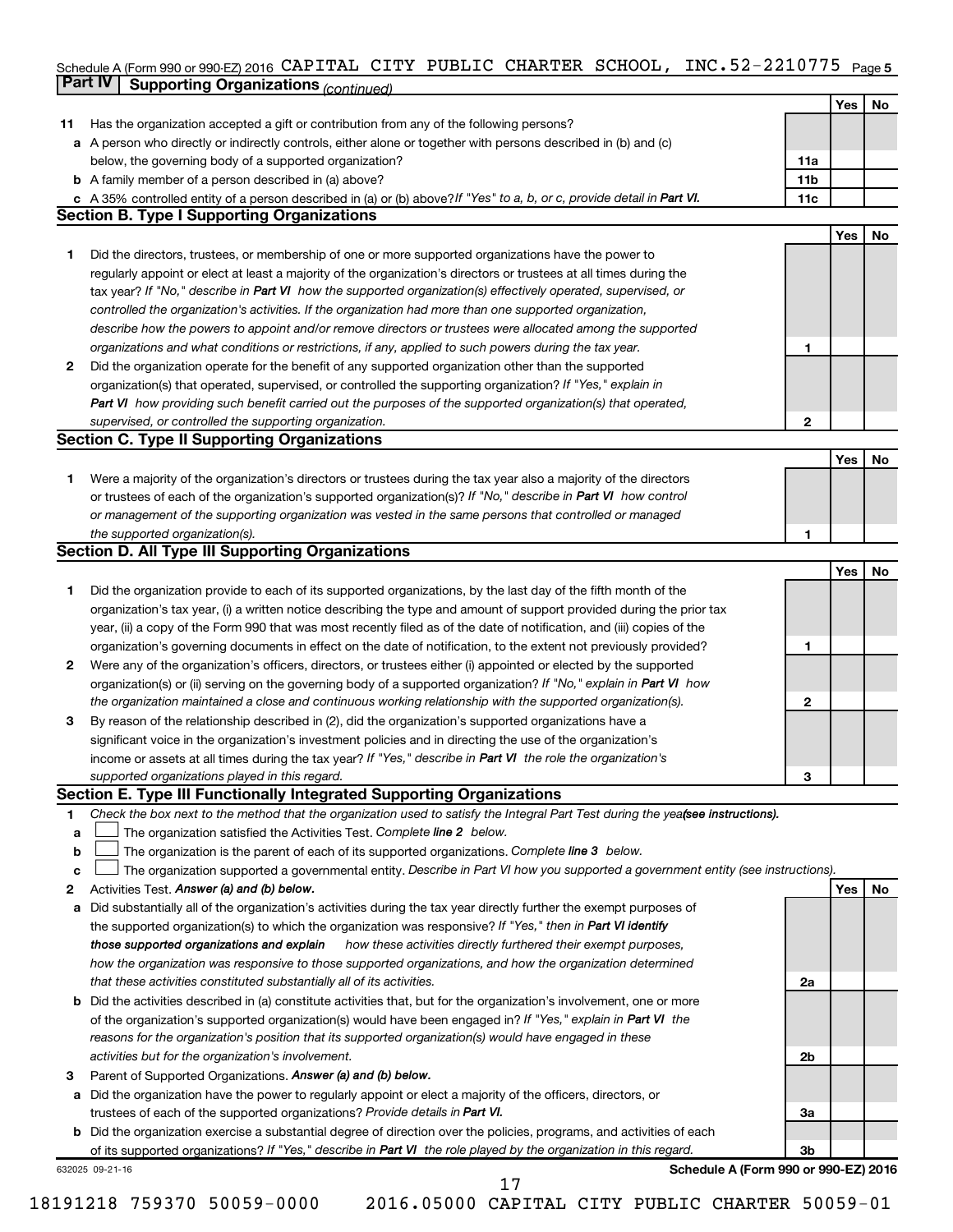Schedule A (Form 990 or 990-EZ) 2016 CAPITAL CITY PUBLIC CHARTER SCHOOL, INC. 52-2210775

## Part IV Supporting Organizations *(continued)*

| | | | Yes | No |
|---|---|---|---|---|
| **11** | Has the organization accepted a gift or contribution from any of the following persons? | | | |
| **a** | A person who directly or indirectly controls, either alone or together with persons described in (b) and (c) below, the governing body of a supported organization? | 11a | | |
| **b** | A family member of a person described in (a) above? | 11b | | |
| **c** | A 35% controlled entity of a person described in (a) or (b) above? *If "Yes" to a, b, or c, provide detail in* ***Part VI.*** | 11c | | |

### Section B. Type I Supporting Organizations

| | | | Yes | No |
|---|---|---|---|---|
| **1** | Did the directors, trustees, or membership of one or more supported organizations have the power to regularly appoint or elect at least a majority of the organization's directors or trustees at all times during the tax year? *If "No," describe in* ***Part VI*** *how the supported organization(s) effectively operated, supervised, or controlled the organization's activities. If the organization had more than one supported organization, describe how the powers to appoint and/or remove directors or trustees were allocated among the supported organizations and what conditions or restrictions, if any, applied to such powers during the tax year.* | 1 | | |
| **2** | Did the organization operate for the benefit of any supported organization other than the supported organization(s) that operated, supervised, or controlled the supporting organization? *If "Yes," explain in* ***Part VI*** *how providing such benefit carried out the purposes of the supported organization(s) that operated, supervised, or controlled the supporting organization.* | 2 | | |

### Section C. Type II Supporting Organizations

| | | | Yes | No |
|---|---|---|---|---|
| **1** | Were a majority of the organization's directors or trustees during the tax year also a majority of the directors or trustees of each of the organization's supported organization(s)? *If "No," describe in* ***Part VI*** *how control or management of the supporting organization was vested in the same persons that controlled or managed the supported organization(s).* | 1 | | |

### Section D. All Type III Supporting Organizations

| | | | Yes | No |
|---|---|---|---|---|
| **1** | Did the organization provide to each of its supported organizations, by the last day of the fifth month of the organization's tax year, (i) a written notice describing the type and amount of support provided during the prior tax year, (ii) a copy of the Form 990 that was most recently filed as of the date of notification, and (iii) copies of the organization's governing documents in effect on the date of notification, to the extent not previously provided? | 1 | | |
| **2** | Were any of the organization's officers, directors, or trustees either (i) appointed or elected by the supported organization(s) or (ii) serving on the governing body of a supported organization? *If "No," explain in* ***Part VI*** *how the organization maintained a close and continuous working relationship with the supported organization(s).* | 2 | | |
| **3** | By reason of the relationship described in (2), did the organization's supported organizations have a significant voice in the organization's investment policies and in directing the use of the organization's income or assets at all times during the tax year? *If "Yes," describe in* ***Part VI*** *the role the organization's supported organizations played in this regard.* | 3 | | |

### Section E. Type III Functionally Integrated Supporting Organizations

**1** *Check the box next to the method that the organization used to satisfy the Integral Part Test during the year* ***(see instructions).***

- **a** ☐ The organization satisfied the Activities Test. *Complete* ***line 2*** *below.*
- **b** ☐ The organization is the parent of each of its supported organizations. *Complete* ***line 3*** *below.*
- **c** ☐ The organization supported a governmental entity. *Describe in Part VI how you supported a government entity (see instructions).*

| | | | Yes | No |
|---|---|---|---|---|
| **2** | Activities Test. ***Answer (a) and (b) below.*** | | | |
| **a** | Did substantially all of the organization's activities during the tax year directly further the exempt purposes of the supported organization(s) to which the organization was responsive? *If "Yes," then in* ***Part VI identify those supported organizations and explain*** *how these activities directly furthered their exempt purposes, how the organization was responsive to those supported organizations, and how the organization determined that these activities constituted substantially all of its activities.* | 2a | | |
| **b** | Did the activities described in (a) constitute activities that, but for the organization's involvement, one or more of the organization's supported organization(s) would have been engaged in? *If "Yes," explain in* ***Part VI*** *the reasons for the organization's position that its supported organization(s) would have engaged in these activities but for the organization's involvement.* | 2b | | |
| **3** | Parent of Supported Organizations. ***Answer (a) and (b) below.*** | | | |
| **a** | Did the organization have the power to regularly appoint or elect a majority of the officers, directors, or trustees of each of the supported organizations? *Provide details in* ***Part VI.*** | 3a | | |
| **b** | Did the organization exercise a substantial degree of direction over the policies, programs, and activities of each of its supported organizations? *If "Yes," describe in* ***Part VI*** *the role played by the organization in this regard.* | 3b | | |

632025 09-21-16 **Schedule A (Form 990 or 990-EZ) 2016**

18191218 759370 50059-0000 2016.05000 CAPITAL CITY PUBLIC CHARTER 50059-01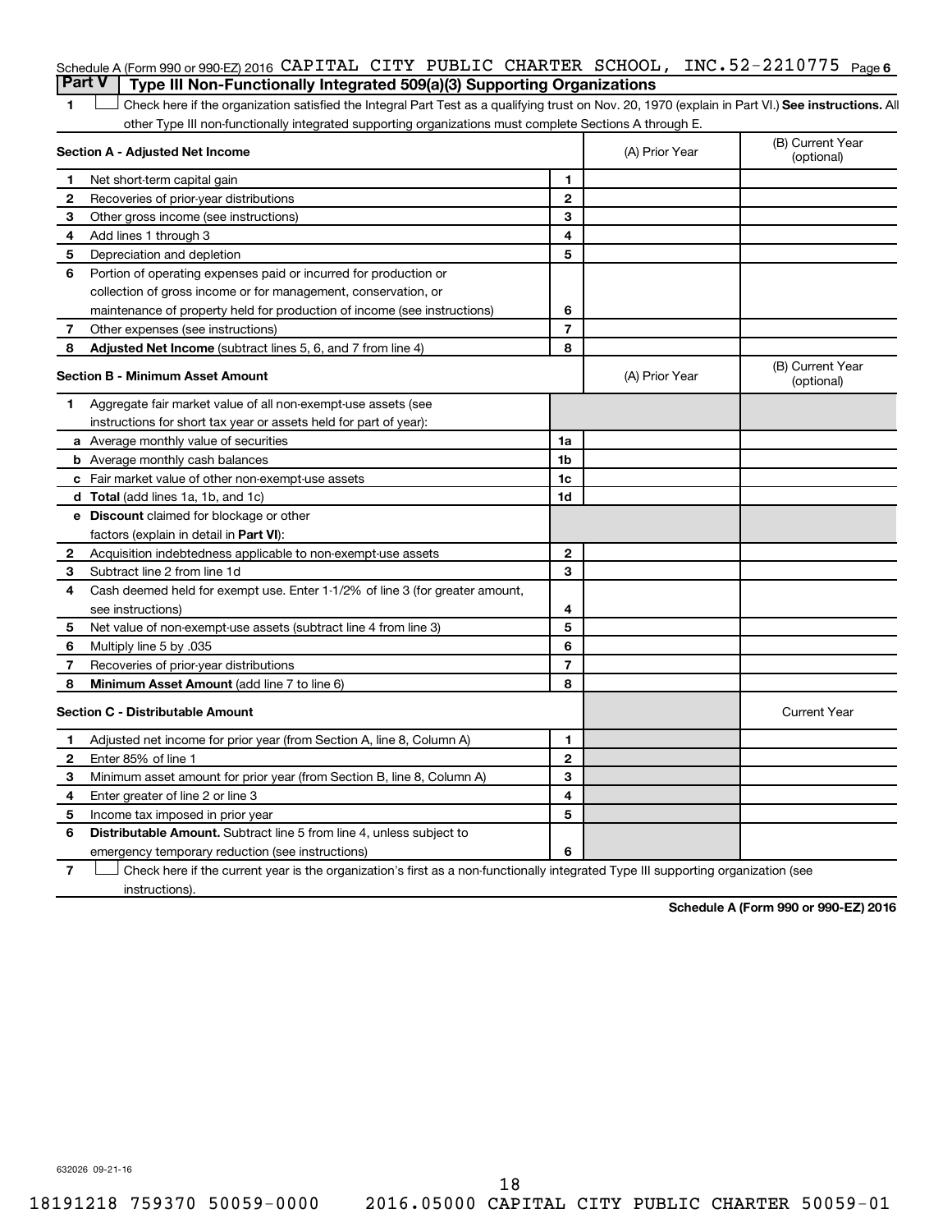Schedule A (Form 990 or 990-EZ) 2016 CAPITAL CITY PUBLIC CHARTER SCHOOL, INC. 52-2210775 Page 6

## Part V Type III Non-Functionally Integrated 509(a)(3) Supporting Organizations

1 ☐ Check here if the organization satisfied the Integral Part Test as a qualifying trust on Nov. 20, 1970 (explain in Part VI.) **See instructions.** All other Type III non-functionally integrated supporting organizations must complete Sections A through E.

| **Section A - Adjusted Net Income** | | | (A) Prior Year | (B) Current Year (optional) |
|---|---|---|---|---|
| 1 | Net short-term capital gain | 1 | | |
| 2 | Recoveries of prior-year distributions | 2 | | |
| 3 | Other gross income (see instructions) | 3 | | |
| 4 | Add lines 1 through 3 | 4 | | |
| 5 | Depreciation and depletion | 5 | | |
| 6 | Portion of operating expenses paid or incurred for production or collection of gross income or for management, conservation, or maintenance of property held for production of income (see instructions) | 6 | | |
| 7 | Other expenses (see instructions) | 7 | | |
| 8 | **Adjusted Net Income** (subtract lines 5, 6, and 7 from line 4) | 8 | | |

| **Section B - Minimum Asset Amount** | | | (A) Prior Year | (B) Current Year (optional) |
|---|---|---|---|---|
| 1 | Aggregate fair market value of all non-exempt-use assets (see instructions for short tax year or assets held for part of year): | | | |
| a | Average monthly value of securities | 1a | | |
| b | Average monthly cash balances | 1b | | |
| c | Fair market value of other non-exempt-use assets | 1c | | |
| d | **Total** (add lines 1a, 1b, and 1c) | 1d | | |
| e | **Discount** claimed for blockage or other factors (explain in detail in **Part VI**): | | | |
| 2 | Acquisition indebtedness applicable to non-exempt-use assets | 2 | | |
| 3 | Subtract line 2 from line 1d | 3 | | |
| 4 | Cash deemed held for exempt use. Enter 1-1/2% of line 3 (for greater amount, see instructions) | 4 | | |
| 5 | Net value of non-exempt-use assets (subtract line 4 from line 3) | 5 | | |
| 6 | Multiply line 5 by .035 | 6 | | |
| 7 | Recoveries of prior-year distributions | 7 | | |
| 8 | **Minimum Asset Amount** (add line 7 to line 6) | 8 | | |

| **Section C - Distributable Amount** | | | | Current Year |
|---|---|---|---|---|
| 1 | Adjusted net income for prior year (from Section A, line 8, Column A) | 1 | | |
| 2 | Enter 85% of line 1 | 2 | | |
| 3 | Minimum asset amount for prior year (from Section B, line 8, Column A) | 3 | | |
| 4 | Enter greater of line 2 or line 3 | 4 | | |
| 5 | Income tax imposed in prior year | 5 | | |
| 6 | **Distributable Amount.** Subtract line 5 from line 4, unless subject to emergency temporary reduction (see instructions) | 6 | | |

7 ☐ Check here if the current year is the organization's first as a non-functionally integrated Type III supporting organization (see instructions).

**Schedule A (Form 990 or 990-EZ) 2016**

632026 09-21-16

18191218 759370 50059-0000 2016.05000 CAPITAL CITY PUBLIC CHARTER 50059-01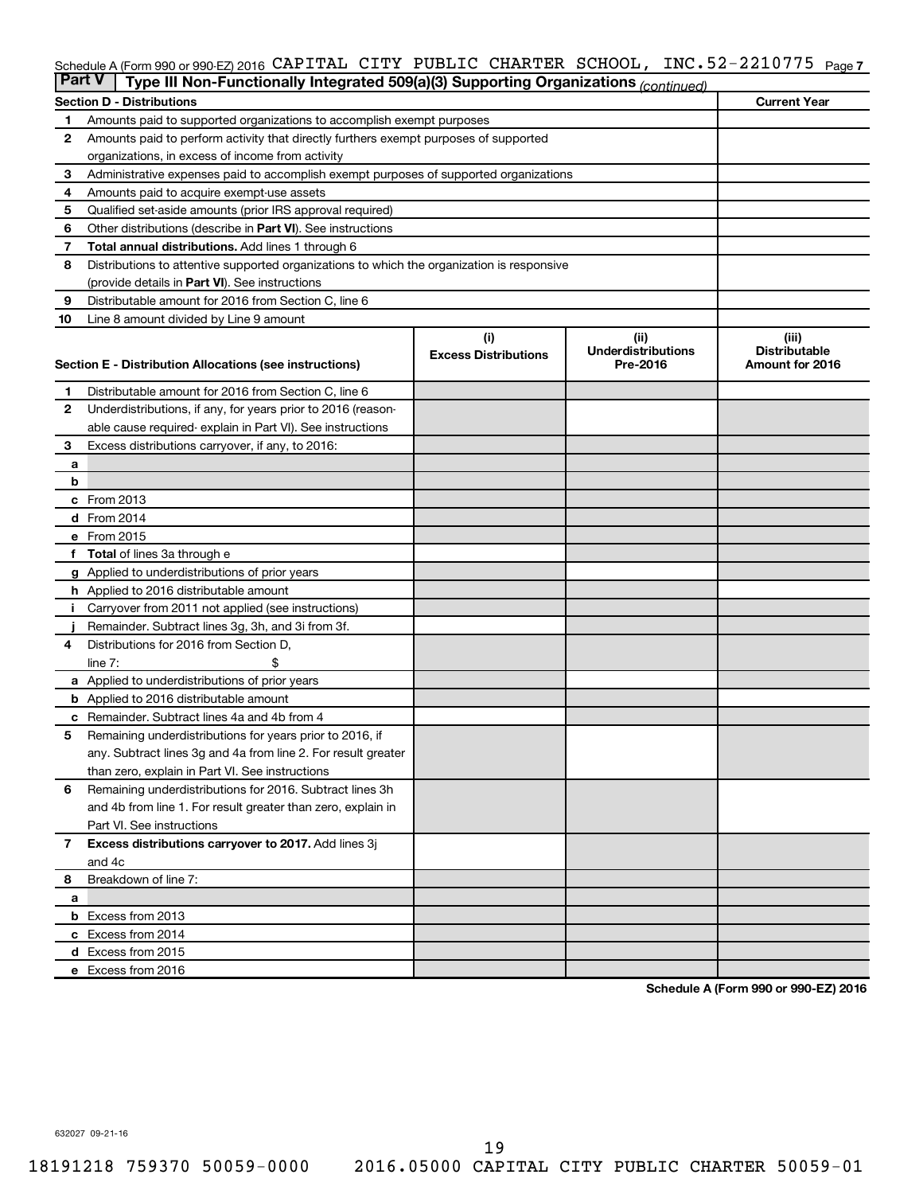Schedule A (Form 990 or 990-EZ) 2016 CAPITAL CITY PUBLIC CHARTER SCHOOL, INC. 52-2210775 Page 7

## Part V | Type III Non-Functionally Integrated 509(a)(3) Supporting Organizations *(continued)*

| Section D - Distributions | | Current Year |
|---|---|---|
| 1 | Amounts paid to supported organizations to accomplish exempt purposes | |
| 2 | Amounts paid to perform activity that directly furthers exempt purposes of supported organizations, in excess of income from activity | |
| 3 | Administrative expenses paid to accomplish exempt purposes of supported organizations | |
| 4 | Amounts paid to acquire exempt-use assets | |
| 5 | Qualified set-aside amounts (prior IRS approval required) | |
| 6 | Other distributions (describe in **Part VI**). See instructions | |
| 7 | **Total annual distributions.** Add lines 1 through 6 | |
| 8 | Distributions to attentive supported organizations to which the organization is responsive (provide details in **Part VI**). See instructions | |
| 9 | Distributable amount for 2016 from Section C, line 6 | |
| 10 | Line 8 amount divided by Line 9 amount | |

| Section E - Distribution Allocations (see instructions) | | (i) Excess Distributions | (ii) Underdistributions Pre-2016 | (iii) Distributable Amount for 2016 |
|---|---|---|---|---|
| 1 | Distributable amount for 2016 from Section C, line 6 | | | |
| 2 | Underdistributions, if any, for years prior to 2016 (reasonable cause required- explain in Part VI). See instructions | | | |
| 3 | Excess distributions carryover, if any, to 2016: | | | |
| a | | | | |
| b | | | | |
| c | From 2013 | | | |
| d | From 2014 | | | |
| e | From 2015 | | | |
| f | **Total** of lines 3a through e | | | |
| g | Applied to underdistributions of prior years | | | |
| h | Applied to 2016 distributable amount | | | |
| i | Carryover from 2011 not applied (see instructions) | | | |
| j | Remainder. Subtract lines 3g, 3h, and 3i from 3f. | | | |
| 4 | Distributions for 2016 from Section D, line 7: $ | | | |
| a | Applied to underdistributions of prior years | | | |
| b | Applied to 2016 distributable amount | | | |
| c | Remainder. Subtract lines 4a and 4b from 4 | | | |
| 5 | Remaining underdistributions for years prior to 2016, if any. Subtract lines 3g and 4a from line 2. For result greater than zero, explain in Part VI. See instructions | | | |
| 6 | Remaining underdistributions for 2016. Subtract lines 3h and 4b from line 1. For result greater than zero, explain in Part VI. See instructions | | | |
| 7 | **Excess distributions carryover to 2017.** Add lines 3j and 4c | | | |
| 8 | Breakdown of line 7: | | | |
| a | | | | |
| b | Excess from 2013 | | | |
| c | Excess from 2014 | | | |
| d | Excess from 2015 | | | |
| e | Excess from 2016 | | | |

**Schedule A (Form 990 or 990-EZ) 2016**

632027 09-21-16

18191218 759370 50059-0000 2016.05000 CAPITAL CITY PUBLIC CHARTER 50059-01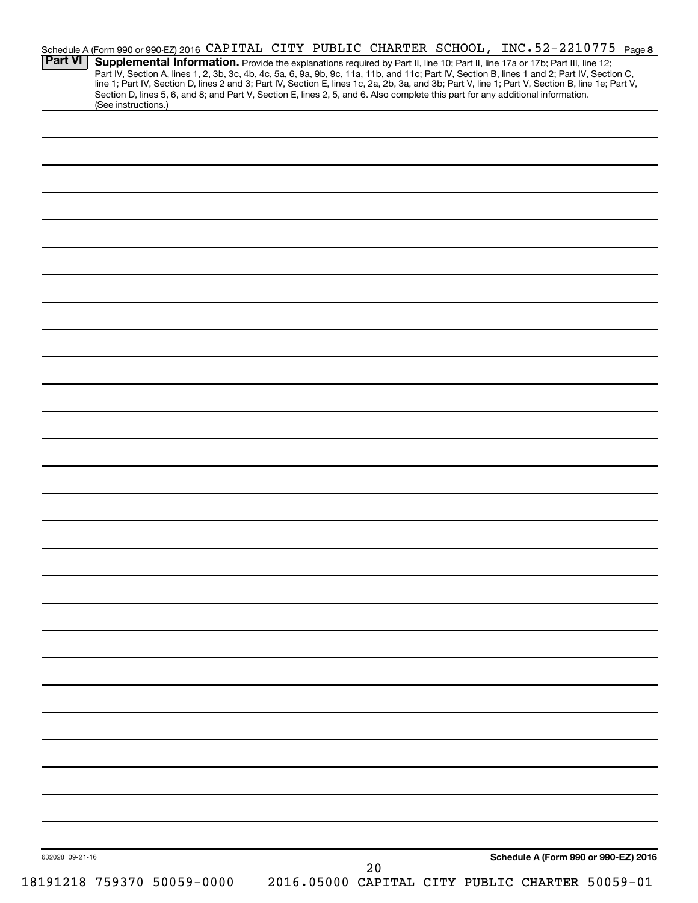Schedule A (Form 990 or 990-EZ) 2016 CAPITAL CITY PUBLIC CHARTER SCHOOL, INC.52-2210775 Page 8

**Part VI** **Supplemental Information.** Provide the explanations required by Part II, line 10; Part II, line 17a or 17b; Part III, line 12; Part IV, Section A, lines 1, 2, 3b, 3c, 4b, 4c, 5a, 6, 9a, 9b, 9c, 11a, 11b, and 11c; Part IV, Section B, lines 1 and 2; Part IV, Section C, line 1; Part IV, Section D, lines 2 and 3; Part IV, Section E, lines 1c, 2a, 2b, 3a, and 3b; Part V, line 1; Part V, Section B, line 1e; Part V, Section D, lines 5, 6, and 8; and Part V, Section E, lines 2, 5, and 6. Also complete this part for any additional information. (See instructions.)

632028 09-21-16

**Schedule A (Form 990 or 990-EZ) 2016**

18191218 759370 50059-0000 2016.05000 CAPITAL CITY PUBLIC CHARTER 50059-01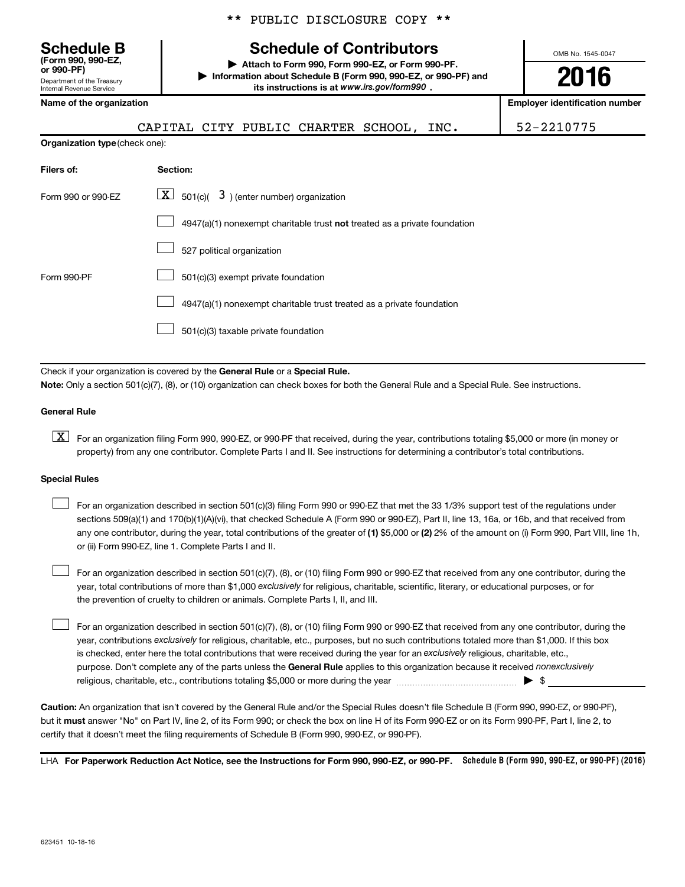** PUBLIC DISCLOSURE COPY **

**Schedule B**
**(Form 990, 990-EZ, or 990-PF)**
Department of the Treasury
Internal Revenue Service

# Schedule of Contributors

▶ **Attach to Form 990, Form 990-EZ, or Form 990-PF.**
▶ **Information about Schedule B (Form 990, 990-EZ, or 990-PF) and its instructions is at** ***www.irs.gov/form990*** **.**

OMB No. 1545-0047

**2016**

| **Name of the organization** | **Employer identification number** |
|---|---|
| CAPITAL CITY PUBLIC CHARTER SCHOOL, INC. | 52-2210775 |

**Organization type** (check one):

| **Filers of:** | **Section:** |
|---|---|
| Form 990 or 990-EZ | [X] 501(c)( 3 ) (enter number) organization |
| | [ ] 4947(a)(1) nonexempt charitable trust **not** treated as a private foundation |
| | [ ] 527 political organization |
| Form 990-PF | [ ] 501(c)(3) exempt private foundation |
| | [ ] 4947(a)(1) nonexempt charitable trust treated as a private foundation |
| | [ ] 501(c)(3) taxable private foundation |

Check if your organization is covered by the **General Rule** or a **Special Rule.**

**Note:** Only a section 501(c)(7), (8), or (10) organization can check boxes for both the General Rule and a Special Rule. See instructions.

**General Rule**

[X] For an organization filing Form 990, 990-EZ, or 990-PF that received, during the year, contributions totaling $5,000 or more (in money or property) from any one contributor. Complete Parts I and II. See instructions for determining a contributor's total contributions.

**Special Rules**

[ ] For an organization described in section 501(c)(3) filing Form 990 or 990-EZ that met the 33 1/3% support test of the regulations under sections 509(a)(1) and 170(b)(1)(A)(vi), that checked Schedule A (Form 990 or 990-EZ), Part II, line 13, 16a, or 16b, and that received from any one contributor, during the year, total contributions of the greater of **(1)** $5,000 or **(2)** 2% of the amount on (i) Form 990, Part VIII, line 1h, or (ii) Form 990-EZ, line 1. Complete Parts I and II.

[ ] For an organization described in section 501(c)(7), (8), or (10) filing Form 990 or 990-EZ that received from any one contributor, during the year, total contributions of more than $1,000 *exclusively* for religious, charitable, scientific, literary, or educational purposes, or for the prevention of cruelty to children or animals. Complete Parts I, II, and III.

[ ] For an organization described in section 501(c)(7), (8), or (10) filing Form 990 or 990-EZ that received from any one contributor, during the year, contributions *exclusively* for religious, charitable, etc., purposes, but no such contributions totaled more than $1,000. If this box is checked, enter here the total contributions that were received during the year for an *exclusively* religious, charitable, etc., purpose. Don't complete any of the parts unless the **General Rule** applies to this organization because it received *nonexclusively* religious, charitable, etc., contributions totaling $5,000 or more during the year ........................................ ▶ $ ____________

**Caution:** An organization that isn't covered by the General Rule and/or the Special Rules doesn't file Schedule B (Form 990, 990-EZ, or 990-PF), but it **must** answer "No" on Part IV, line 2, of its Form 990; or check the box on line H of its Form 990-EZ or on its Form 990-PF, Part I, line 2, to certify that it doesn't meet the filing requirements of Schedule B (Form 990, 990-EZ, or 990-PF).

LHA **For Paperwork Reduction Act Notice, see the Instructions for Form 990, 990-EZ, or 990-PF.** **Schedule B (Form 990, 990-EZ, or 990-PF) (2016)**

623451 10-18-16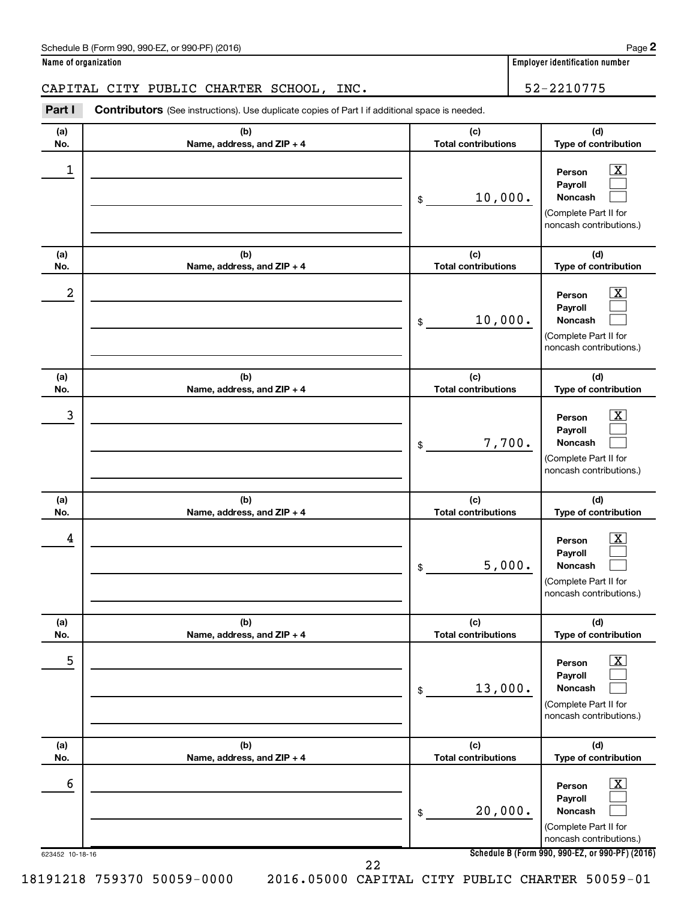Schedule B (Form 990, 990-EZ, or 990-PF) (2016)

**Name of organization**

CAPITAL CITY PUBLIC CHARTER SCHOOL, INC.

**Employer identification number**

52-2210775

**Part I** **Contributors** (See instructions). Use duplicate copies of Part I if additional space is needed.

| (a) No. | (b) Name, address, and ZIP + 4 | (c) Total contributions | (d) Type of contribution |
|---|---|---|---|
| 1 | | $ 10,000. | Person [X] Payroll [ ] Noncash [ ] (Complete Part II for noncash contributions.) |
| 2 | | $ 10,000. | Person [X] Payroll [ ] Noncash [ ] (Complete Part II for noncash contributions.) |
| 3 | | $ 7,700. | Person [X] Payroll [ ] Noncash [ ] (Complete Part II for noncash contributions.) |
| 4 | | $ 5,000. | Person [X] Payroll [ ] Noncash [ ] (Complete Part II for noncash contributions.) |
| 5 | | $ 13,000. | Person [X] Payroll [ ] Noncash [ ] (Complete Part II for noncash contributions.) |
| 6 | | $ 20,000. | Person [X] Payroll [ ] Noncash [ ] (Complete Part II for noncash contributions.) |

623452 10-18-16

**Schedule B (Form 990, 990-EZ, or 990-PF) (2016)**

18191218 759370 50059-0000 2016.05000 CAPITAL CITY PUBLIC CHARTER 50059-01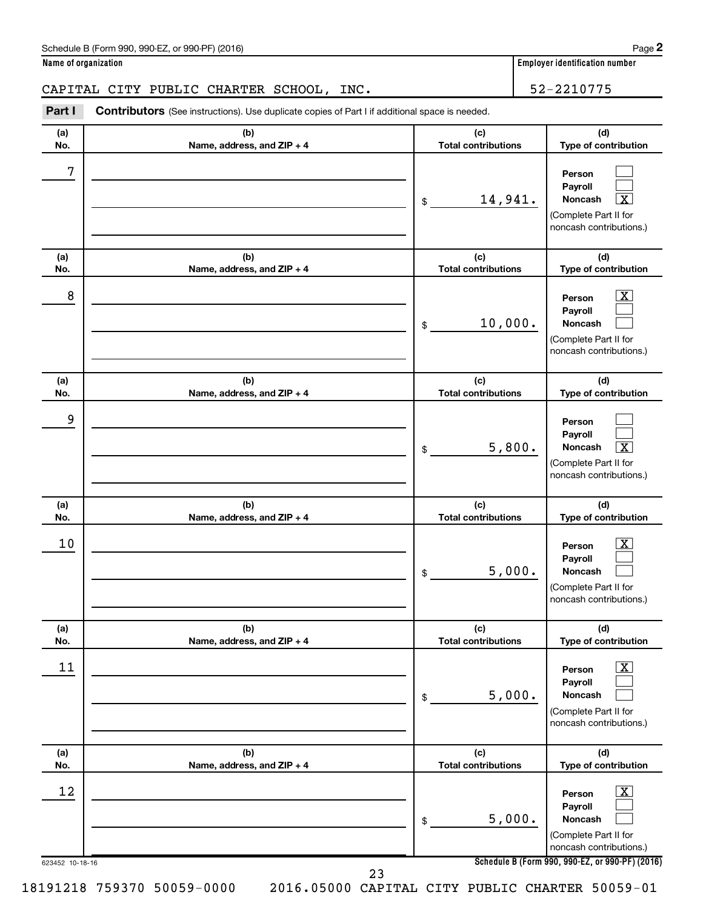Schedule B (Form 990, 990-EZ, or 990-PF) (2016)

**Name of organization**

CAPITAL CITY PUBLIC CHARTER SCHOOL, INC.

**Employer identification number**

52-2210775

**Part I** **Contributors** (See instructions). Use duplicate copies of Part I if additional space is needed.

| (a) No. | (b) Name, address, and ZIP + 4 | (c) Total contributions | (d) Type of contribution |
|---|---|---|---|
| 7 | | $ 14,941. | Person [ ] Payroll [ ] Noncash [X] (Complete Part II for noncash contributions.) |
| 8 | | $ 10,000. | Person [X] Payroll [ ] Noncash [ ] (Complete Part II for noncash contributions.) |
| 9 | | $ 5,800. | Person [ ] Payroll [ ] Noncash [X] (Complete Part II for noncash contributions.) |
| 10 | | $ 5,000. | Person [X] Payroll [ ] Noncash [ ] (Complete Part II for noncash contributions.) |
| 11 | | $ 5,000. | Person [X] Payroll [ ] Noncash [ ] (Complete Part II for noncash contributions.) |
| 12 | | $ 5,000. | Person [X] Payroll [ ] Noncash [ ] (Complete Part II for noncash contributions.) |

623452 10-18-16

**Schedule B (Form 990, 990-EZ, or 990-PF) (2016)**

18191218 759370 50059-0000 2016.05000 CAPITAL CITY PUBLIC CHARTER 50059-01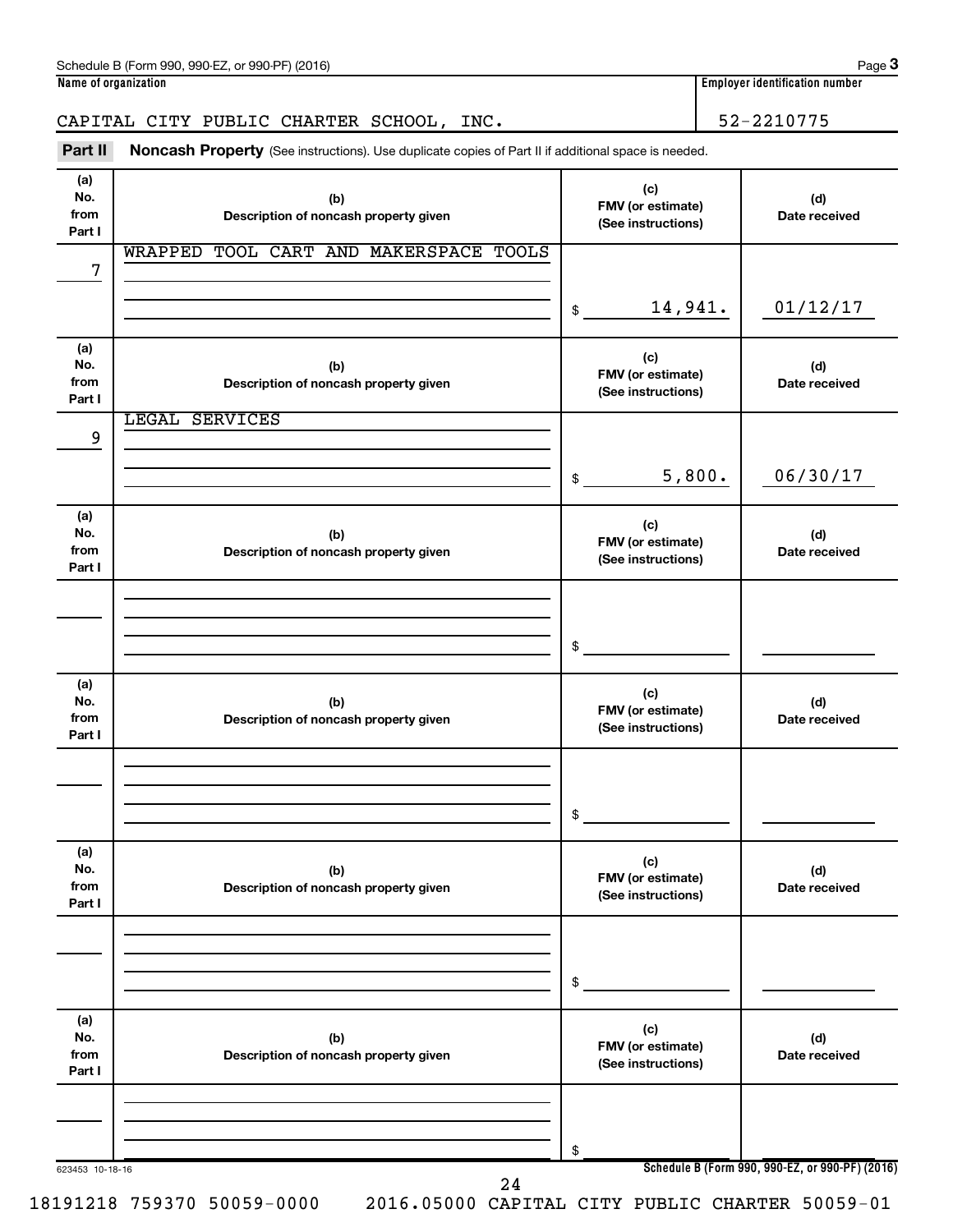Schedule B (Form 990, 990-EZ, or 990-PF) (2016)

**Name of organization**

CAPITAL CITY PUBLIC CHARTER SCHOOL, INC.

**Employer identification number**

52-2210775

## Part II Noncash Property (See instructions). Use duplicate copies of Part II if additional space is needed.

| (a) No. from Part I | (b) Description of noncash property given | (c) FMV (or estimate) (See instructions) | (d) Date received |
|---|---|---|---|
| 7 | WRAPPED TOOL CART AND MAKERSPACE TOOLS | $ 14,941. | 01/12/17 |
| 9 | LEGAL SERVICES | $ 5,800. | 06/30/17 |
| | | $ | |
| | | $ | |
| | | $ | |
| | | $ | |

623453 10-18-16

Schedule B (Form 990, 990-EZ, or 990-PF) (2016)

18191218 759370 50059-0000 2016.05000 CAPITAL CITY PUBLIC CHARTER 50059-01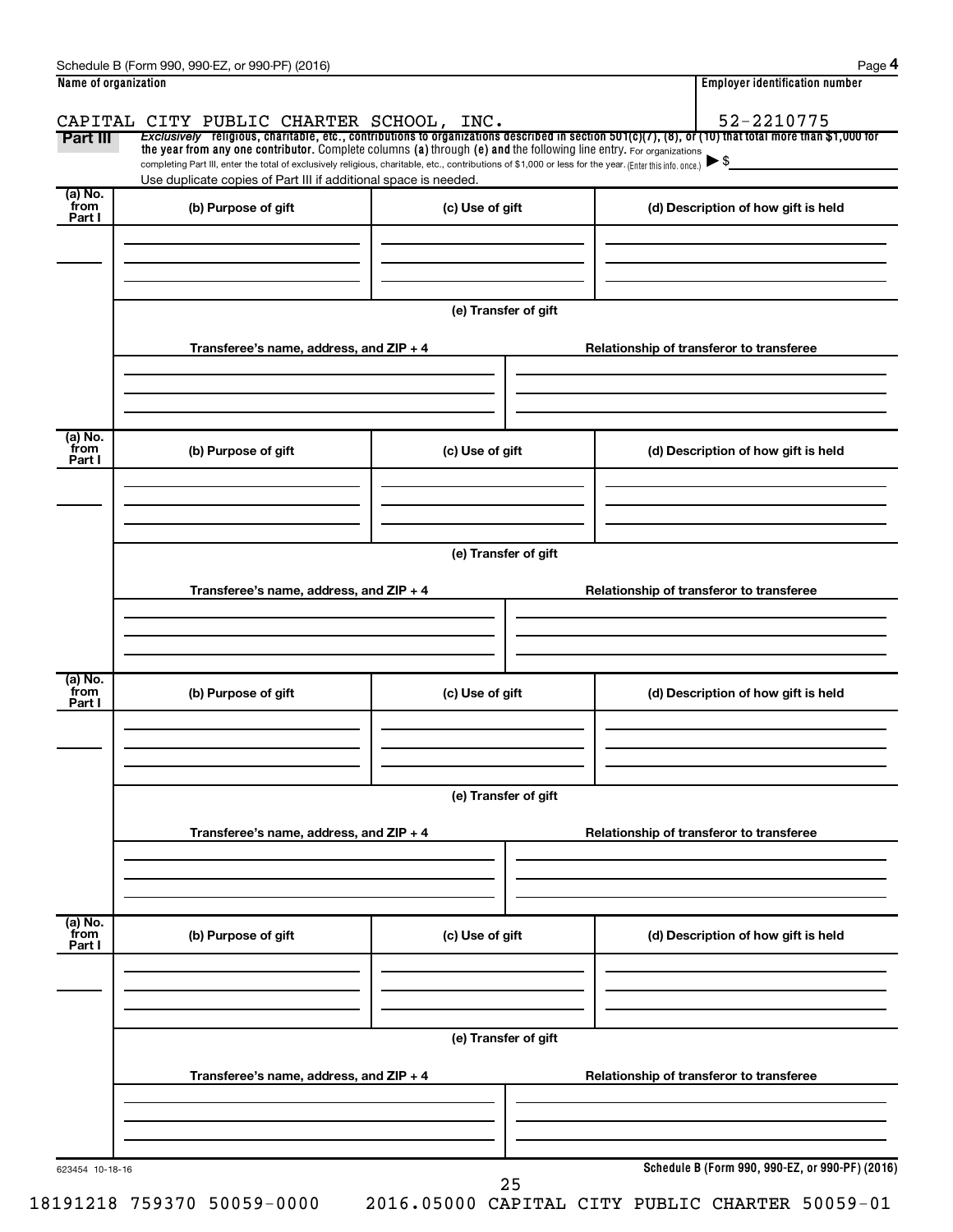Schedule B (Form 990, 990-EZ, or 990-PF) (2016)

**Name of organization**

CAPITAL CITY PUBLIC CHARTER SCHOOL, INC.

**Employer identification number**

52-2210775

**Part III** *Exclusively* religious, charitable, etc., contributions to organizations described in section 501(c)(7), (8), or (10) that total more than $1,000 for the year from any one contributor. Complete columns (a) through (e) and the following line entry. For organizations completing Part III, enter the total of exclusively religious, charitable, etc., contributions of $1,000 or less for the year. (Enter this info. once.) ▶ $

Use duplicate copies of Part III if additional space is needed.

| (a) No. from Part I | (b) Purpose of gift | (c) Use of gift | (d) Description of how gift is held |
|---|---|---|---|
| | | | |

(e) Transfer of gift

| Transferee's name, address, and ZIP + 4 | Relationship of transferor to transferee |
|---|---|
| | |

| (a) No. from Part I | (b) Purpose of gift | (c) Use of gift | (d) Description of how gift is held |
|---|---|---|---|
| | | | |

(e) Transfer of gift

| Transferee's name, address, and ZIP + 4 | Relationship of transferor to transferee |
|---|---|
| | |

| (a) No. from Part I | (b) Purpose of gift | (c) Use of gift | (d) Description of how gift is held |
|---|---|---|---|
| | | | |

(e) Transfer of gift

| Transferee's name, address, and ZIP + 4 | Relationship of transferor to transferee |
|---|---|
| | |

| (a) No. from Part I | (b) Purpose of gift | (c) Use of gift | (d) Description of how gift is held |
|---|---|---|---|
| | | | |

(e) Transfer of gift

| Transferee's name, address, and ZIP + 4 | Relationship of transferor to transferee |
|---|---|
| | |

623454 10-18-16

**Schedule B (Form 990, 990-EZ, or 990-PF) (2016)**

18191218 759370 50059-0000 2016.05000 CAPITAL CITY PUBLIC CHARTER 50059-01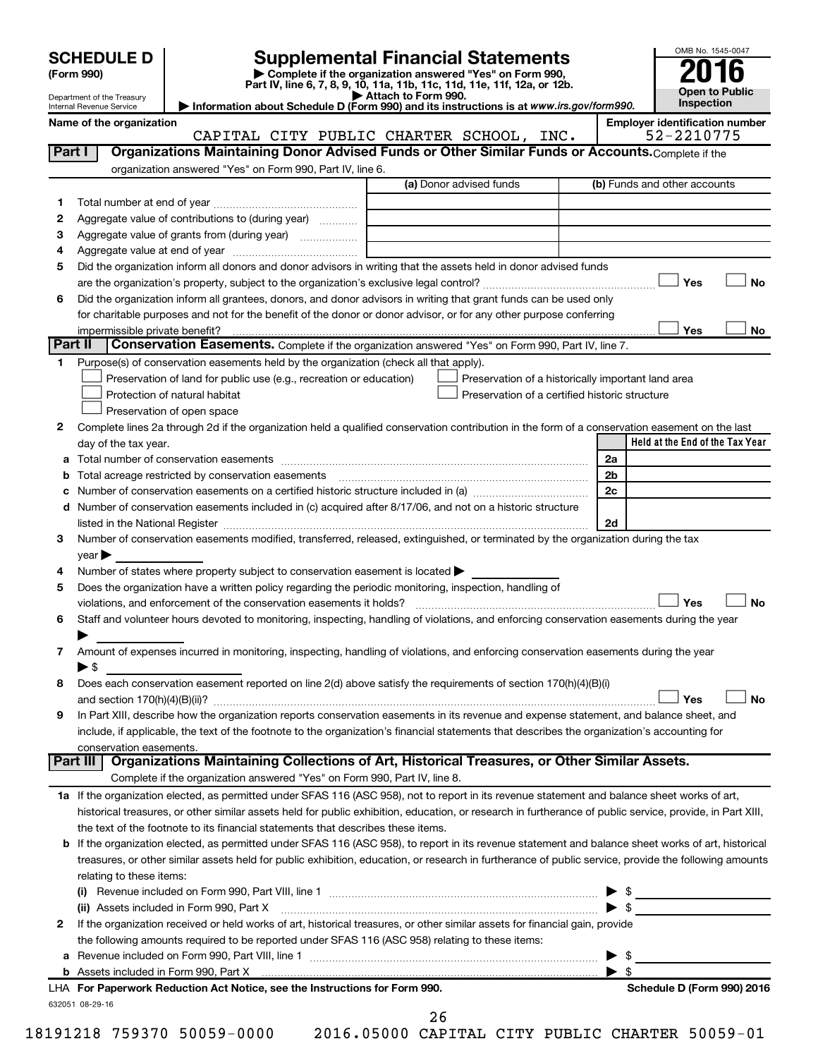# SCHEDULE D (Form 990)

Department of the Treasury
Internal Revenue Service

## Supplemental Financial Statements

▶ Complete if the organization answered "Yes" on Form 990, Part IV, line 6, 7, 8, 9, 10, 11a, 11b, 11c, 11d, 11e, 11f, 12a, or 12b.
▶ Attach to Form 990.
▶ Information about Schedule D (Form 990) and its instructions is at www.irs.gov/form990.

OMB No. 1545-0047

**2016**

**Open to Public Inspection**

**Name of the organization:** CAPITAL CITY PUBLIC CHARTER SCHOOL, INC.

**Employer identification number:** 52-2210775

### Part I — Organizations Maintaining Donor Advised Funds or Other Similar Funds or Accounts.
Complete if the organization answered "Yes" on Form 990, Part IV, line 6.

| | | (a) Donor advised funds | (b) Funds and other accounts |
|---|---|---|---|
| 1 | Total number at end of year | | |
| 2 | Aggregate value of contributions to (during year) | | |
| 3 | Aggregate value of grants from (during year) | | |
| 4 | Aggregate value at end of year | | |

5 Did the organization inform all donors and donor advisors in writing that the assets held in donor advised funds are the organization's property, subject to the organization's exclusive legal control? ☐ Yes ☐ No

6 Did the organization inform all grantees, donors, and donor advisors in writing that grant funds can be used only for charitable purposes and not for the benefit of the donor or donor advisor, or for any other purpose conferring impermissible private benefit? ☐ Yes ☐ No

### Part II — Conservation Easements.
Complete if the organization answered "Yes" on Form 990, Part IV, line 7.

1 Purpose(s) of conservation easements held by the organization (check all that apply).
- ☐ Preservation of land for public use (e.g., recreation or education)
- ☐ Protection of natural habitat
- ☐ Preservation of open space
- ☐ Preservation of a historically important land area
- ☐ Preservation of a certified historic structure

2 Complete lines 2a through 2d if the organization held a qualified conservation contribution in the form of a conservation easement on the last day of the tax year.

| | | | Held at the End of the Tax Year |
|---|---|---|---|
| a | Total number of conservation easements | 2a | |
| b | Total acreage restricted by conservation easements | 2b | |
| c | Number of conservation easements on a certified historic structure included in (a) | 2c | |
| d | Number of conservation easements included in (c) acquired after 8/17/06, and not on a historic structure listed in the National Register | 2d | |

3 Number of conservation easements modified, transferred, released, extinguished, or terminated by the organization during the tax year ▶

4 Number of states where property subject to conservation easement is located ▶

5 Does the organization have a written policy regarding the periodic monitoring, inspection, handling of violations, and enforcement of the conservation easements it holds? ☐ Yes ☐ No

6 Staff and volunteer hours devoted to monitoring, inspecting, handling of violations, and enforcing conservation easements during the year ▶

7 Amount of expenses incurred in monitoring, inspecting, handling of violations, and enforcing conservation easements during the year ▶ $

8 Does each conservation easement reported on line 2(d) above satisfy the requirements of section 170(h)(4)(B)(i) and section 170(h)(4)(B)(ii)? ☐ Yes ☐ No

9 In Part XIII, describe how the organization reports conservation easements in its revenue and expense statement, and balance sheet, and include, if applicable, the text of the footnote to the organization's financial statements that describes the organization's accounting for conservation easements.

### Part III — Organizations Maintaining Collections of Art, Historical Treasures, or Other Similar Assets.
Complete if the organization answered "Yes" on Form 990, Part IV, line 8.

1a If the organization elected, as permitted under SFAS 116 (ASC 958), not to report in its revenue statement and balance sheet works of art, historical treasures, or other similar assets held for public exhibition, education, or research in furtherance of public service, provide, in Part XIII, the text of the footnote to its financial statements that describes these items.

b If the organization elected, as permitted under SFAS 116 (ASC 958), to report in its revenue statement and balance sheet works of art, historical treasures, or other similar assets held for public exhibition, education, or research in furtherance of public service, provide the following amounts relating to these items:

(i) Revenue included on Form 990, Part VIII, line 1 ▶ $

(ii) Assets included in Form 990, Part X ▶ $

2 If the organization received or held works of art, historical treasures, or other similar assets for financial gain, provide the following amounts required to be reported under SFAS 116 (ASC 958) relating to these items:

a Revenue included on Form 990, Part VIII, line 1 ▶ $

b Assets included in Form 990, Part X ▶ $

LHA For Paperwork Reduction Act Notice, see the Instructions for Form 990. Schedule D (Form 990) 2016

632051 08-29-16

18191218 759370 50059-0000 2016.05000 CAPITAL CITY PUBLIC CHARTER 50059-01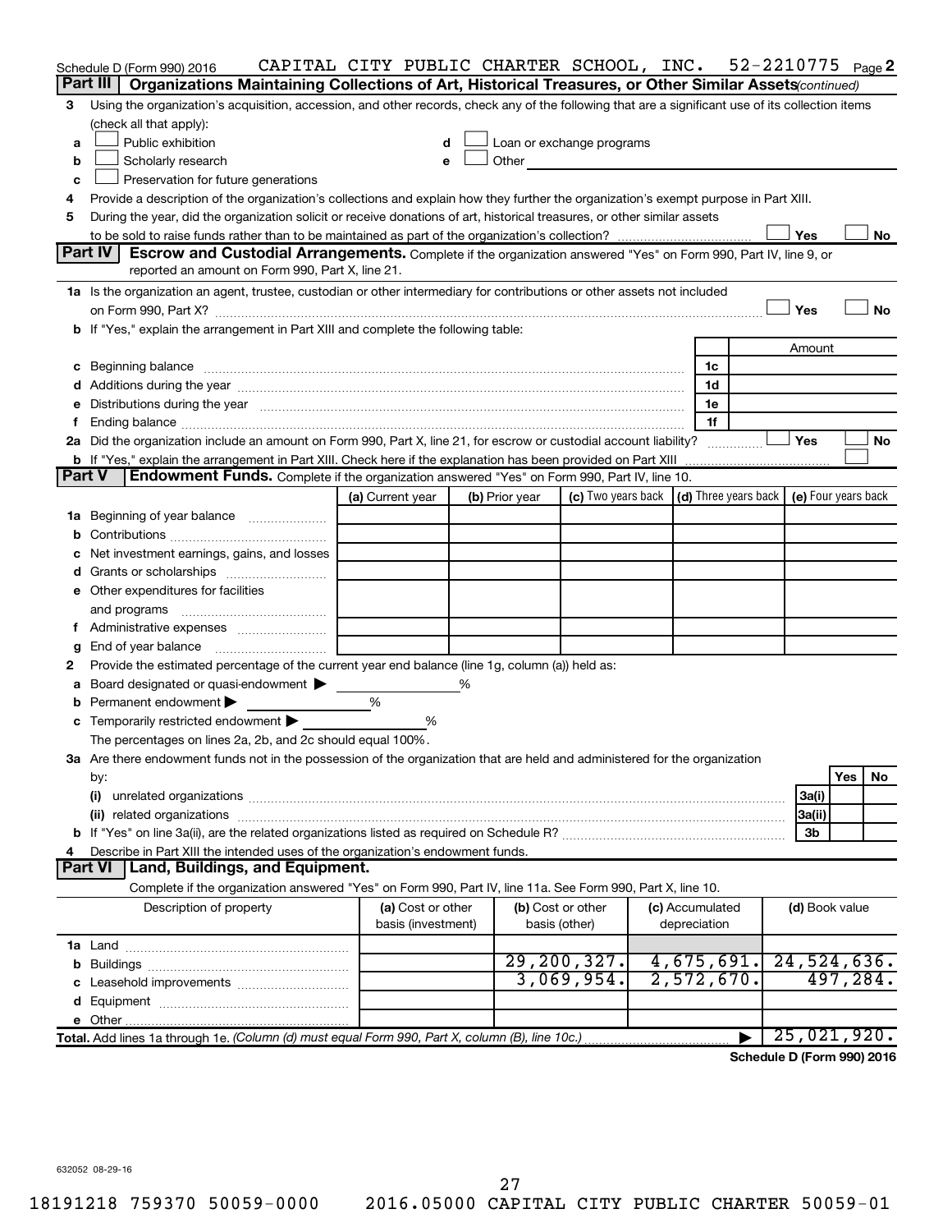Schedule D (Form 990) 2016 CAPITAL CITY PUBLIC CHARTER SCHOOL, INC. 52-2210775 Page 2

## Part III Organizations Maintaining Collections of Art, Historical Treasures, or Other Similar Assets *(continued)*

**3** Using the organization's acquisition, accession, and other records, check any of the following that are a significant use of its collection items (check all that apply):

- **a** ☐ Public exhibition
- **b** ☐ Scholarly research
- **c** ☐ Preservation for future generations
- **d** ☐ Loan or exchange programs
- **e** ☐ Other

**4** Provide a description of the organization's collections and explain how they further the organization's exempt purpose in Part XIII.

**5** During the year, did the organization solicit or receive donations of art, historical treasures, or other similar assets to be sold to raise funds rather than to be maintained as part of the organization's collection? ☐ Yes ☐ No

## Part IV Escrow and Custodial Arrangements.

Complete if the organization answered "Yes" on Form 990, Part IV, line 9, or reported an amount on Form 990, Part X, line 21.

**1a** Is the organization an agent, trustee, custodian or other intermediary for contributions or other assets not included on Form 990, Part X? ☐ Yes ☐ No

**b** If "Yes," explain the arrangement in Part XIII and complete the following table:

| | | | Amount |
|---|---|---|---|
| **c** | Beginning balance | 1c | |
| **d** | Additions during the year | 1d | |
| **e** | Distributions during the year | 1e | |
| **f** | Ending balance | 1f | |

**2a** Did the organization include an amount on Form 990, Part X, line 21, for escrow or custodial account liability? ☐ Yes ☐ No

**b** If "Yes," explain the arrangement in Part XIII. Check here if the explanation has been provided on Part XIII ☐

## Part V Endowment Funds.

Complete if the organization answered "Yes" on Form 990, Part IV, line 10.

| | (a) Current year | (b) Prior year | (c) Two years back | (d) Three years back | (e) Four years back |
|---|---|---|---|---|---|
| **1a** Beginning of year balance | | | | | |
| **b** Contributions | | | | | |
| **c** Net investment earnings, gains, and losses | | | | | |
| **d** Grants or scholarships | | | | | |
| **e** Other expenditures for facilities and programs | | | | | |
| **f** Administrative expenses | | | | | |
| **g** End of year balance | | | | | |

**2** Provide the estimated percentage of the current year end balance (line 1g, column (a)) held as:

- **a** Board designated or quasi-endowment ▶ %
- **b** Permanent endowment ▶ %
- **c** Temporarily restricted endowment ▶ %

The percentages on lines 2a, 2b, and 2c should equal 100%.

**3a** Are there endowment funds not in the possession of the organization that are held and administered for the organization by:

| | | Yes | No |
|---|---|---|---|
| **(i)** unrelated organizations | 3a(i) | | |
| **(ii)** related organizations | 3a(ii) | | |
| **b** If "Yes" on line 3a(ii), are the related organizations listed as required on Schedule R? | 3b | | |

**4** Describe in Part XIII the intended uses of the organization's endowment funds.

## Part VI Land, Buildings, and Equipment.

Complete if the organization answered "Yes" on Form 990, Part IV, line 11a. See Form 990, Part X, line 10.

| Description of property | (a) Cost or other basis (investment) | (b) Cost or other basis (other) | (c) Accumulated depreciation | (d) Book value |
|---|---|---|---|---|
| **1a** Land | | | | |
| **b** Buildings | | 29,200,327. | 4,675,691. | 24,524,636. |
| **c** Leasehold improvements | | 3,069,954. | 2,572,670. | 497,284. |
| **d** Equipment | | | | |
| **e** Other | | | | |
| **Total.** Add lines 1a through 1e. *(Column (d) must equal Form 990, Part X, column (B), line 10c.)* ▶ | | | | 25,021,920. |

**Schedule D (Form 990) 2016**

632052 08-29-16

18191218 759370 50059-0000 2016.05000 CAPITAL CITY PUBLIC CHARTER 50059-01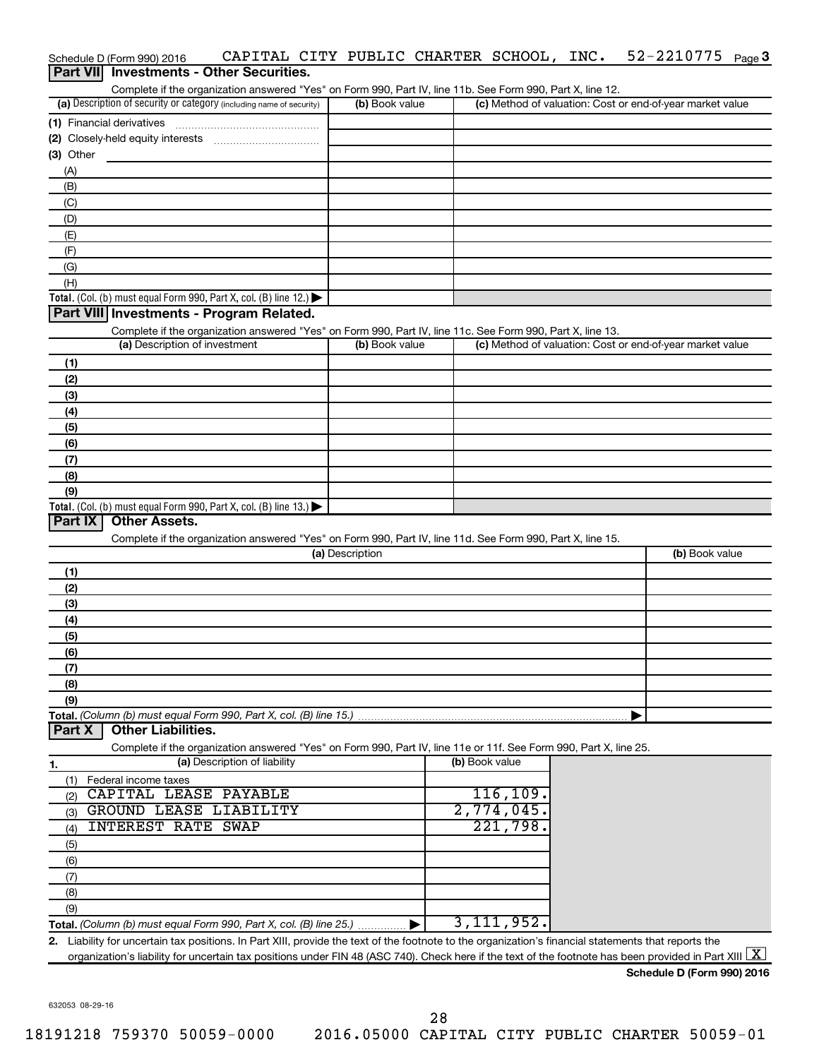Schedule D (Form 990) 2016 CAPITAL CITY PUBLIC CHARTER SCHOOL, INC. 52-2210775 Page 3

## Part VII Investments - Other Securities.

Complete if the organization answered "Yes" on Form 990, Part IV, line 11b. See Form 990, Part X, line 12.

| (a) Description of security or category (including name of security) | (b) Book value | (c) Method of valuation: Cost or end-of-year market value |
|---|---|---|
| (1) Financial derivatives | | |
| (2) Closely-held equity interests | | |
| (3) Other | | |
| (A) | | |
| (B) | | |
| (C) | | |
| (D) | | |
| (E) | | |
| (F) | | |
| (G) | | |
| (H) | | |
| **Total.** (Col. (b) must equal Form 990, Part X, col. (B) line 12.) ▶ | | |

## Part VIII Investments - Program Related.

Complete if the organization answered "Yes" on Form 990, Part IV, line 11c. See Form 990, Part X, line 13.

| (a) Description of investment | (b) Book value | (c) Method of valuation: Cost or end-of-year market value |
|---|---|---|
| (1) | | |
| (2) | | |
| (3) | | |
| (4) | | |
| (5) | | |
| (6) | | |
| (7) | | |
| (8) | | |
| (9) | | |
| **Total.** (Col. (b) must equal Form 990, Part X, col. (B) line 13.) ▶ | | |

## Part IX Other Assets.

Complete if the organization answered "Yes" on Form 990, Part IV, line 11d. See Form 990, Part X, line 15.

| (a) Description | (b) Book value |
|---|---|
| (1) | |
| (2) | |
| (3) | |
| (4) | |
| (5) | |
| (6) | |
| (7) | |
| (8) | |
| (9) | |
| **Total.** *(Column (b) must equal Form 990, Part X, col. (B) line 15.)* ▶ | |

## Part X Other Liabilities.

Complete if the organization answered "Yes" on Form 990, Part IV, line 11e or 11f. See Form 990, Part X, line 25.

| 1. (a) Description of liability | (b) Book value |
|---|---|
| (1) Federal income taxes | |
| (2) CAPITAL LEASE PAYABLE | 116,109. |
| (3) GROUND LEASE LIABILITY | 2,774,045. |
| (4) INTEREST RATE SWAP | 221,798. |
| (5) | |
| (6) | |
| (7) | |
| (8) | |
| (9) | |
| **Total.** *(Column (b) must equal Form 990, Part X, col. (B) line 25.)* ▶ | 3,111,952. |

**2.** Liability for uncertain tax positions. In Part XIII, provide the text of the footnote to the organization's financial statements that reports the organization's liability for uncertain tax positions under FIN 48 (ASC 740). Check here if the text of the footnote has been provided in Part XIII [X]

**Schedule D (Form 990) 2016**

632053 08-29-16

18191218 759370 50059-0000 2016.05000 CAPITAL CITY PUBLIC CHARTER 50059-01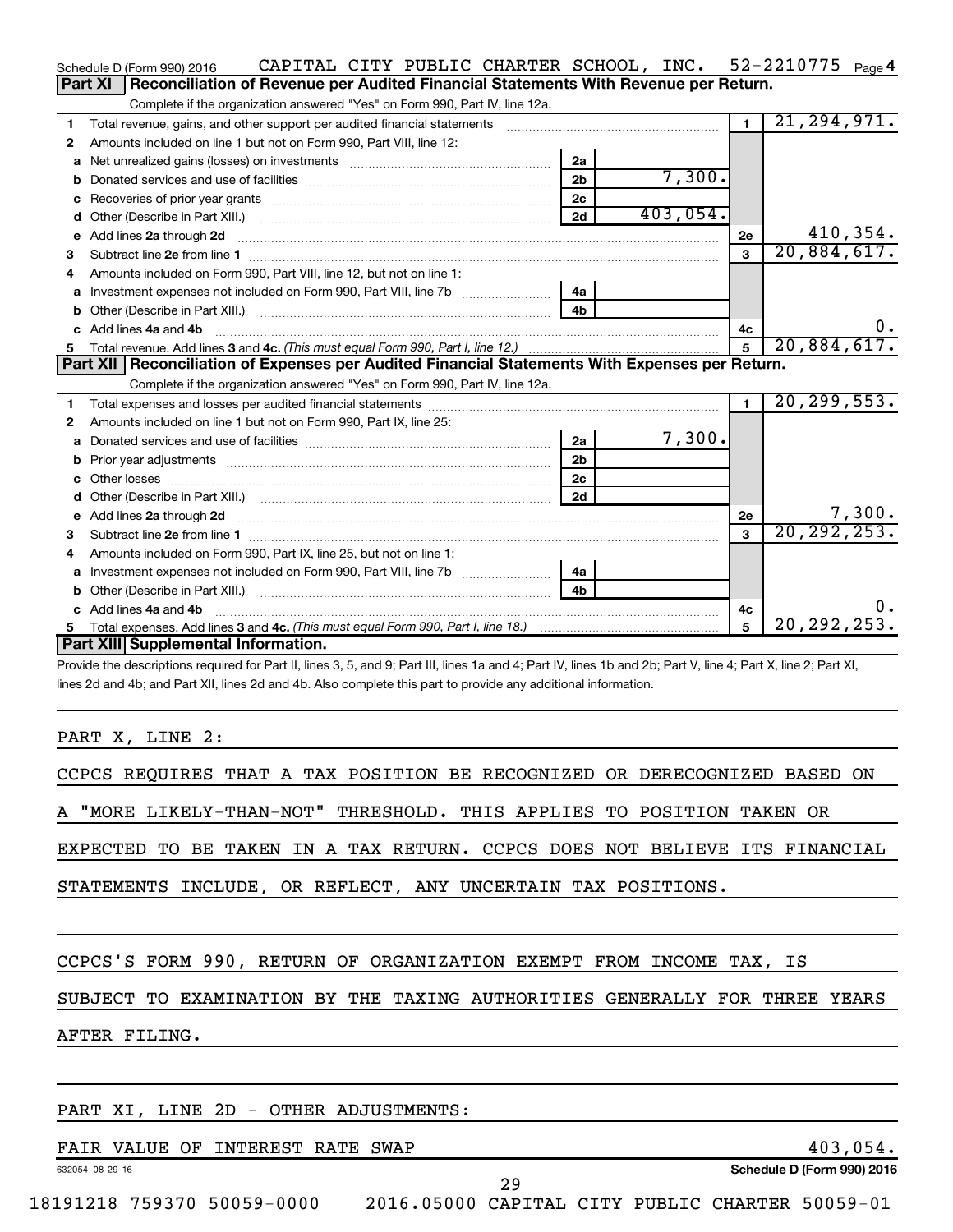Schedule D (Form 990) 2016 CAPITAL CITY PUBLIC CHARTER SCHOOL, INC. 52-2210775 Page 4

## Part XI Reconciliation of Revenue per Audited Financial Statements With Revenue per Return.

Complete if the organization answered "Yes" on Form 990, Part IV, line 12a.

| | | | | | |
|---|---|---|---|---|---|
| 1 | Total revenue, gains, and other support per audited financial statements | | | 1 | 21,294,971. |
| 2 | Amounts included on line 1 but not on Form 990, Part VIII, line 12: | | | | |
| a | Net unrealized gains (losses) on investments | 2a | | | |
| b | Donated services and use of facilities | 2b | 7,300. | | |
| c | Recoveries of prior year grants | 2c | | | |
| d | Other (Describe in Part XIII.) | 2d | 403,054. | | |
| e | Add lines 2a through 2d | | | 2e | 410,354. |
| 3 | Subtract line 2e from line 1 | | | 3 | 20,884,617. |
| 4 | Amounts included on Form 990, Part VIII, line 12, but not on line 1: | | | | |
| a | Investment expenses not included on Form 990, Part VIII, line 7b | 4a | | | |
| b | Other (Describe in Part XIII.) | 4b | | | |
| c | Add lines 4a and 4b | | | 4c | 0. |
| 5 | Total revenue. Add lines 3 and 4c. *(This must equal Form 990, Part I, line 12.)* | | | 5 | 20,884,617. |

## Part XII Reconciliation of Expenses per Audited Financial Statements With Expenses per Return.

Complete if the organization answered "Yes" on Form 990, Part IV, line 12a.

| | | | | | |
|---|---|---|---|---|---|
| 1 | Total expenses and losses per audited financial statements | | | 1 | 20,299,553. |
| 2 | Amounts included on line 1 but not on Form 990, Part IX, line 25: | | | | |
| a | Donated services and use of facilities | 2a | 7,300. | | |
| b | Prior year adjustments | 2b | | | |
| c | Other losses | 2c | | | |
| d | Other (Describe in Part XIII.) | 2d | | | |
| e | Add lines 2a through 2d | | | 2e | 7,300. |
| 3 | Subtract line 2e from line 1 | | | 3 | 20,292,253. |
| 4 | Amounts included on Form 990, Part IX, line 25, but not on line 1: | | | | |
| a | Investment expenses not included on Form 990, Part VIII, line 7b | 4a | | | |
| b | Other (Describe in Part XIII.) | 4b | | | |
| c | Add lines 4a and 4b | | | 4c | 0. |
| 5 | Total expenses. Add lines 3 and 4c. *(This must equal Form 990, Part I, line 18.)* | | | 5 | 20,292,253. |

## Part XIII Supplemental Information.

Provide the descriptions required for Part II, lines 3, 5, and 9; Part III, lines 1a and 4; Part IV, lines 1b and 2b; Part V, line 4; Part X, line 2; Part XI, lines 2d and 4b; and Part XII, lines 2d and 4b. Also complete this part to provide any additional information.

PART X, LINE 2:

CCPCS REQUIRES THAT A TAX POSITION BE RECOGNIZED OR DERECOGNIZED BASED ON A "MORE LIKELY-THAN-NOT" THRESHOLD. THIS APPLIES TO POSITION TAKEN OR EXPECTED TO BE TAKEN IN A TAX RETURN. CCPCS DOES NOT BELIEVE ITS FINANCIAL STATEMENTS INCLUDE, OR REFLECT, ANY UNCERTAIN TAX POSITIONS.

CCPCS'S FORM 990, RETURN OF ORGANIZATION EXEMPT FROM INCOME TAX, IS SUBJECT TO EXAMINATION BY THE TAXING AUTHORITIES GENERALLY FOR THREE YEARS AFTER FILING.

PART XI, LINE 2D - OTHER ADJUSTMENTS:

FAIR VALUE OF INTEREST RATE SWAP 403,054.

632054 08-29-16 Schedule D (Form 990) 2016

18191218 759370 50059-0000 2016.05000 CAPITAL CITY PUBLIC CHARTER 50059-01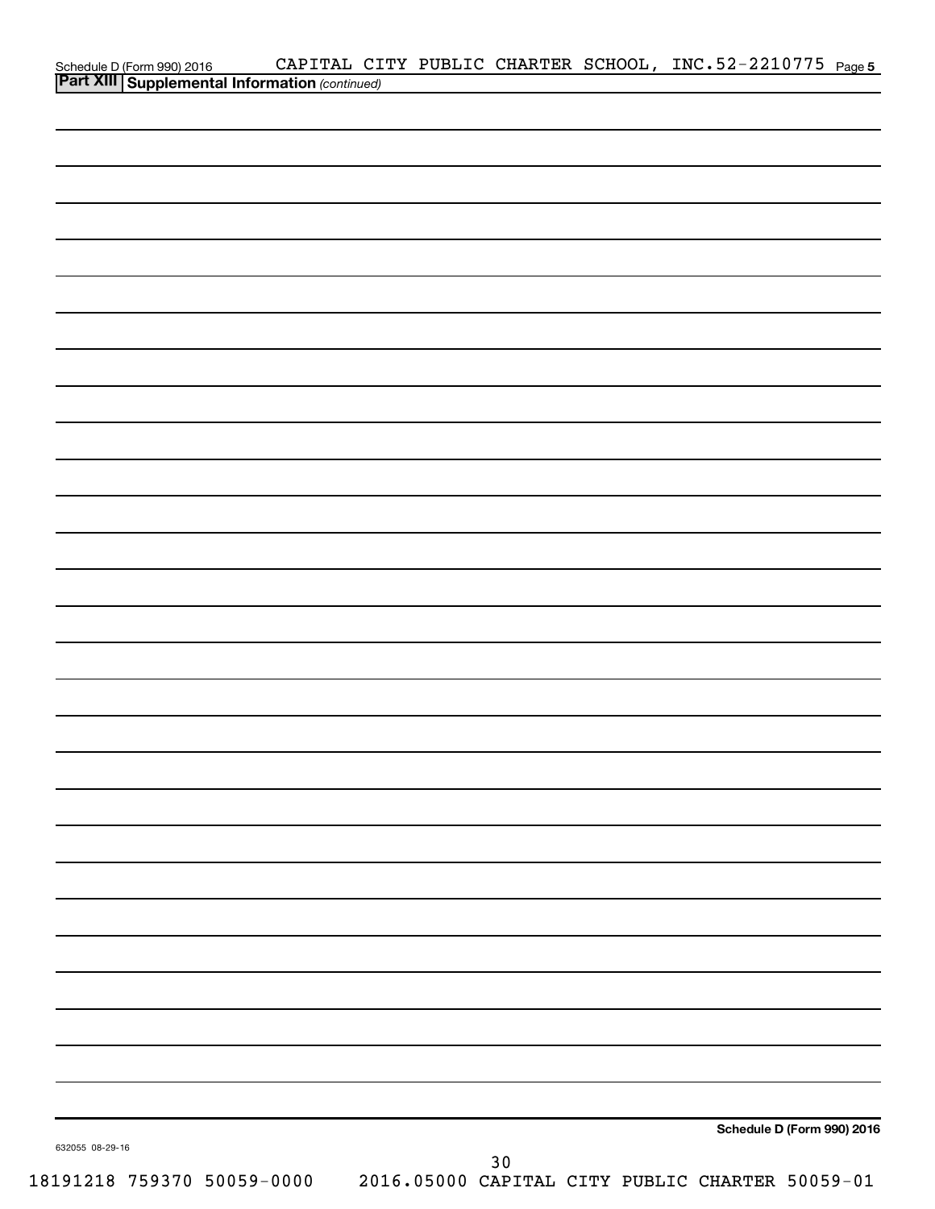Schedule D (Form 990) 2016 CAPITAL CITY PUBLIC CHARTER SCHOOL, INC. 52-2210775 Page 5

**Part XIII Supplemental Information** *(continued)*

**Schedule D (Form 990) 2016**

632055 08-29-16

18191218 759370 50059-0000 2016.05000 CAPITAL CITY PUBLIC CHARTER 50059-01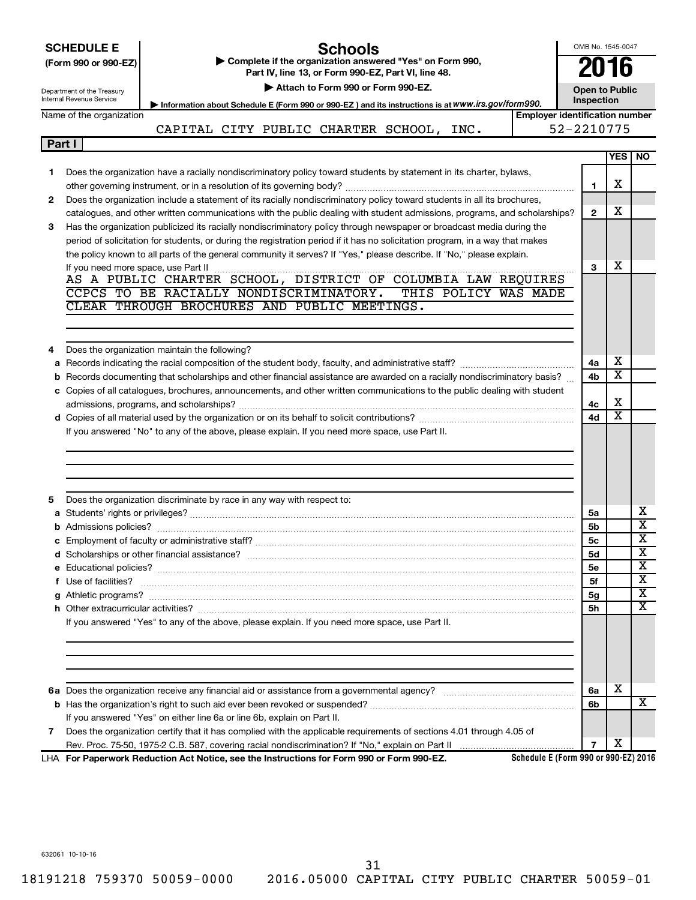**SCHEDULE E**
**(Form 990 or 990-EZ)**

Department of the Treasury
Internal Revenue Service

# Schools

▶ **Complete if the organization answered "Yes" on Form 990, Part IV, line 13, or Form 990-EZ, Part VI, line 48.**
▶ **Attach to Form 990 or Form 990-EZ.**
▶ **Information about Schedule E (Form 990 or 990-EZ) and its instructions is at** *www.irs.gov/form990.*

OMB No. 1545-0047
**2016**
**Open to Public Inspection**

Name of the organization: CAPITAL CITY PUBLIC CHARTER SCHOOL, INC.
**Employer identification number:** 52-2210775

**Part I**

| | | | YES | NO |
|---|---|---|---|---|
| **1** | Does the organization have a racially nondiscriminatory policy toward students by statement in its charter, bylaws, other governing instrument, or in a resolution of its governing body? | **1** | X | |
| **2** | Does the organization include a statement of its racially nondiscriminatory policy toward students in all its brochures, catalogues, and other written communications with the public dealing with student admissions, programs, and scholarships? | **2** | X | |
| **3** | Has the organization publicized its racially nondiscriminatory policy through newspaper or broadcast media during the period of solicitation for students, or during the registration period if it has no solicitation program, in a way that makes the policy known to all parts of the general community it serves? If "Yes," please describe. If "No," please explain. If you need more space, use Part II | **3** | X | |

AS A PUBLIC CHARTER SCHOOL, DISTRICT OF COLUMBIA LAW REQUIRES CCPCS TO BE RACIALLY NONDISCRIMINATORY. THIS POLICY WAS MADE CLEAR THROUGH BROCHURES AND PUBLIC MEETINGS.

| | | | YES | NO |
|---|---|---|---|---|
| **4** | Does the organization maintain the following? | | | |
| **a** | Records indicating the racial composition of the student body, faculty, and administrative staff? | **4a** | X | |
| **b** | Records documenting that scholarships and other financial assistance are awarded on a racially nondiscriminatory basis? | **4b** | X | |
| **c** | Copies of all catalogues, brochures, announcements, and other written communications to the public dealing with student admissions, programs, and scholarships? | **4c** | X | |
| **d** | Copies of all material used by the organization or on its behalf to solicit contributions? | **4d** | X | |
| | If you answered "No" to any of the above, please explain. If you need more space, use Part II. | | | |
| **5** | Does the organization discriminate by race in any way with respect to: | | | |
| **a** | Students' rights or privileges? | **5a** | | X |
| **b** | Admissions policies? | **5b** | | X |
| **c** | Employment of faculty or administrative staff? | **5c** | | X |
| **d** | Scholarships or other financial assistance? | **5d** | | X |
| **e** | Educational policies? | **5e** | | X |
| **f** | Use of facilities? | **5f** | | X |
| **g** | Athletic programs? | **5g** | | X |
| **h** | Other extracurricular activities? | **5h** | | X |
| | If you answered "Yes" to any of the above, please explain. If you need more space, use Part II. | | | |
| **6a** | Does the organization receive any financial aid or assistance from a governmental agency? | **6a** | X | |
| **b** | Has the organization's right to such aid ever been revoked or suspended? | **6b** | | X |
| | If you answered "Yes" on either line 6a or line 6b, explain on Part II. | | | |
| **7** | Does the organization certify that it has complied with the applicable requirements of sections 4.01 through 4.05 of Rev. Proc. 75-50, 1975-2 C.B. 587, covering racial nondiscrimination? If "No," explain on Part II | **7** | X | |

LHA **For Paperwork Reduction Act Notice, see the Instructions for Form 990 or Form 990-EZ.** **Schedule E (Form 990 or 990-EZ) 2016**

632061 10-10-16

18191218 759370 50059-0000 2016.05000 CAPITAL CITY PUBLIC CHARTER 50059-01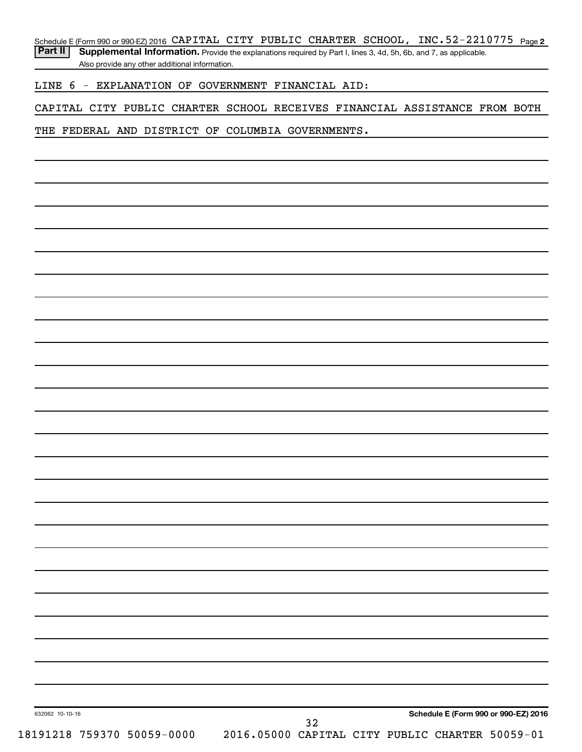Schedule E (Form 990 or 990-EZ) 2016 CAPITAL CITY PUBLIC CHARTER SCHOOL, INC. 52-2210775 Page 2

**Part II** **Supplemental Information.** Provide the explanations required by Part I, lines 3, 4d, 5h, 6b, and 7, as applicable. Also provide any other additional information.

LINE 6 - EXPLANATION OF GOVERNMENT FINANCIAL AID:

CAPITAL CITY PUBLIC CHARTER SCHOOL RECEIVES FINANCIAL ASSISTANCE FROM BOTH THE FEDERAL AND DISTRICT OF COLUMBIA GOVERNMENTS.

632062 10-10-16

**Schedule E (Form 990 or 990-EZ) 2016**

18191218 759370 50059-0000 2016.05000 CAPITAL CITY PUBLIC CHARTER 50059-01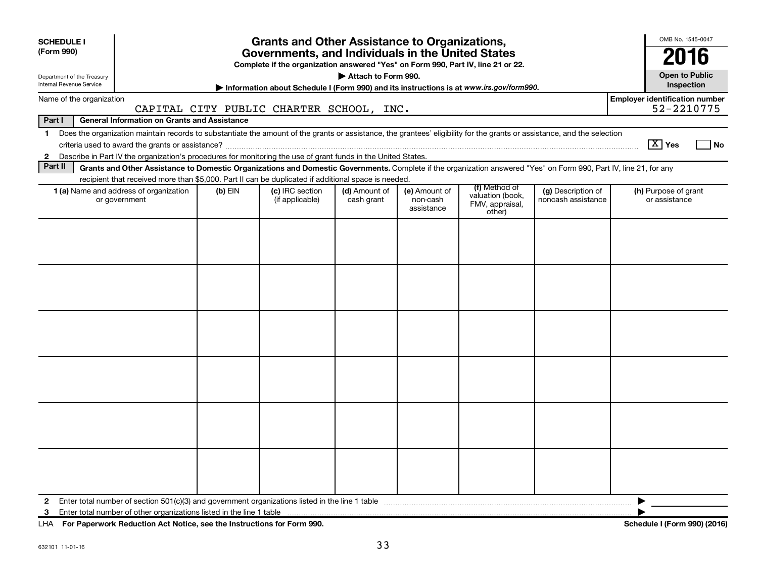**SCHEDULE I (Form 990)**

Department of the Treasury
Internal Revenue Service

# Grants and Other Assistance to Organizations, Governments, and Individuals in the United States

**Complete if the organization answered "Yes" on Form 990, Part IV, line 21 or 22.**

**▶ Attach to Form 990.**

**▶ Information about Schedule I (Form 990) and its instructions is at *www.irs.gov/form990*.**

OMB No. 1545-0047

**2016**

**Open to Public Inspection**

Name of the organization: CAPITAL CITY PUBLIC CHARTER SCHOOL, INC.

**Employer identification number:** 52-2210775

**Part I — General Information on Grants and Assistance**

1 Does the organization maintain records to substantiate the amount of the grants or assistance, the grantees' eligibility for the grants or assistance, and the selection criteria used to award the grants or assistance? [X] Yes [ ] No

2 Describe in Part IV the organization's procedures for monitoring the use of grant funds in the United States.

**Part II — Grants and Other Assistance to Domestic Organizations and Domestic Governments.** Complete if the organization answered "Yes" on Form 990, Part IV, line 21, for any recipient that received more than $5,000. Part II can be duplicated if additional space is needed.

| 1 (a) Name and address of organization or government | (b) EIN | (c) IRC section (if applicable) | (d) Amount of cash grant | (e) Amount of non-cash assistance | (f) Method of valuation (book, FMV, appraisal, other) | (g) Description of noncash assistance | (h) Purpose of grant or assistance |
|---|---|---|---|---|---|---|---|
| | | | | | | | |
| | | | | | | | |
| | | | | | | | |
| | | | | | | | |
| | | | | | | | |
| | | | | | | | |

2 Enter total number of section 501(c)(3) and government organizations listed in the line 1 table ▶

3 Enter total number of other organizations listed in the line 1 table ▶

LHA **For Paperwork Reduction Act Notice, see the Instructions for Form 990.** **Schedule I (Form 990) (2016)**

632101 11-01-16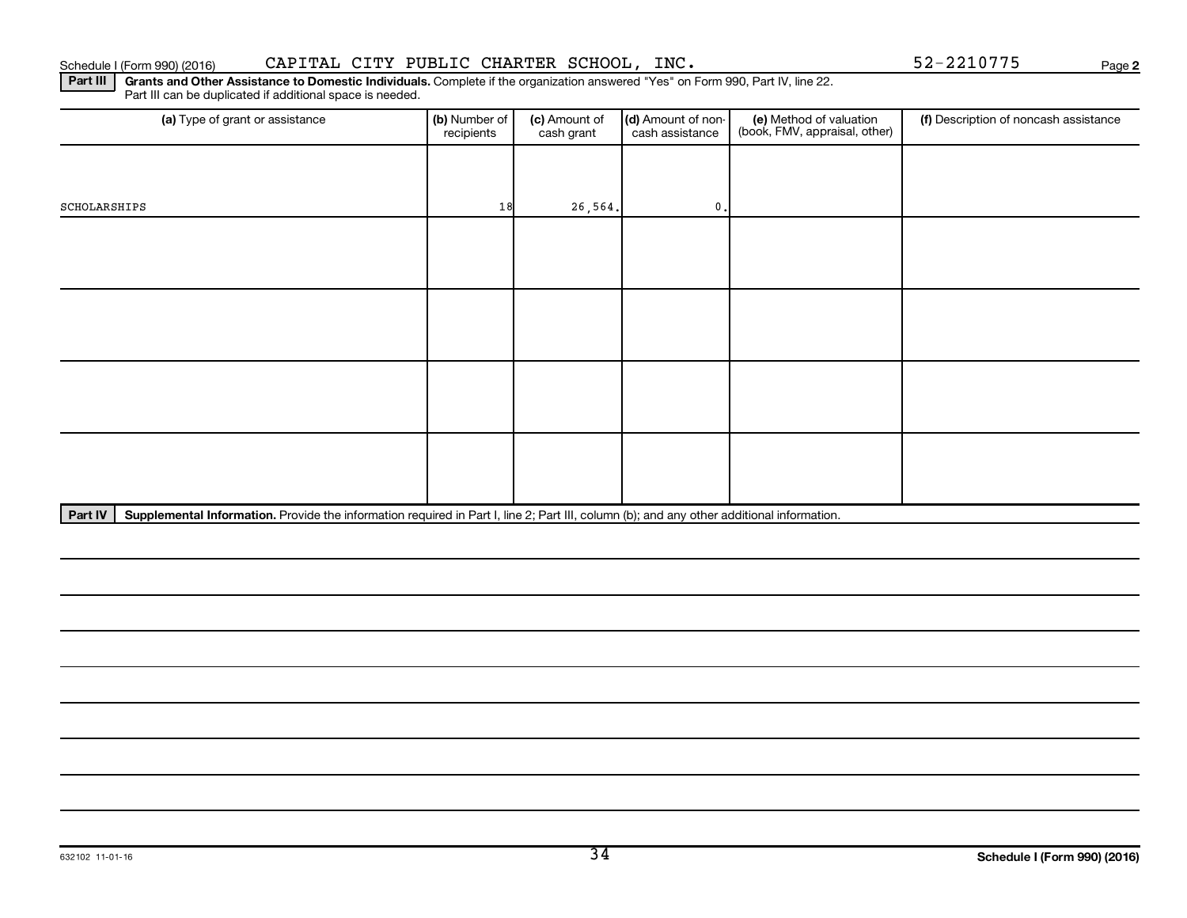Schedule I (Form 990) (2016) CAPITAL CITY PUBLIC CHARTER SCHOOL, INC. 52-2210775

**Part III** **Grants and Other Assistance to Domestic Individuals.** Complete if the organization answered "Yes" on Form 990, Part IV, line 22. Part III can be duplicated if additional space is needed.

| (a) Type of grant or assistance | (b) Number of recipients | (c) Amount of cash grant | (d) Amount of non-cash assistance | (e) Method of valuation (book, FMV, appraisal, other) | (f) Description of noncash assistance |
|---|---|---|---|---|---|
| SCHOLARSHIPS | 18 | 26,564. | 0. | | |
| | | | | | |
| | | | | | |
| | | | | | |
| | | | | | |

**Part IV** **Supplemental Information.** Provide the information required in Part I, line 2; Part III, column (b); and any other additional information.

632102 11-01-16 **Schedule I (Form 990) (2016)**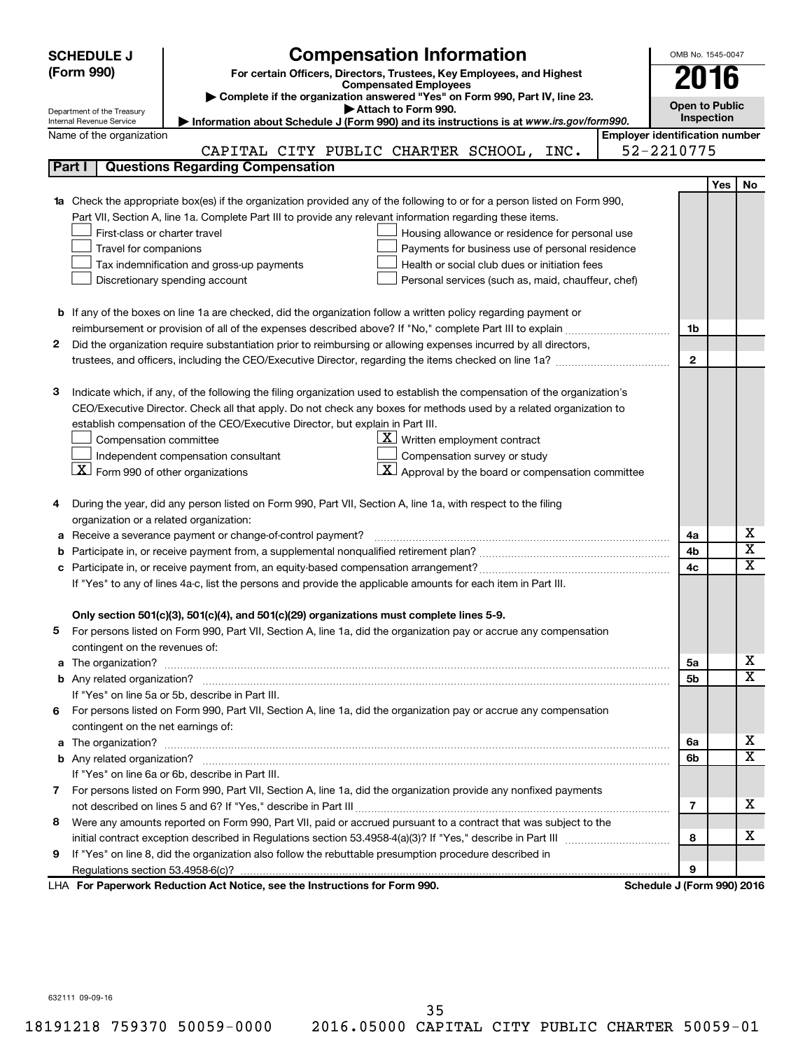**SCHEDULE J (Form 990)**

Department of the Treasury
Internal Revenue Service

# Compensation Information

**For certain Officers, Directors, Trustees, Key Employees, and Highest Compensated Employees**

▶ Complete if the organization answered "Yes" on Form 990, Part IV, line 23.
▶ Attach to Form 990.
▶ Information about Schedule J (Form 990) and its instructions is at *www.irs.gov/form990.*

OMB No. 1545-0047

**2016**

**Open to Public Inspection**

Name of the organization: CAPITAL CITY PUBLIC CHARTER SCHOOL, INC.

**Employer identification number**: 52-2210775

## Part I | Questions Regarding Compensation

| | | | Yes | No |
|---|---|---|---|---|
| **1a** | Check the appropriate box(es) if the organization provided any of the following to or for a person listed on Form 990, Part VII, Section A, line 1a. Complete Part III to provide any relevant information regarding these items.<br>☐ First-class or charter travel ☐ Housing allowance or residence for personal use<br>☐ Travel for companions ☐ Payments for business use of personal residence<br>☐ Tax indemnification and gross-up payments ☐ Health or social club dues or initiation fees<br>☐ Discretionary spending account ☐ Personal services (such as, maid, chauffeur, chef) | | | |
| **b** | If any of the boxes on line 1a are checked, did the organization follow a written policy regarding payment or reimbursement or provision of all of the expenses described above? If "No," complete Part III to explain | 1b | | |
| **2** | Did the organization require substantiation prior to reimbursing or allowing expenses incurred by all directors, trustees, and officers, including the CEO/Executive Director, regarding the items checked on line 1a? | 2 | | |
| **3** | Indicate which, if any, of the following the filing organization used to establish the compensation of the organization's CEO/Executive Director. Check all that apply. Do not check any boxes for methods used by a related organization to establish compensation of the CEO/Executive Director, but explain in Part III.<br>☐ Compensation committee ☒ Written employment contract<br>☐ Independent compensation consultant ☐ Compensation survey or study<br>☒ Form 990 of other organizations ☒ Approval by the board or compensation committee | | | |
| **4** | During the year, did any person listed on Form 990, Part VII, Section A, line 1a, with respect to the filing organization or a related organization: | | | |
| **a** | Receive a severance payment or change-of-control payment? | 4a | | X |
| **b** | Participate in, or receive payment from, a supplemental nonqualified retirement plan? | 4b | | X |
| **c** | Participate in, or receive payment from, an equity-based compensation arrangement? | 4c | | X |
| | If "Yes" to any of lines 4a-c, list the persons and provide the applicable amounts for each item in Part III. | | | |
| | **Only section 501(c)(3), 501(c)(4), and 501(c)(29) organizations must complete lines 5-9.** | | | |
| **5** | For persons listed on Form 990, Part VII, Section A, line 1a, did the organization pay or accrue any compensation contingent on the revenues of: | | | |
| **a** | The organization? | 5a | | X |
| **b** | Any related organization? | 5b | | X |
| | If "Yes" on line 5a or 5b, describe in Part III. | | | |
| **6** | For persons listed on Form 990, Part VII, Section A, line 1a, did the organization pay or accrue any compensation contingent on the net earnings of: | | | |
| **a** | The organization? | 6a | | X |
| **b** | Any related organization? | 6b | | X |
| | If "Yes" on line 6a or 6b, describe in Part III. | | | |
| **7** | For persons listed on Form 990, Part VII, Section A, line 1a, did the organization provide any nonfixed payments not described on lines 5 and 6? If "Yes," describe in Part III | 7 | | X |
| **8** | Were any amounts reported on Form 990, Part VII, paid or accrued pursuant to a contract that was subject to the initial contract exception described in Regulations section 53.4958-4(a)(3)? If "Yes," describe in Part III | 8 | | X |
| **9** | If "Yes" on line 8, did the organization also follow the rebuttable presumption procedure described in Regulations section 53.4958-6(c)? | 9 | | |

LHA **For Paperwork Reduction Act Notice, see the Instructions for Form 990.** **Schedule J (Form 990) 2016**

632111 09-09-16

18191218 759370 50059-0000 2016.05000 CAPITAL CITY PUBLIC CHARTER 50059-01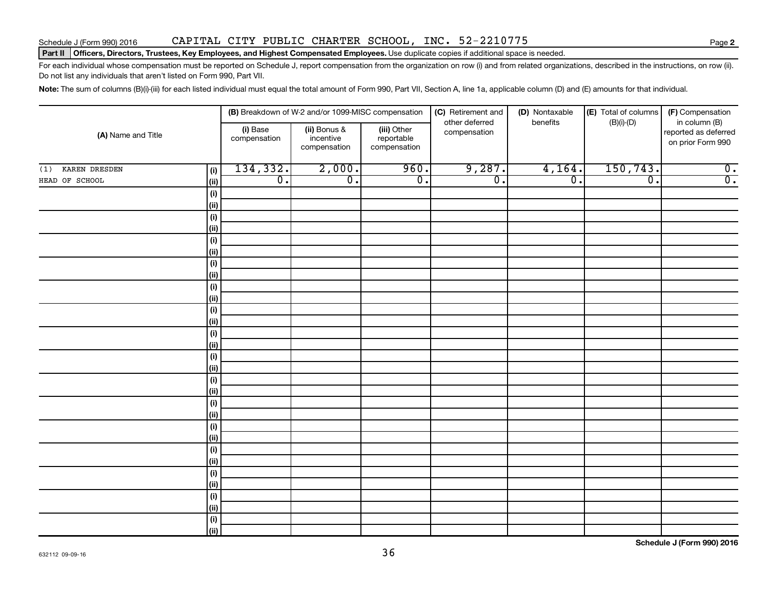Schedule J (Form 990) 2016 CAPITAL CITY PUBLIC CHARTER SCHOOL, INC. 52-2210775

**Part II** **Officers, Directors, Trustees, Key Employees, and Highest Compensated Employees.** Use duplicate copies if additional space is needed.

For each individual whose compensation must be reported on Schedule J, report compensation from the organization on row (i) and from related organizations, described in the instructions, on row (ii). Do not list any individuals that aren't listed on Form 990, Part VII.

**Note:** The sum of columns (B)(i)-(iii) for each listed individual must equal the total amount of Form 990, Part VII, Section A, line 1a, applicable column (D) and (E) amounts for that individual.

| (A) Name and Title | | (B) Breakdown of W-2 and/or 1099-MISC compensation | | | (C) Retirement and other deferred compensation | (D) Nontaxable benefits | (E) Total of columns (B)(i)-(D) | (F) Compensation in column (B) reported as deferred on prior Form 990 |
|---|---|---|---|---|---|---|---|---|
| | | (i) Base compensation | (ii) Bonus & incentive compensation | (iii) Other reportable compensation | | | | |
| (1) KAREN DRESDEN | (i) | 134,332. | 2,000. | 960. | 9,287. | 4,164. | 150,743. | 0. |
| HEAD OF SCHOOL | (ii) | 0. | 0. | 0. | 0. | 0. | 0. | 0. |
| | (i) | | | | | | | |
| | (ii) | | | | | | | |
| | (i) | | | | | | | |
| | (ii) | | | | | | | |
| | (i) | | | | | | | |
| | (ii) | | | | | | | |
| | (i) | | | | | | | |
| | (ii) | | | | | | | |
| | (i) | | | | | | | |
| | (ii) | | | | | | | |
| | (i) | | | | | | | |
| | (ii) | | | | | | | |
| | (i) | | | | | | | |
| | (ii) | | | | | | | |
| | (i) | | | | | | | |
| | (ii) | | | | | | | |
| | (i) | | | | | | | |
| | (ii) | | | | | | | |
| | (i) | | | | | | | |
| | (ii) | | | | | | | |
| | (i) | | | | | | | |
| | (ii) | | | | | | | |
| | (i) | | | | | | | |
| | (ii) | | | | | | | |
| | (i) | | | | | | | |
| | (ii) | | | | | | | |
| | (i) | | | | | | | |
| | (ii) | | | | | | | |
| | (i) | | | | | | | |
| | (ii) | | | | | | | |

632112 09-09-16

Schedule J (Form 990) 2016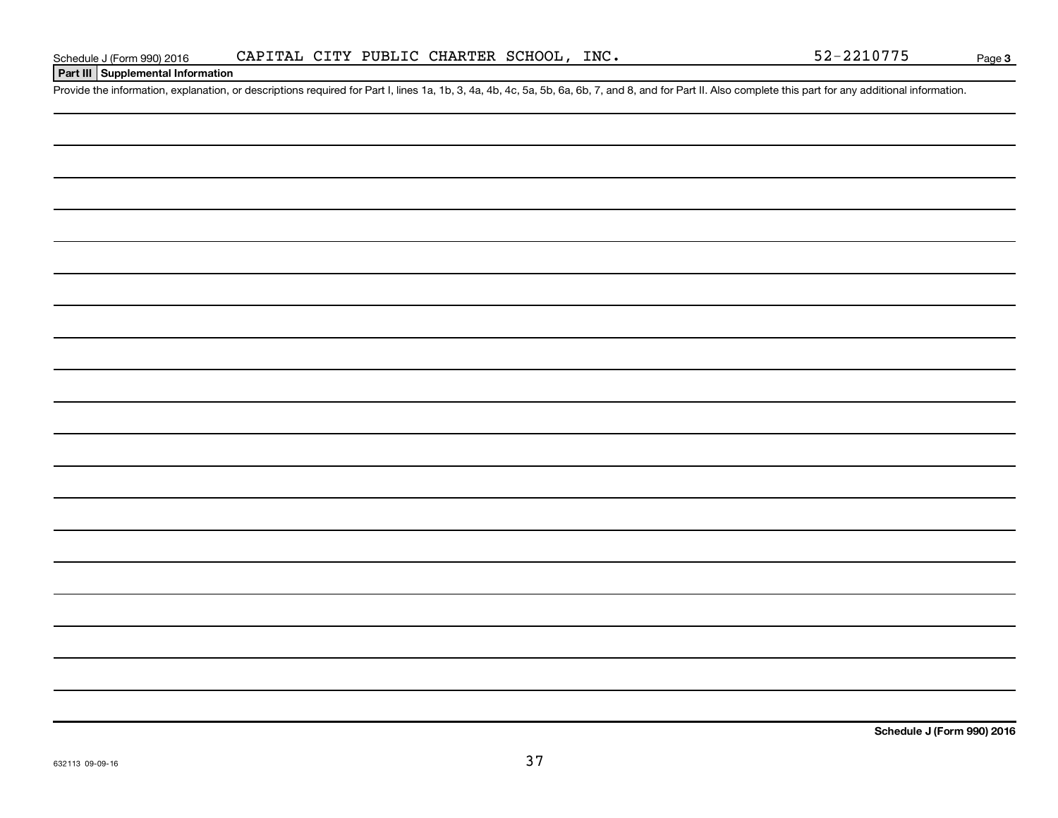Schedule J (Form 990) 2016 CAPITAL CITY PUBLIC CHARTER SCHOOL, INC. 52-2210775 Page **3**

## Part III Supplemental Information

Provide the information, explanation, or descriptions required for Part I, lines 1a, 1b, 3, 4a, 4b, 4c, 5a, 5b, 6a, 6b, 7, and 8, and for Part II. Also complete this part for any additional information.

**Schedule J (Form 990) 2016**

632113 09-09-16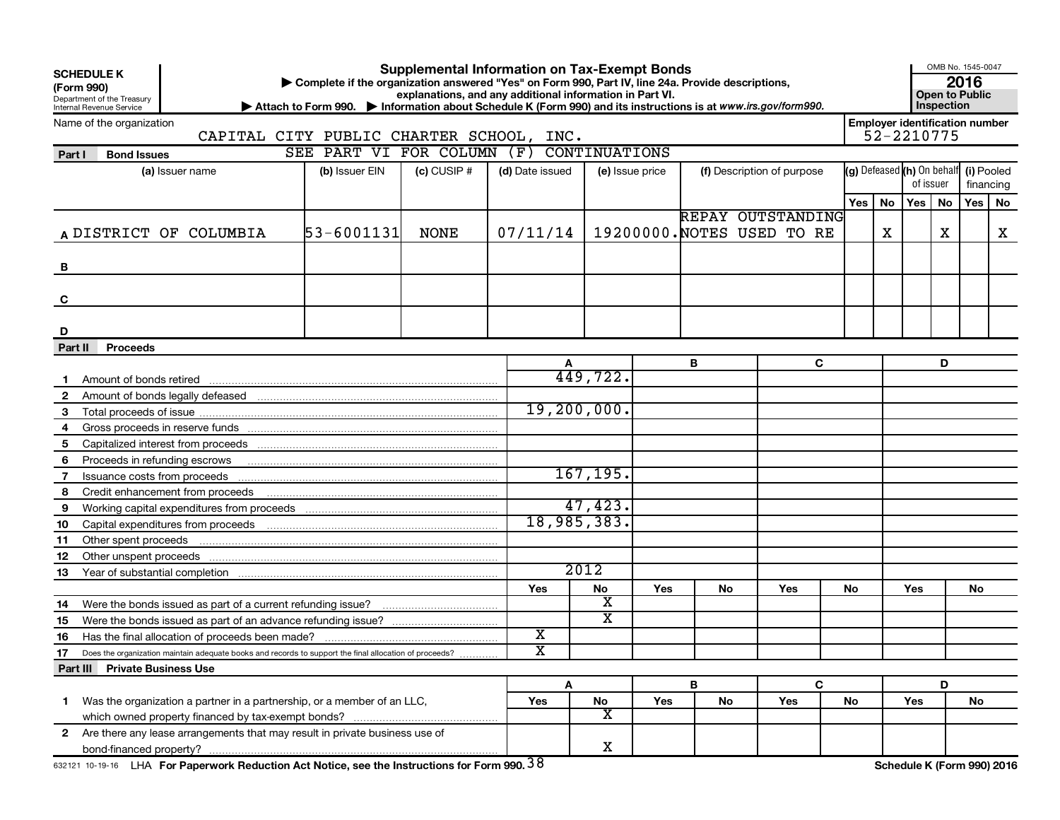**SCHEDULE K (Form 990)**
Department of the Treasury
Internal Revenue Service

# Supplemental Information on Tax-Exempt Bonds

▶ Complete if the organization answered "Yes" on Form 990, Part IV, line 24a. Provide descriptions, explanations, and any additional information in Part VI.
▶ Attach to Form 990. ▶ Information about Schedule K (Form 990) and its instructions is at *www.irs.gov/form990.*

OMB No. 1545-0047
**2016**
**Open to Public Inspection**

Name of the organization: CAPITAL CITY PUBLIC CHARTER SCHOOL, INC.

Employer identification number: 52-2210775

## Part I Bond Issues

SEE PART VI FOR COLUMN (F) CONTINUATIONS

| | (a) Issuer name | (b) Issuer EIN | (c) CUSIP # | (d) Date issued | (e) Issue price | (f) Description of purpose | (g) Defeased Yes | (g) Defeased No | (h) On behalf of issuer Yes | (h) On behalf of issuer No | (i) Pooled financing Yes | (i) Pooled financing No |
|---|---|---|---|---|---|---|---|---|---|---|---|---|
| A | DISTRICT OF COLUMBIA | 53-6001131 | NONE | 07/11/14 | 19200000. | REPAY OUTSTANDING NOTES USED TO RE | | X | | X | | X |
| B | | | | | | | | | | | | |
| C | | | | | | | | | | | | |
| D | | | | | | | | | | | | |

## Part II Proceeds

| | | A | B | C | D |
|---|---|---|---|---|---|
| 1 | Amount of bonds retired | 449,722. | | | |
| 2 | Amount of bonds legally defeased | | | | |
| 3 | Total proceeds of issue | 19,200,000. | | | |
| 4 | Gross proceeds in reserve funds | | | | |
| 5 | Capitalized interest from proceeds | | | | |
| 6 | Proceeds in refunding escrows | | | | |
| 7 | Issuance costs from proceeds | 167,195. | | | |
| 8 | Credit enhancement from proceeds | | | | |
| 9 | Working capital expenditures from proceeds | 47,423. | | | |
| 10 | Capital expenditures from proceeds | 18,985,383. | | | |
| 11 | Other spent proceeds | | | | |
| 12 | Other unspent proceeds | | | | |
| 13 | Year of substantial completion | 2012 | | | |

| | | A Yes | A No | B Yes | B No | C Yes | C No | D Yes | D No |
|---|---|---|---|---|---|---|---|---|---|
| 14 | Were the bonds issued as part of a current refunding issue? | | X | | | | | | |
| 15 | Were the bonds issued as part of an advance refunding issue? | | X | | | | | | |
| 16 | Has the final allocation of proceeds been made? | X | | | | | | | |
| 17 | Does the organization maintain adequate books and records to support the final allocation of proceeds? | X | | | | | | | |

## Part III Private Business Use

| | | A Yes | A No | B Yes | B No | C Yes | C No | D Yes | D No |
|---|---|---|---|---|---|---|---|---|---|
| 1 | Was the organization a partner in a partnership, or a member of an LLC, which owned property financed by tax-exempt bonds? | | X | | | | | | |
| 2 | Are there any lease arrangements that may result in private business use of bond-financed property? | | X | | | | | | |

632121 10-19-16 LHA **For Paperwork Reduction Act Notice, see the Instructions for Form 990.** **Schedule K (Form 990) 2016**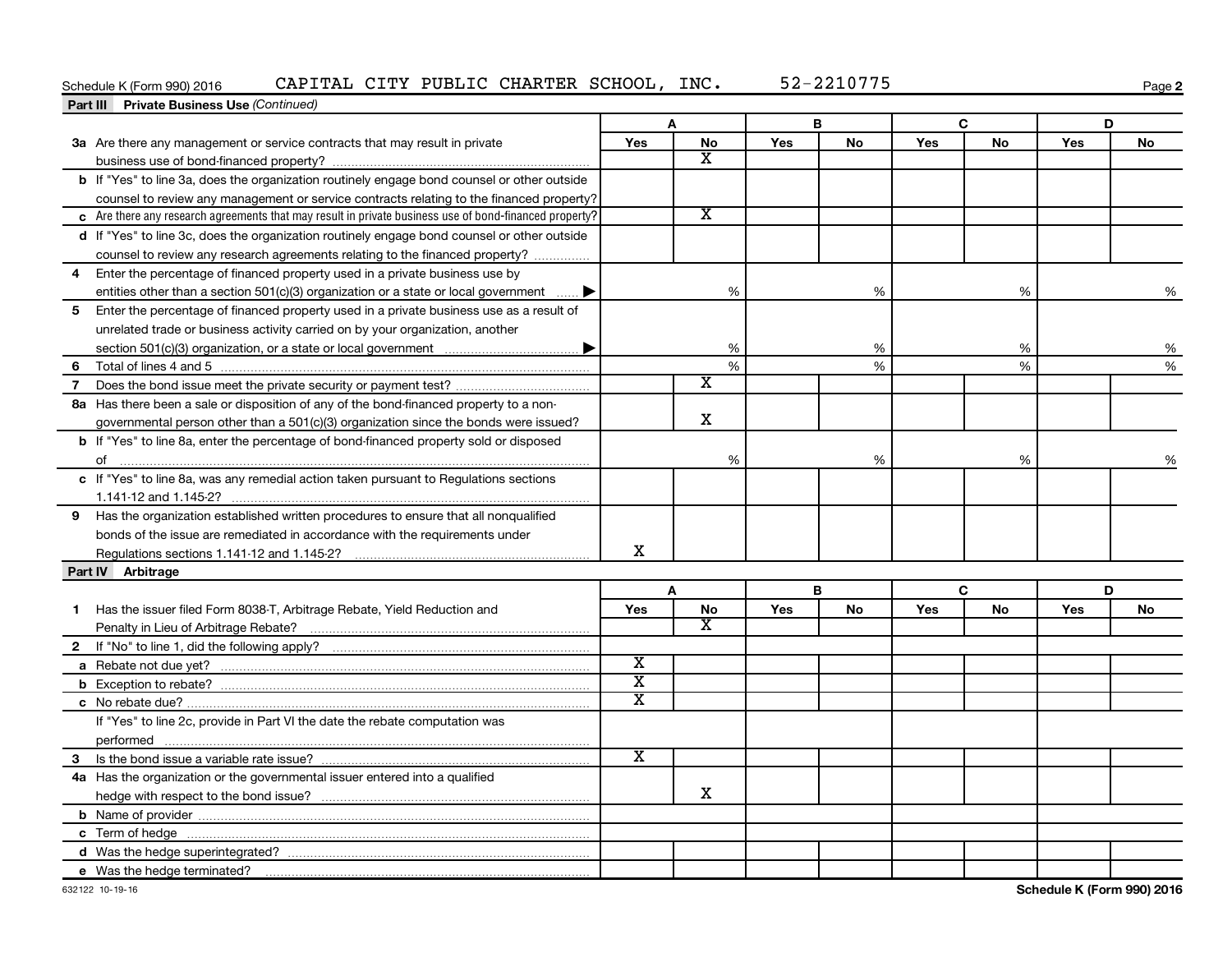Schedule K (Form 990) 2016 CAPITAL CITY PUBLIC CHARTER SCHOOL, INC. 52-2210775

**Part III Private Business Use** *(Continued)*

| | A | | B | | C | | D | |
|---|---|---|---|---|---|---|---|---|
| | Yes | No | Yes | No | Yes | No | Yes | No |
| **3a** Are there any management or service contracts that may result in private business use of bond-financed property? | | X | | | | | | |
| **b** If "Yes" to line 3a, does the organization routinely engage bond counsel or other outside counsel to review any management or service contracts relating to the financed property? | | | | | | | | |
| **c** Are there any research agreements that may result in private business use of bond-financed property? | | X | | | | | | |
| **d** If "Yes" to line 3c, does the organization routinely engage bond counsel or other outside counsel to review any research agreements relating to the financed property? | | | | | | | | |
| **4** Enter the percentage of financed property used in a private business use by entities other than a section 501(c)(3) organization or a state or local government ▶ | | % | | % | | % | | % |
| **5** Enter the percentage of financed property used in a private business use as a result of unrelated trade or business activity carried on by your organization, another section 501(c)(3) organization, or a state or local government ▶ | | % | | % | | % | | % |
| **6** Total of lines 4 and 5 | | % | | % | | % | | % |
| **7** Does the bond issue meet the private security or payment test? | | X | | | | | | |
| **8a** Has there been a sale or disposition of any of the bond-financed property to a nongovernmental person other than a 501(c)(3) organization since the bonds were issued? | | X | | | | | | |
| **b** If "Yes" to line 8a, enter the percentage of bond-financed property sold or disposed of | | % | | % | | % | | % |
| **c** If "Yes" to line 8a, was any remedial action taken pursuant to Regulations sections 1.141-12 and 1.145-2? | | | | | | | | |
| **9** Has the organization established written procedures to ensure that all nonqualified bonds of the issue are remediated in accordance with the requirements under Regulations sections 1.141-12 and 1.145-2? | X | | | | | | | |

**Part IV Arbitrage**

| | A | | B | | C | | D | |
|---|---|---|---|---|---|---|---|---|
| | Yes | No | Yes | No | Yes | No | Yes | No |
| **1** Has the issuer filed Form 8038-T, Arbitrage Rebate, Yield Reduction and Penalty in Lieu of Arbitrage Rebate? | | X | | | | | | |
| **2** If "No" to line 1, did the following apply? | | | | | | | | |
| **a** Rebate not due yet? | X | | | | | | | |
| **b** Exception to rebate? | X | | | | | | | |
| **c** No rebate due? | X | | | | | | | |
| If "Yes" to line 2c, provide in Part VI the date the rebate computation was performed | | | | | | | | |
| **3** Is the bond issue a variable rate issue? | X | | | | | | | |
| **4a** Has the organization or the governmental issuer entered into a qualified hedge with respect to the bond issue? | | X | | | | | | |
| **b** Name of provider | | | | | | | | |
| **c** Term of hedge | | | | | | | | |
| **d** Was the hedge superintegrated? | | | | | | | | |
| **e** Was the hedge terminated? | | | | | | | | |

632122 10-19-16

**Schedule K (Form 990) 2016**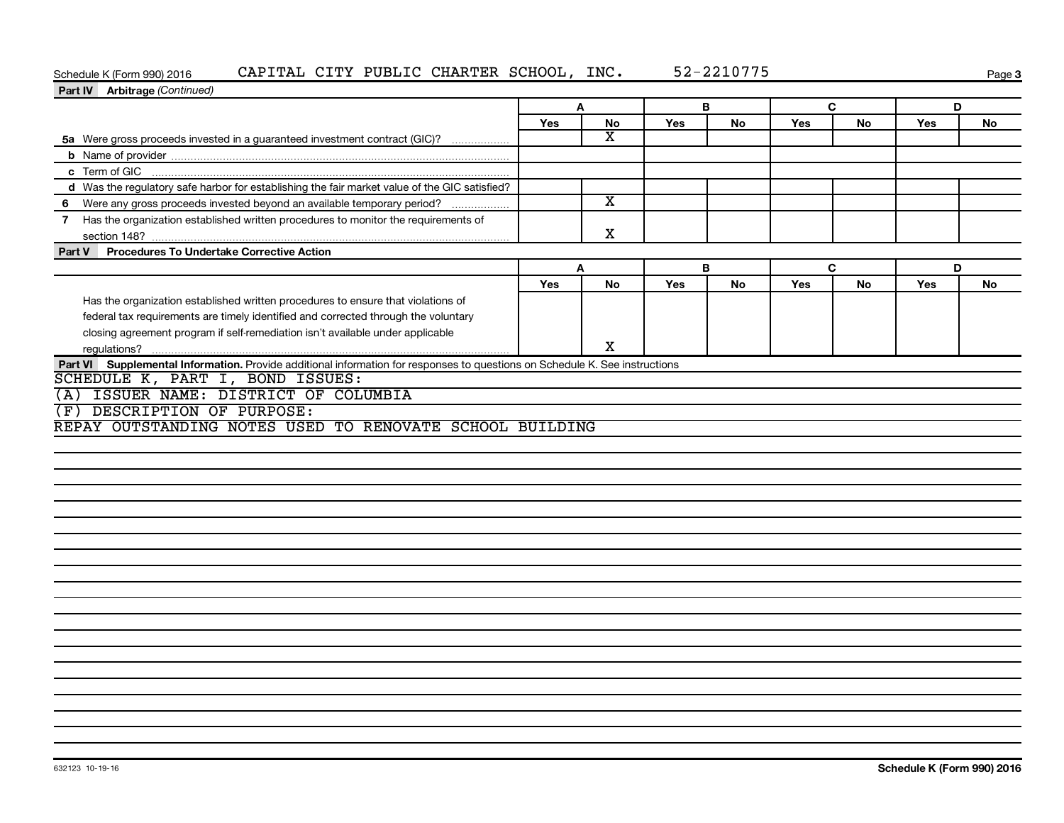Schedule K (Form 990) 2016 CAPITAL CITY PUBLIC CHARTER SCHOOL, INC. 52-2210775

**Part IV Arbitrage** *(Continued)*

| | A | | B | | C | | D | |
|---|---|---|---|---|---|---|---|---|
| | Yes | No | Yes | No | Yes | No | Yes | No |
| **5a** Were gross proceeds invested in a guaranteed investment contract (GIC)? | | X | | | | | | |
| **b** Name of provider | | | | | | | | |
| **c** Term of GIC | | | | | | | | |
| **d** Was the regulatory safe harbor for establishing the fair market value of the GIC satisfied? | | | | | | | | |
| **6** Were any gross proceeds invested beyond an available temporary period? | | X | | | | | | |
| **7** Has the organization established written procedures to monitor the requirements of section 148? | | X | | | | | | |

**Part V Procedures To Undertake Corrective Action**

| | A | | B | | C | | D | |
|---|---|---|---|---|---|---|---|---|
| | Yes | No | Yes | No | Yes | No | Yes | No |
| Has the organization established written procedures to ensure that violations of federal tax requirements are timely identified and corrected through the voluntary closing agreement program if self-remediation isn't available under applicable regulations? | | X | | | | | | |

**Part VI Supplemental Information.** Provide additional information for responses to questions on Schedule K. See instructions

SCHEDULE K, PART I, BOND ISSUES:

(A) ISSUER NAME: DISTRICT OF COLUMBIA

(F) DESCRIPTION OF PURPOSE:

REPAY OUTSTANDING NOTES USED TO RENOVATE SCHOOL BUILDING

632123 10-19-16

**Schedule K (Form 990) 2016**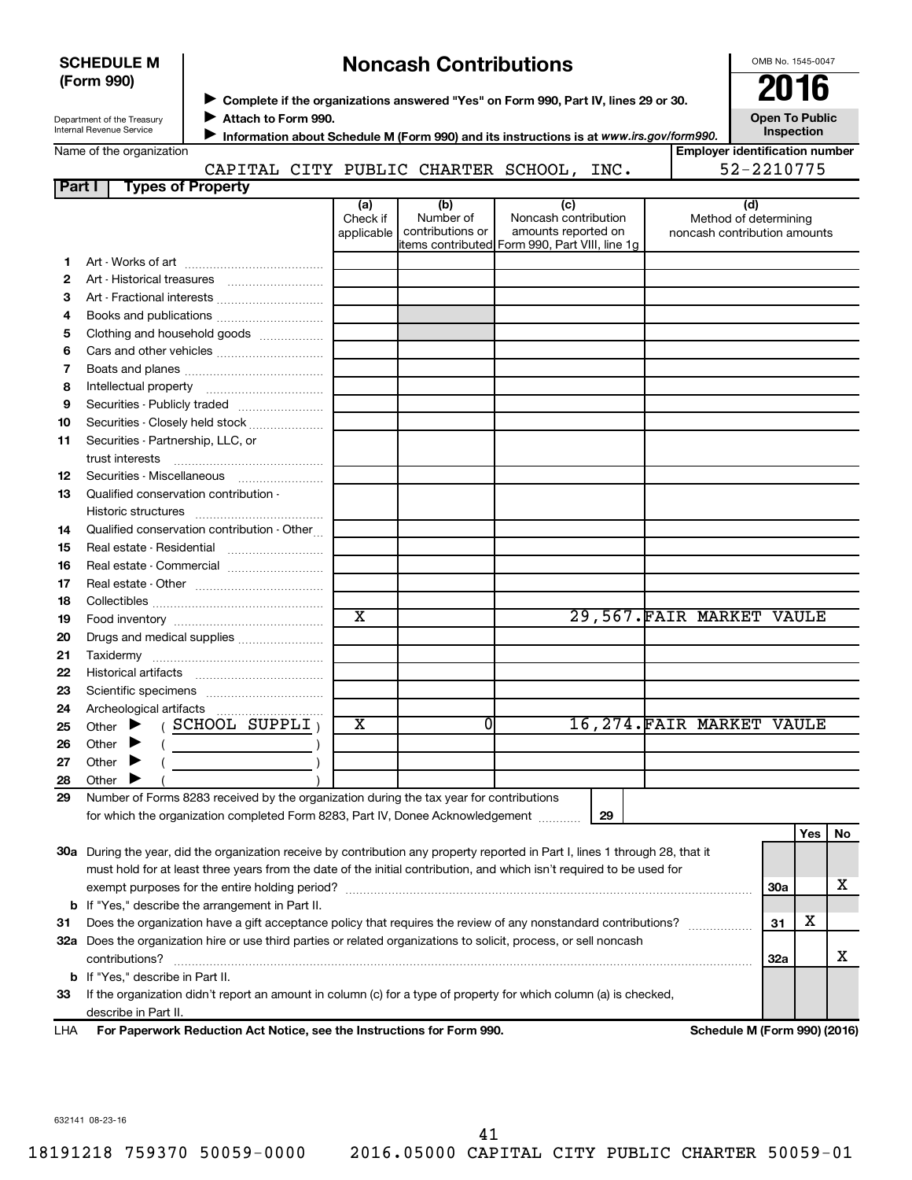**SCHEDULE M (Form 990)**

Department of the Treasury
Internal Revenue Service

# Noncash Contributions

▶ **Complete if the organizations answered "Yes" on Form 990, Part IV, lines 29 or 30.**
▶ **Attach to Form 990.**
▶ **Information about Schedule M (Form 990) and its instructions is at www.irs.gov/form990.**

OMB No. 1545-0047

**2016**

**Open To Public Inspection**

Name of the organization: CAPITAL CITY PUBLIC CHARTER SCHOOL, INC.

**Employer identification number:** 52-2210775

**Part I — Types of Property**

| | | (a) Check if applicable | (b) Number of contributions or items contributed | (c) Noncash contribution amounts reported on Form 990, Part VIII, line 1g | (d) Method of determining noncash contribution amounts |
|---|---|---|---|---|---|
| 1 | Art - Works of art | | | | |
| 2 | Art - Historical treasures | | | | |
| 3 | Art - Fractional interests | | | | |
| 4 | Books and publications | | | | |
| 5 | Clothing and household goods | | | | |
| 6 | Cars and other vehicles | | | | |
| 7 | Boats and planes | | | | |
| 8 | Intellectual property | | | | |
| 9 | Securities - Publicly traded | | | | |
| 10 | Securities - Closely held stock | | | | |
| 11 | Securities - Partnership, LLC, or trust interests | | | | |
| 12 | Securities - Miscellaneous | | | | |
| 13 | Qualified conservation contribution - Historic structures | | | | |
| 14 | Qualified conservation contribution - Other | | | | |
| 15 | Real estate - Residential | | | | |
| 16 | Real estate - Commercial | | | | |
| 17 | Real estate - Other | | | | |
| 18 | Collectibles | | | | |
| 19 | Food inventory | X | | 29,567. | FAIR MARKET VAULE |
| 20 | Drugs and medical supplies | | | | |
| 21 | Taxidermy | | | | |
| 22 | Historical artifacts | | | | |
| 23 | Scientific specimens | | | | |
| 24 | Archeological artifacts | | | | |
| 25 | Other ▶ ( SCHOOL SUPPLI ) | X | 0 | 16,274. | FAIR MARKET VAULE |
| 26 | Other ▶ ( ) | | | | |
| 27 | Other ▶ ( ) | | | | |
| 28 | Other ▶ ( ) | | | | |

29 Number of Forms 8283 received by the organization during the tax year for contributions for which the organization completed Form 8283, Part IV, Donee Acknowledgement ..... **29**

| | | | Yes | No |
|---|---|---|---|---|
| 30a | During the year, did the organization receive by contribution any property reported in Part I, lines 1 through 28, that it must hold for at least three years from the date of the initial contribution, and which isn't required to be used for exempt purposes for the entire holding period? | 30a | | X |
| b | If "Yes," describe the arrangement in Part II. | | | |
| 31 | Does the organization have a gift acceptance policy that requires the review of any nonstandard contributions? | 31 | X | |
| 32a | Does the organization hire or use third parties or related organizations to solicit, process, or sell noncash contributions? | 32a | | X |
| b | If "Yes," describe in Part II. | | | |
| 33 | If the organization didn't report an amount in column (c) for a type of property for which column (a) is checked, describe in Part II. | | | |

LHA **For Paperwork Reduction Act Notice, see the Instructions for Form 990.** **Schedule M (Form 990) (2016)**

632141 08-23-16

18191218 759370 50059-0000 2016.05000 CAPITAL CITY PUBLIC CHARTER 50059-01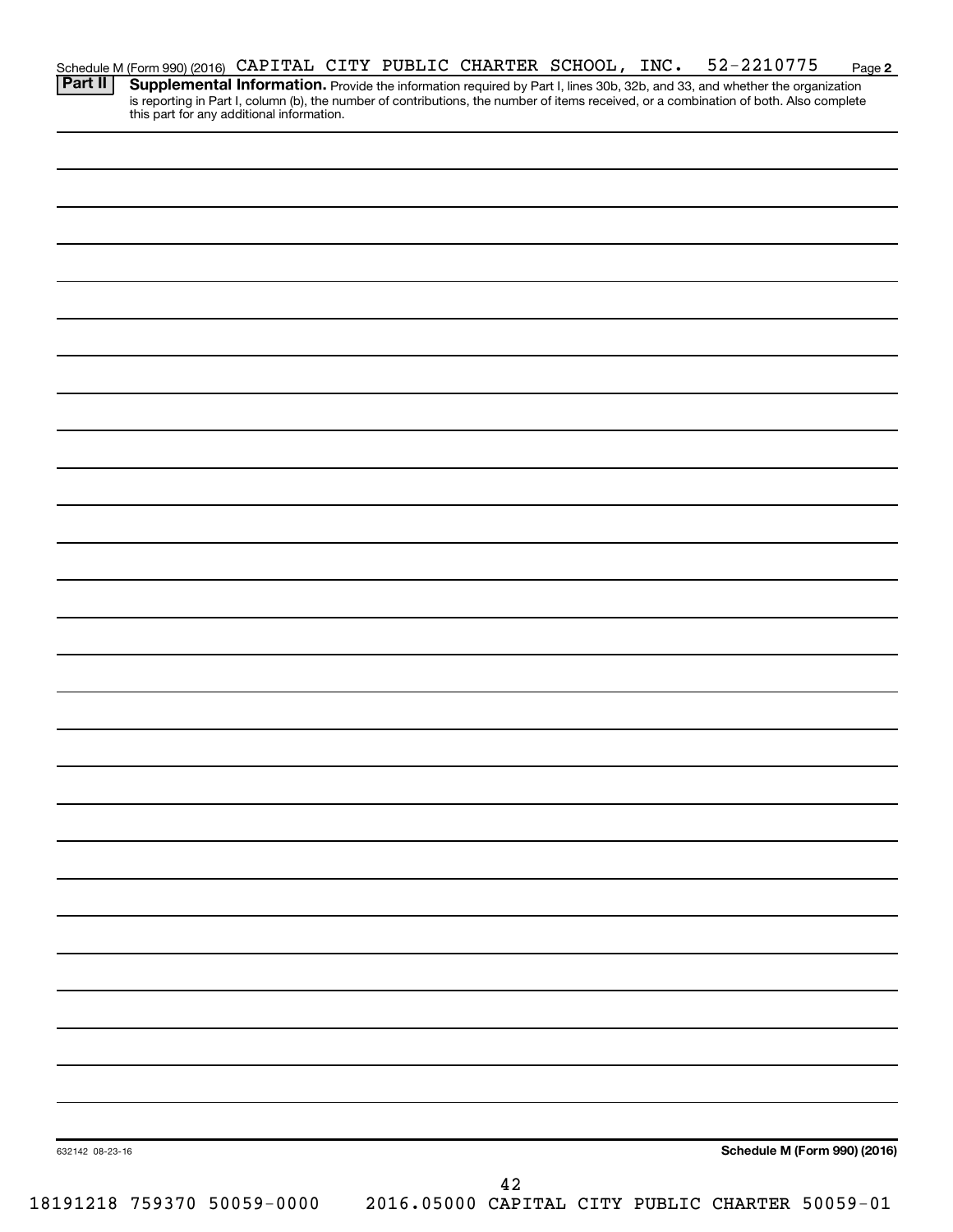Schedule M (Form 990) (2016) CAPITAL CITY PUBLIC CHARTER SCHOOL, INC. 52-2210775 Page 2

**Part II** **Supplemental Information.** Provide the information required by Part I, lines 30b, 32b, and 33, and whether the organization is reporting in Part I, column (b), the number of contributions, the number of items received, or a combination of both. Also complete this part for any additional information.

632142 08-23-16

**Schedule M (Form 990) (2016)**

18191218 759370 50059-0000 2016.05000 CAPITAL CITY PUBLIC CHARTER 50059-01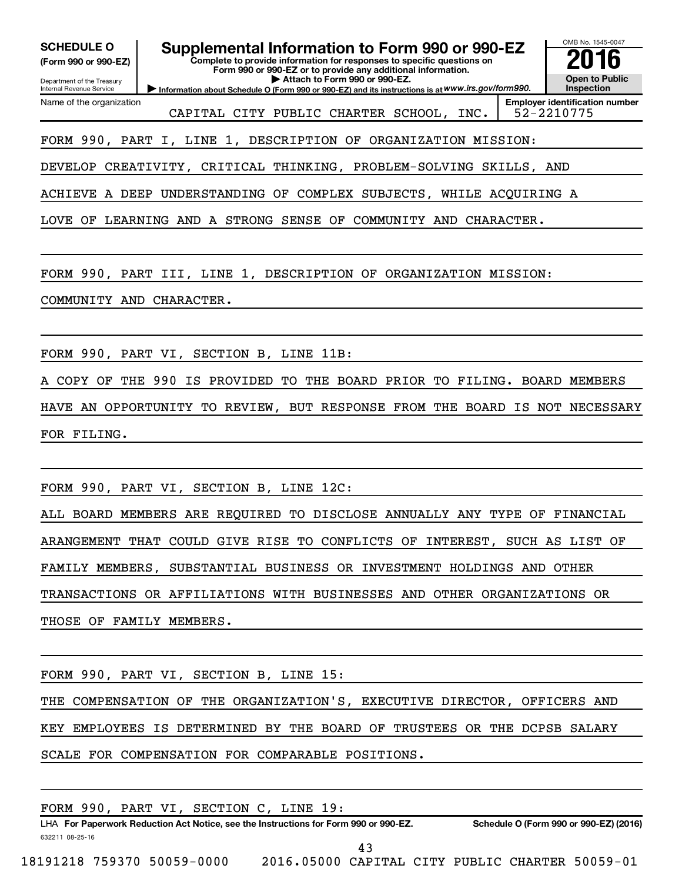**SCHEDULE O**
**(Form 990 or 990-EZ)**

Department of the Treasury
Internal Revenue Service

# Supplemental Information to Form 990 or 990-EZ

**Complete to provide information for responses to specific questions on Form 990 or 990-EZ or to provide any additional information.**
**▶ Attach to Form 990 or 990-EZ.**
▶ Information about Schedule O (Form 990 or 990-EZ) and its instructions is at *www.irs.gov/form990.*

OMB No. 1545-0047
**2016**
**Open to Public Inspection**

| Name of the organization | Employer identification number |
|---|---|
| CAPITAL CITY PUBLIC CHARTER SCHOOL, INC. | 52-2210775 |

FORM 990, PART I, LINE 1, DESCRIPTION OF ORGANIZATION MISSION:

DEVELOP CREATIVITY, CRITICAL THINKING, PROBLEM-SOLVING SKILLS, AND ACHIEVE A DEEP UNDERSTANDING OF COMPLEX SUBJECTS, WHILE ACQUIRING A LOVE OF LEARNING AND A STRONG SENSE OF COMMUNITY AND CHARACTER.

FORM 990, PART III, LINE 1, DESCRIPTION OF ORGANIZATION MISSION:

COMMUNITY AND CHARACTER.

FORM 990, PART VI, SECTION B, LINE 11B:

A COPY OF THE 990 IS PROVIDED TO THE BOARD PRIOR TO FILING. BOARD MEMBERS HAVE AN OPPORTUNITY TO REVIEW, BUT RESPONSE FROM THE BOARD IS NOT NECESSARY FOR FILING.

FORM 990, PART VI, SECTION B, LINE 12C:

ALL BOARD MEMBERS ARE REQUIRED TO DISCLOSE ANNUALLY ANY TYPE OF FINANCIAL ARANGEMENT THAT COULD GIVE RISE TO CONFLICTS OF INTEREST, SUCH AS LIST OF FAMILY MEMBERS, SUBSTANTIAL BUSINESS OR INVESTMENT HOLDINGS AND OTHER TRANSACTIONS OR AFFILIATIONS WITH BUSINESSES AND OTHER ORGANIZATIONS OR THOSE OF FAMILY MEMBERS.

FORM 990, PART VI, SECTION B, LINE 15:

THE COMPENSATION OF THE ORGANIZATION'S, EXECUTIVE DIRECTOR, OFFICERS AND KEY EMPLOYEES IS DETERMINED BY THE BOARD OF TRUSTEES OR THE DCPSB SALARY SCALE FOR COMPENSATION FOR COMPARABLE POSITIONS.

FORM 990, PART VI, SECTION C, LINE 19:

LHA **For Paperwork Reduction Act Notice, see the Instructions for Form 990 or 990-EZ.** **Schedule O (Form 990 or 990-EZ) (2016)**

632211 08-25-16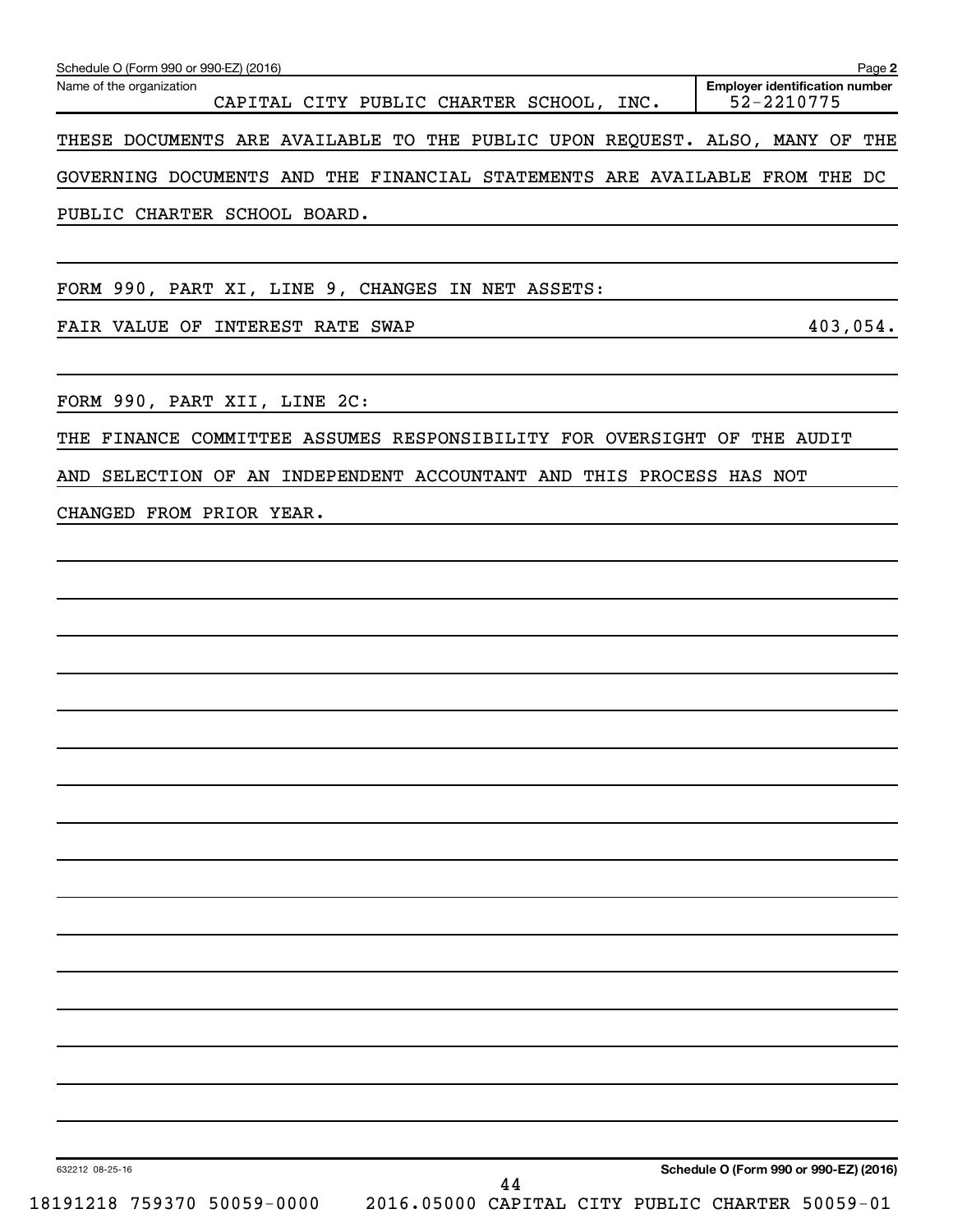Schedule O (Form 990 or 990-EZ) (2016) Page 2

Name of the organization: CAPITAL CITY PUBLIC CHARTER SCHOOL, INC.

Employer identification number: 52-2210775

THESE DOCUMENTS ARE AVAILABLE TO THE PUBLIC UPON REQUEST. ALSO, MANY OF THE GOVERNING DOCUMENTS AND THE FINANCIAL STATEMENTS ARE AVAILABLE FROM THE DC PUBLIC CHARTER SCHOOL BOARD.

FORM 990, PART XI, LINE 9, CHANGES IN NET ASSETS:

FAIR VALUE OF INTEREST RATE SWAP 403,054.

FORM 990, PART XII, LINE 2C:

THE FINANCE COMMITTEE ASSUMES RESPONSIBILITY FOR OVERSIGHT OF THE AUDIT AND SELECTION OF AN INDEPENDENT ACCOUNTANT AND THIS PROCESS HAS NOT CHANGED FROM PRIOR YEAR.

632212 08-25-16

Schedule O (Form 990 or 990-EZ) (2016)

18191218 759370 50059-0000 2016.05000 CAPITAL CITY PUBLIC CHARTER 50059-01